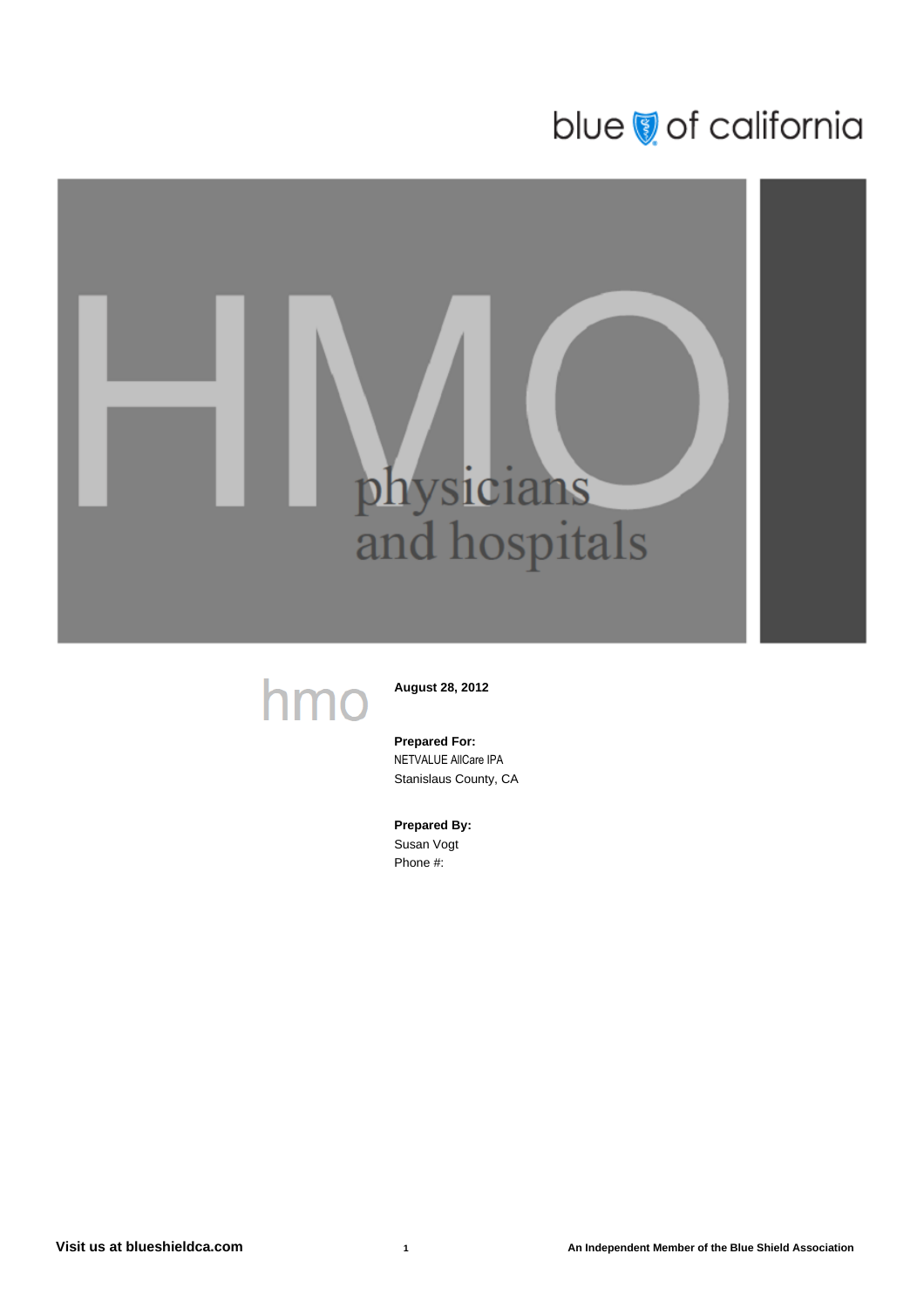blue of california

# HMO

## physicians and hospitals

hmo

**August 28, 2012**

**Prepared For:**
NETVALUE AllCare IPA
Stanislaus County, CA

**Prepared By:**
Susan Vogt
Phone #:

**Visit us at blueshieldca.com**

**An Independent Member of the Blue Shield Association**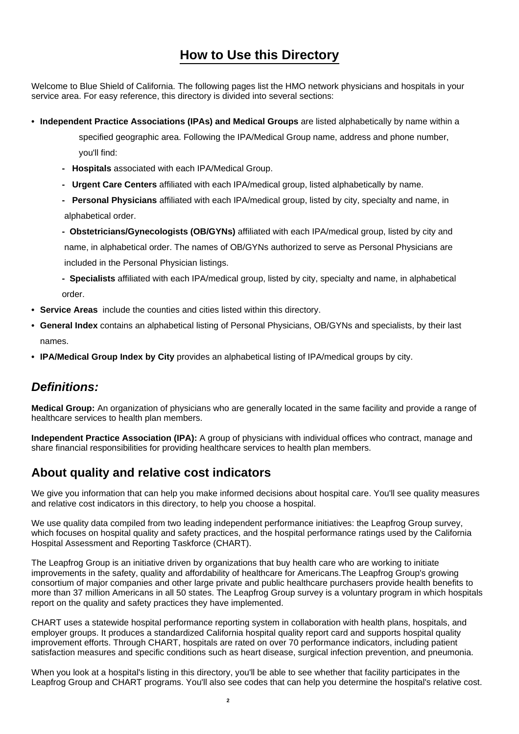# How to Use this Directory

Welcome to Blue Shield of California. The following pages list the HMO network physicians and hospitals in your service area. For easy reference, this directory is divided into several sections:

- **Independent Practice Associations (IPAs) and Medical Groups** are listed alphabetically by name within a specified geographic area. Following the IPA/Medical Group name, address and phone number, you'll find:
  - **Hospitals** associated with each IPA/Medical Group.
  - **Urgent Care Centers** affiliated with each IPA/medical group, listed alphabetically by name.
  - **Personal Physicians** affiliated with each IPA/medical group, listed by city, specialty and name, in alphabetical order.
  - **Obstetricians/Gynecologists (OB/GYNs)** affiliated with each IPA/medical group, listed by city and name, in alphabetical order. The names of OB/GYNs authorized to serve as Personal Physicians are included in the Personal Physician listings.
  - **Specialists** affiliated with each IPA/medical group, listed by city, specialty and name, in alphabetical order.
- **Service Areas** include the counties and cities listed within this directory.
- **General Index** contains an alphabetical listing of Personal Physicians, OB/GYNs and specialists, by their last names.
- **IPA/Medical Group Index by City** provides an alphabetical listing of IPA/medical groups by city.

## *Definitions:*

**Medical Group:** An organization of physicians who are generally located in the same facility and provide a range of healthcare services to health plan members.

**Independent Practice Association (IPA):** A group of physicians with individual offices who contract, manage and share financial responsibilities for providing healthcare services to health plan members.

## About quality and relative cost indicators

We give you information that can help you make informed decisions about hospital care. You'll see quality measures and relative cost indicators in this directory, to help you choose a hospital.

We use quality data compiled from two leading independent performance initiatives: the Leapfrog Group survey, which focuses on hospital quality and safety practices, and the hospital performance ratings used by the California Hospital Assessment and Reporting Taskforce (CHART).

The Leapfrog Group is an initiative driven by organizations that buy health care who are working to initiate improvements in the safety, quality and affordability of healthcare for Americans.The Leapfrog Group's growing consortium of major companies and other large private and public healthcare purchasers provide health benefits to more than 37 million Americans in all 50 states. The Leapfrog Group survey is a voluntary program in which hospitals report on the quality and safety practices they have implemented.

CHART uses a statewide hospital performance reporting system in collaboration with health plans, hospitals, and employer groups. It produces a standardized California hospital quality report card and supports hospital quality improvement efforts. Through CHART, hospitals are rated on over 70 performance indicators, including patient satisfaction measures and specific conditions such as heart disease, surgical infection prevention, and pneumonia.

When you look at a hospital's listing in this directory, you'll be able to see whether that facility participates in the Leapfrog Group and CHART programs. You'll also see codes that can help you determine the hospital's relative cost.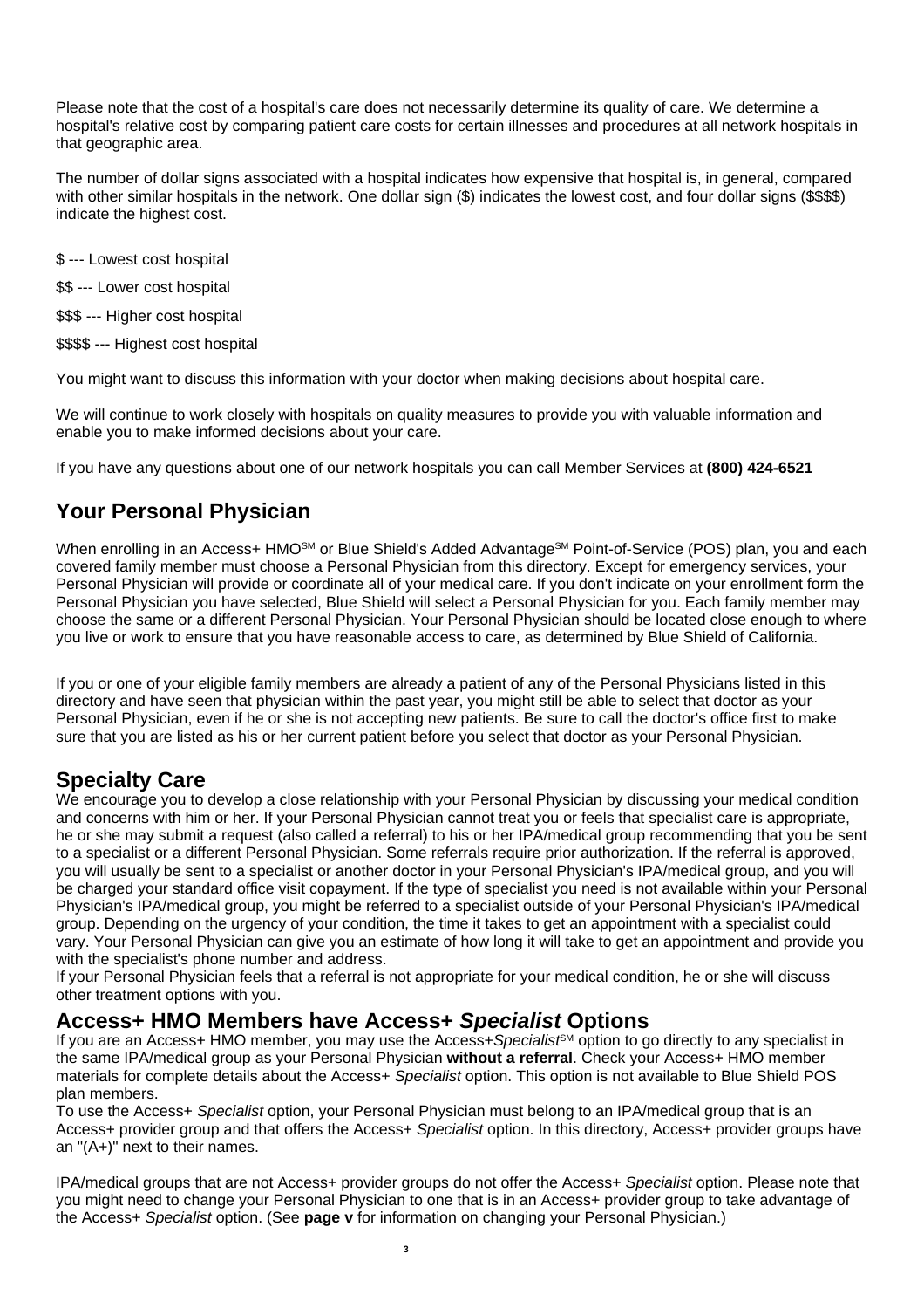Please note that the cost of a hospital's care does not necessarily determine its quality of care. We determine a hospital's relative cost by comparing patient care costs for certain illnesses and procedures at all network hospitals in that geographic area.

The number of dollar signs associated with a hospital indicates how expensive that hospital is, in general, compared with other similar hospitals in the network. One dollar sign ($) indicates the lowest cost, and four dollar signs ($$$$) indicate the highest cost.

$ --- Lowest cost hospital

$$ --- Lower cost hospital

$$$ --- Higher cost hospital

$$$$ --- Highest cost hospital

You might want to discuss this information with your doctor when making decisions about hospital care.

We will continue to work closely with hospitals on quality measures to provide you with valuable information and enable you to make informed decisions about your care.

If you have any questions about one of our network hospitals you can call Member Services at **(800) 424-6521**

## Your Personal Physician

When enrolling in an Access+ HMO[SM] or Blue Shield's Added Advantage[SM] Point-of-Service (POS) plan, you and each covered family member must choose a Personal Physician from this directory. Except for emergency services, your Personal Physician will provide or coordinate all of your medical care. If you don't indicate on your enrollment form the Personal Physician you have selected, Blue Shield will select a Personal Physician for you. Each family member may choose the same or a different Personal Physician. Your Personal Physician should be located close enough to where you live or work to ensure that you have reasonable access to care, as determined by Blue Shield of California.

If you or one of your eligible family members are already a patient of any of the Personal Physicians listed in this directory and have seen that physician within the past year, you might still be able to select that doctor as your Personal Physician, even if he or she is not accepting new patients. Be sure to call the doctor's office first to make sure that you are listed as his or her current patient before you select that doctor as your Personal Physician.

## Specialty Care

We encourage you to develop a close relationship with your Personal Physician by discussing your medical condition and concerns with him or her. If your Personal Physician cannot treat you or feels that specialist care is appropriate, he or she may submit a request (also called a referral) to his or her IPA/medical group recommending that you be sent to a specialist or a different Personal Physician. Some referrals require prior authorization. If the referral is approved, you will usually be sent to a specialist or another doctor in your Personal Physician's IPA/medical group, and you will be charged your standard office visit copayment. If the type of specialist you need is not available within your Personal Physician's IPA/medical group, you might be referred to a specialist outside of your Personal Physician's IPA/medical group. Depending on the urgency of your condition, the time it takes to get an appointment with a specialist could vary. Your Personal Physician can give you an estimate of how long it will take to get an appointment and provide you with the specialist's phone number and address.

If your Personal Physician feels that a referral is not appropriate for your medical condition, he or she will discuss other treatment options with you.

## Access+ HMO Members have Access+ *Specialist* Options

If you are an Access+ HMO member, you may use the Access+*Specialist*[SM] option to go directly to any specialist in the same IPA/medical group as your Personal Physician **without a referral**. Check your Access+ HMO member materials for complete details about the Access+ *Specialist* option. This option is not available to Blue Shield POS plan members.

To use the Access+ *Specialist* option, your Personal Physician must belong to an IPA/medical group that is an Access+ provider group and that offers the Access+ *Specialist* option. In this directory, Access+ provider groups have an "(A+)" next to their names.

IPA/medical groups that are not Access+ provider groups do not offer the Access+ *Specialist* option. Please note that you might need to change your Personal Physician to one that is in an Access+ provider group to take advantage of the Access+ *Specialist* option. (See **page v** for information on changing your Personal Physician.)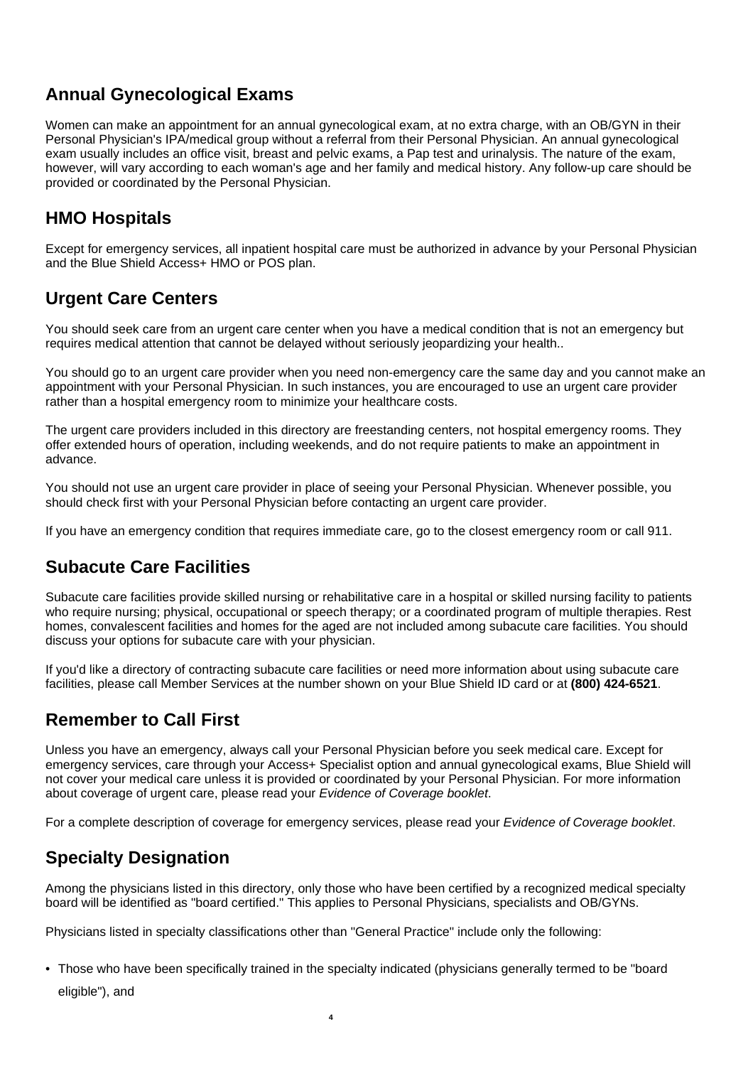## Annual Gynecological Exams

Women can make an appointment for an annual gynecological exam, at no extra charge, with an OB/GYN in their Personal Physician's IPA/medical group without a referral from their Personal Physician. An annual gynecological exam usually includes an office visit, breast and pelvic exams, a Pap test and urinalysis. The nature of the exam, however, will vary according to each woman's age and her family and medical history. Any follow-up care should be provided or coordinated by the Personal Physician.

## HMO Hospitals

Except for emergency services, all inpatient hospital care must be authorized in advance by your Personal Physician and the Blue Shield Access+ HMO or POS plan.

## Urgent Care Centers

You should seek care from an urgent care center when you have a medical condition that is not an emergency but requires medical attention that cannot be delayed without seriously jeopardizing your health..

You should go to an urgent care provider when you need non-emergency care the same day and you cannot make an appointment with your Personal Physician. In such instances, you are encouraged to use an urgent care provider rather than a hospital emergency room to minimize your healthcare costs.

The urgent care providers included in this directory are freestanding centers, not hospital emergency rooms. They offer extended hours of operation, including weekends, and do not require patients to make an appointment in advance.

You should not use an urgent care provider in place of seeing your Personal Physician. Whenever possible, you should check first with your Personal Physician before contacting an urgent care provider.

If you have an emergency condition that requires immediate care, go to the closest emergency room or call 911.

## Subacute Care Facilities

Subacute care facilities provide skilled nursing or rehabilitative care in a hospital or skilled nursing facility to patients who require nursing; physical, occupational or speech therapy; or a coordinated program of multiple therapies. Rest homes, convalescent facilities and homes for the aged are not included among subacute care facilities. You should discuss your options for subacute care with your physician.

If you'd like a directory of contracting subacute care facilities or need more information about using subacute care facilities, please call Member Services at the number shown on your Blue Shield ID card or at **(800) 424-6521**.

## Remember to Call First

Unless you have an emergency, always call your Personal Physician before you seek medical care. Except for emergency services, care through your Access+ Specialist option and annual gynecological exams, Blue Shield will not cover your medical care unless it is provided or coordinated by your Personal Physician. For more information about coverage of urgent care, please read your *Evidence of Coverage booklet*.

For a complete description of coverage for emergency services, please read your *Evidence of Coverage booklet*.

## Specialty Designation

Among the physicians listed in this directory, only those who have been certified by a recognized medical specialty board will be identified as "board certified." This applies to Personal Physicians, specialists and OB/GYNs.

Physicians listed in specialty classifications other than "General Practice" include only the following:

- Those who have been specifically trained in the specialty indicated (physicians generally termed to be "board eligible"), and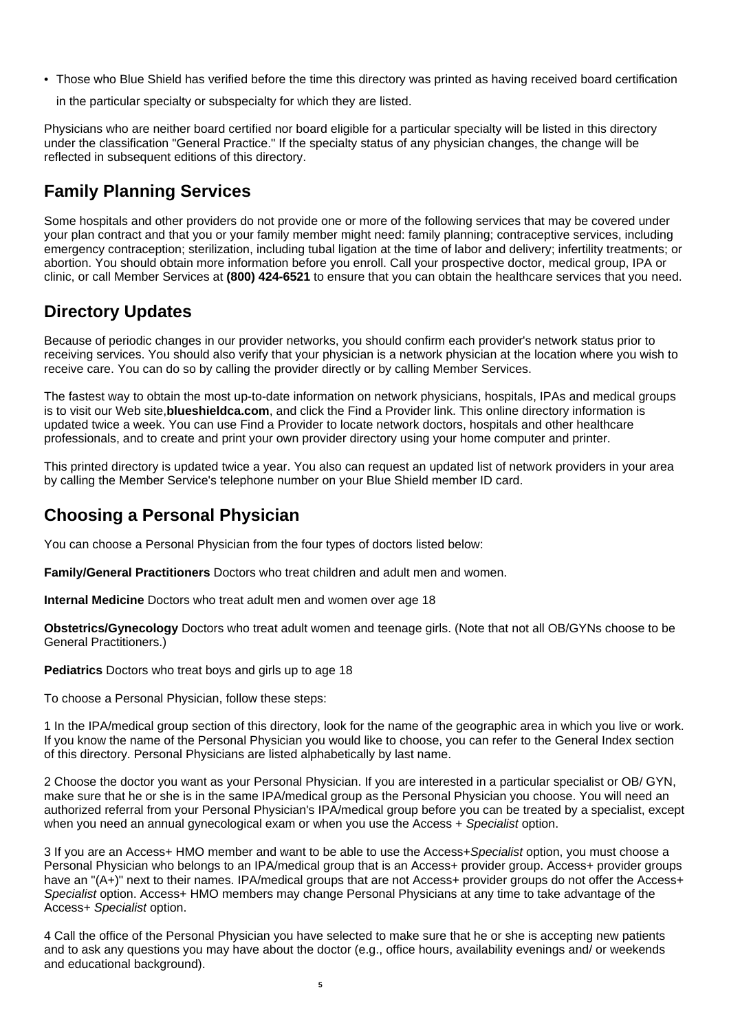- Those who Blue Shield has verified before the time this directory was printed as having received board certification in the particular specialty or subspecialty for which they are listed.

Physicians who are neither board certified nor board eligible for a particular specialty will be listed in this directory under the classification "General Practice." If the specialty status of any physician changes, the change will be reflected in subsequent editions of this directory.

## Family Planning Services

Some hospitals and other providers do not provide one or more of the following services that may be covered under your plan contract and that you or your family member might need: family planning; contraceptive services, including emergency contraception; sterilization, including tubal ligation at the time of labor and delivery; infertility treatments; or abortion. You should obtain more information before you enroll. Call your prospective doctor, medical group, IPA or clinic, or call Member Services at **(800) 424-6521** to ensure that you can obtain the healthcare services that you need.

## Directory Updates

Because of periodic changes in our provider networks, you should confirm each provider's network status prior to receiving services. You should also verify that your physician is a network physician at the location where you wish to receive care. You can do so by calling the provider directly or by calling Member Services.

The fastest way to obtain the most up-to-date information on network physicians, hospitals, IPAs and medical groups is to visit our Web site,**blueshieldca.com**, and click the Find a Provider link. This online directory information is updated twice a week. You can use Find a Provider to locate network doctors, hospitals and other healthcare professionals, and to create and print your own provider directory using your home computer and printer.

This printed directory is updated twice a year. You also can request an updated list of network providers in your area by calling the Member Service's telephone number on your Blue Shield member ID card.

## Choosing a Personal Physician

You can choose a Personal Physician from the four types of doctors listed below:

**Family/General Practitioners** Doctors who treat children and adult men and women.

**Internal Medicine** Doctors who treat adult men and women over age 18

**Obstetrics/Gynecology** Doctors who treat adult women and teenage girls. (Note that not all OB/GYNs choose to be General Practitioners.)

**Pediatrics** Doctors who treat boys and girls up to age 18

To choose a Personal Physician, follow these steps:

1 In the IPA/medical group section of this directory, look for the name of the geographic area in which you live or work. If you know the name of the Personal Physician you would like to choose, you can refer to the General Index section of this directory. Personal Physicians are listed alphabetically by last name.

2 Choose the doctor you want as your Personal Physician. If you are interested in a particular specialist or OB/ GYN, make sure that he or she is in the same IPA/medical group as the Personal Physician you choose. You will need an authorized referral from your Personal Physician's IPA/medical group before you can be treated by a specialist, except when you need an annual gynecological exam or when you use the Access + *Specialist* option.

3 If you are an Access+ HMO member and want to be able to use the Access+*Specialist* option, you must choose a Personal Physician who belongs to an IPA/medical group that is an Access+ provider group. Access+ provider groups have an "(A+)" next to their names. IPA/medical groups that are not Access+ provider groups do not offer the Access+ *Specialist* option. Access+ HMO members may change Personal Physicians at any time to take advantage of the Access+ *Specialist* option.

4 Call the office of the Personal Physician you have selected to make sure that he or she is accepting new patients and to ask any questions you may have about the doctor (e.g., office hours, availability evenings and/ or weekends and educational background).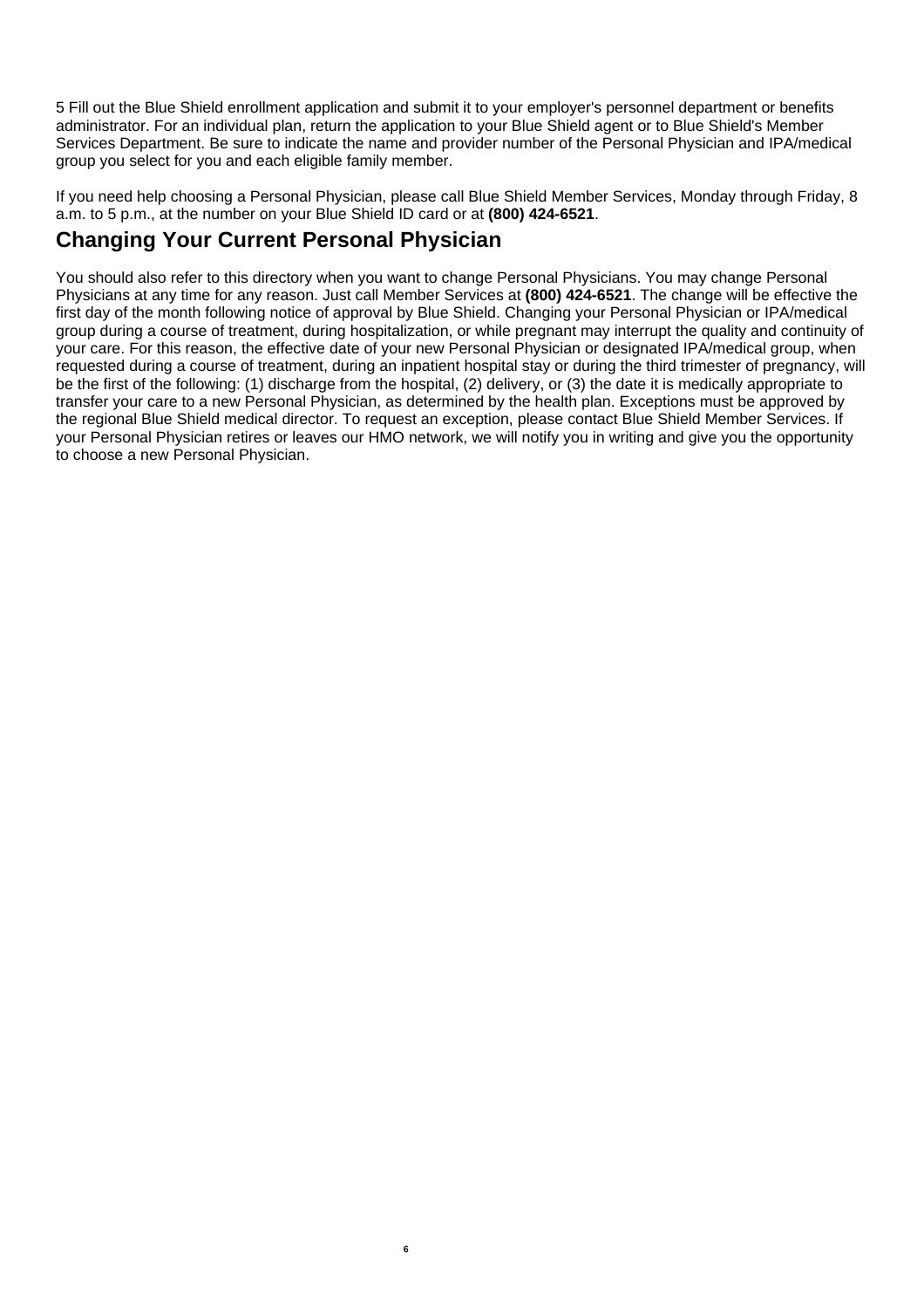5 Fill out the Blue Shield enrollment application and submit it to your employer's personnel department or benefits administrator. For an individual plan, return the application to your Blue Shield agent or to Blue Shield's Member Services Department. Be sure to indicate the name and provider number of the Personal Physician and IPA/medical group you select for you and each eligible family member.

If you need help choosing a Personal Physician, please call Blue Shield Member Services, Monday through Friday, 8 a.m. to 5 p.m., at the number on your Blue Shield ID card or at **(800) 424-6521**.

## Changing Your Current Personal Physician

You should also refer to this directory when you want to change Personal Physicians. You may change Personal Physicians at any time for any reason. Just call Member Services at **(800) 424-6521**. The change will be effective the first day of the month following notice of approval by Blue Shield. Changing your Personal Physician or IPA/medical group during a course of treatment, during hospitalization, or while pregnant may interrupt the quality and continuity of your care. For this reason, the effective date of your new Personal Physician or designated IPA/medical group, when requested during a course of treatment, during an inpatient hospital stay or during the third trimester of pregnancy, will be the first of the following: (1) discharge from the hospital, (2) delivery, or (3) the date it is medically appropriate to transfer your care to a new Personal Physician, as determined by the health plan. Exceptions must be approved by the regional Blue Shield medical director. To request an exception, please contact Blue Shield Member Services. If your Personal Physician retires or leaves our HMO network, we will notify you in writing and give you the opportunity to choose a new Personal Physician.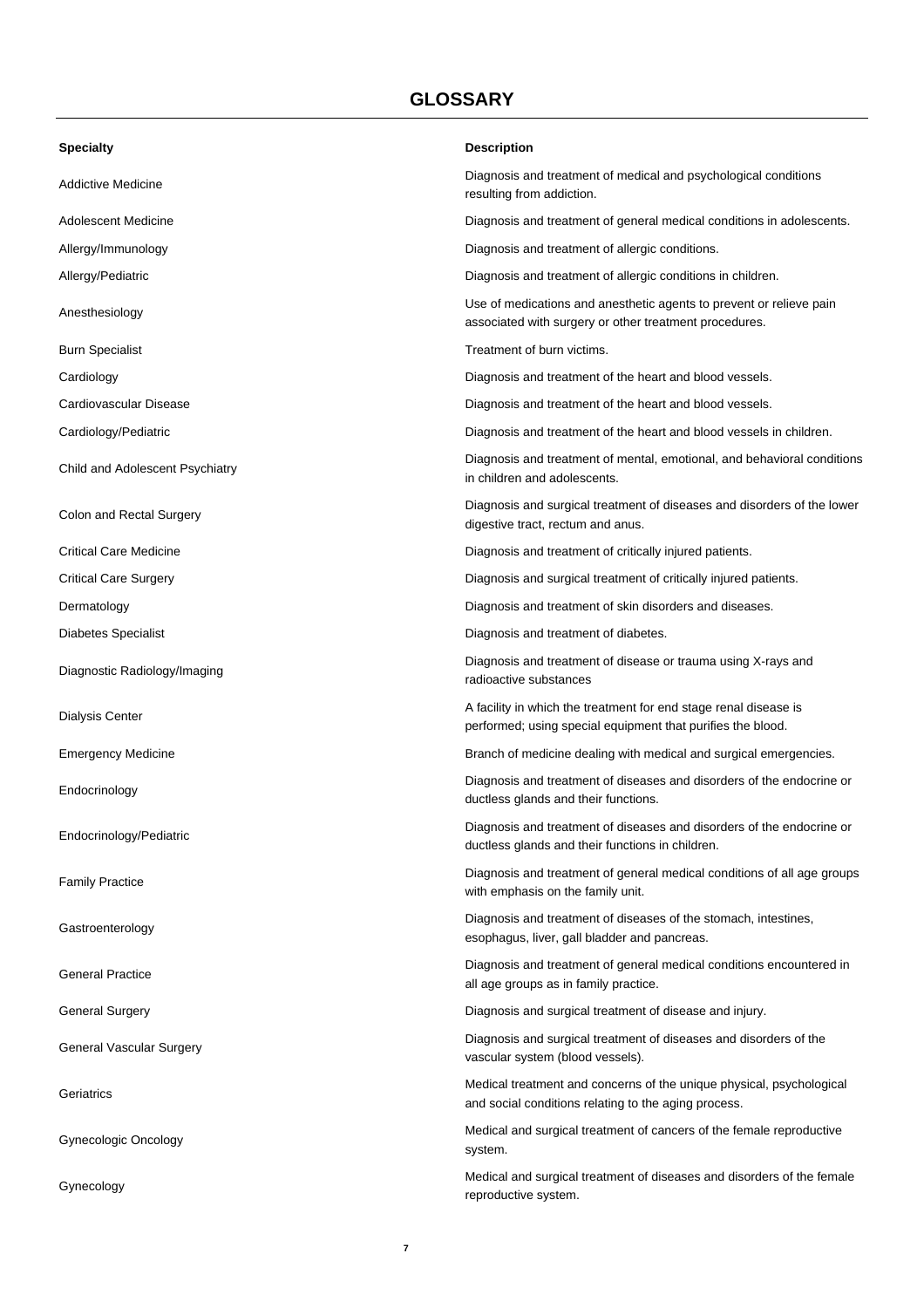# GLOSSARY

| Specialty | Description |
|---|---|
| Addictive Medicine | Diagnosis and treatment of medical and psychological conditions resulting from addiction. |
| Adolescent Medicine | Diagnosis and treatment of general medical conditions in adolescents. |
| Allergy/Immunology | Diagnosis and treatment of allergic conditions. |
| Allergy/Pediatric | Diagnosis and treatment of allergic conditions in children. |
| Anesthesiology | Use of medications and anesthetic agents to prevent or relieve pain associated with surgery or other treatment procedures. |
| Burn Specialist | Treatment of burn victims. |
| Cardiology | Diagnosis and treatment of the heart and blood vessels. |
| Cardiovascular Disease | Diagnosis and treatment of the heart and blood vessels. |
| Cardiology/Pediatric | Diagnosis and treatment of the heart and blood vessels in children. |
| Child and Adolescent Psychiatry | Diagnosis and treatment of mental, emotional, and behavioral conditions in children and adolescents. |
| Colon and Rectal Surgery | Diagnosis and surgical treatment of diseases and disorders of the lower digestive tract, rectum and anus. |
| Critical Care Medicine | Diagnosis and treatment of critically injured patients. |
| Critical Care Surgery | Diagnosis and surgical treatment of critically injured patients. |
| Dermatology | Diagnosis and treatment of skin disorders and diseases. |
| Diabetes Specialist | Diagnosis and treatment of diabetes. |
| Diagnostic Radiology/Imaging | Diagnosis and treatment of disease or trauma using X-rays and radioactive substances |
| Dialysis Center | A facility in which the treatment for end stage renal disease is performed; using special equipment that purifies the blood. |
| Emergency Medicine | Branch of medicine dealing with medical and surgical emergencies. |
| Endocrinology | Diagnosis and treatment of diseases and disorders of the endocrine or ductless glands and their functions. |
| Endocrinology/Pediatric | Diagnosis and treatment of diseases and disorders of the endocrine or ductless glands and their functions in children. |
| Family Practice | Diagnosis and treatment of general medical conditions of all age groups with emphasis on the family unit. |
| Gastroenterology | Diagnosis and treatment of diseases of the stomach, intestines, esophagus, liver, gall bladder and pancreas. |
| General Practice | Diagnosis and treatment of general medical conditions encountered in all age groups as in family practice. |
| General Surgery | Diagnosis and surgical treatment of disease and injury. |
| General Vascular Surgery | Diagnosis and surgical treatment of diseases and disorders of the vascular system (blood vessels). |
| Geriatrics | Medical treatment and concerns of the unique physical, psychological and social conditions relating to the aging process. |
| Gynecologic Oncology | Medical and surgical treatment of cancers of the female reproductive system. |
| Gynecology | Medical and surgical treatment of diseases and disorders of the female reproductive system. |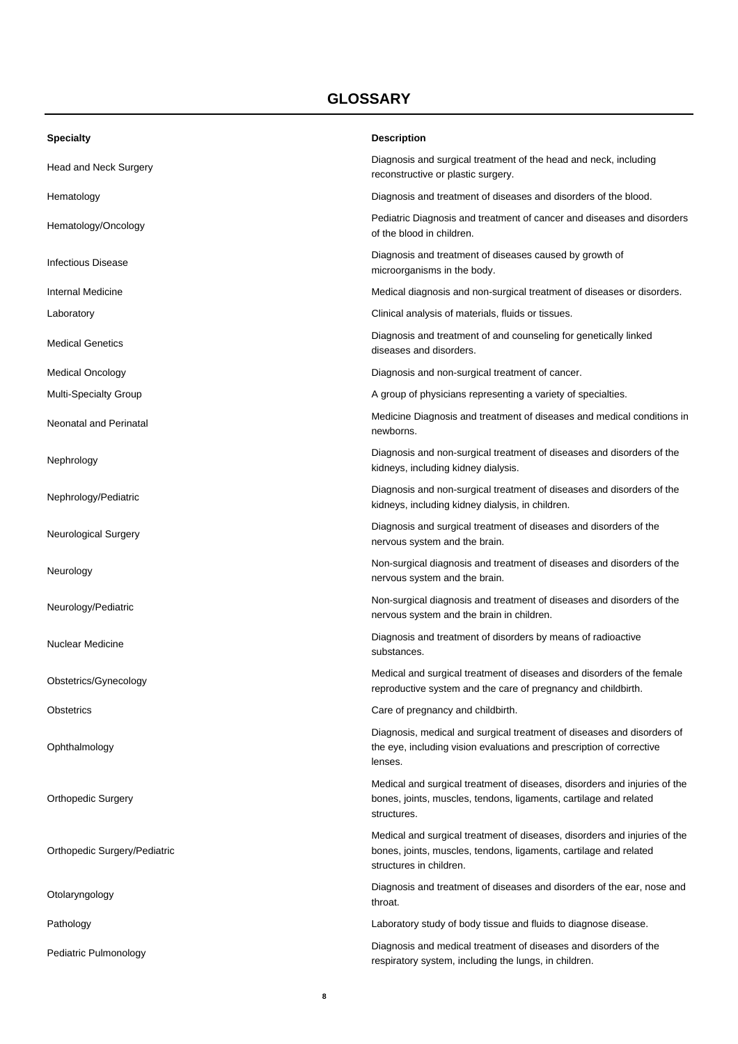## GLOSSARY

| Specialty | Description |
|---|---|
| Head and Neck Surgery | Diagnosis and surgical treatment of the head and neck, including reconstructive or plastic surgery. |
| Hematology | Diagnosis and treatment of diseases and disorders of the blood. |
| Hematology/Oncology | Pediatric Diagnosis and treatment of cancer and diseases and disorders of the blood in children. |
| Infectious Disease | Diagnosis and treatment of diseases caused by growth of microorganisms in the body. |
| Internal Medicine | Medical diagnosis and non-surgical treatment of diseases or disorders. |
| Laboratory | Clinical analysis of materials, fluids or tissues. |
| Medical Genetics | Diagnosis and treatment of and counseling for genetically linked diseases and disorders. |
| Medical Oncology | Diagnosis and non-surgical treatment of cancer. |
| Multi-Specialty Group | A group of physicians representing a variety of specialties. |
| Neonatal and Perinatal | Medicine Diagnosis and treatment of diseases and medical conditions in newborns. |
| Nephrology | Diagnosis and non-surgical treatment of diseases and disorders of the kidneys, including kidney dialysis. |
| Nephrology/Pediatric | Diagnosis and non-surgical treatment of diseases and disorders of the kidneys, including kidney dialysis, in children. |
| Neurological Surgery | Diagnosis and surgical treatment of diseases and disorders of the nervous system and the brain. |
| Neurology | Non-surgical diagnosis and treatment of diseases and disorders of the nervous system and the brain. |
| Neurology/Pediatric | Non-surgical diagnosis and treatment of diseases and disorders of the nervous system and the brain in children. |
| Nuclear Medicine | Diagnosis and treatment of disorders by means of radioactive substances. |
| Obstetrics/Gynecology | Medical and surgical treatment of diseases and disorders of the female reproductive system and the care of pregnancy and childbirth. |
| Obstetrics | Care of pregnancy and childbirth. |
| Ophthalmology | Diagnosis, medical and surgical treatment of diseases and disorders of the eye, including vision evaluations and prescription of corrective lenses. |
| Orthopedic Surgery | Medical and surgical treatment of diseases, disorders and injuries of the bones, joints, muscles, tendons, ligaments, cartilage and related structures. |
| Orthopedic Surgery/Pediatric | Medical and surgical treatment of diseases, disorders and injuries of the bones, joints, muscles, tendons, ligaments, cartilage and related structures in children. |
| Otolaryngology | Diagnosis and treatment of diseases and disorders of the ear, nose and throat. |
| Pathology | Laboratory study of body tissue and fluids to diagnose disease. |
| Pediatric Pulmonology | Diagnosis and medical treatment of diseases and disorders of the respiratory system, including the lungs, in children. |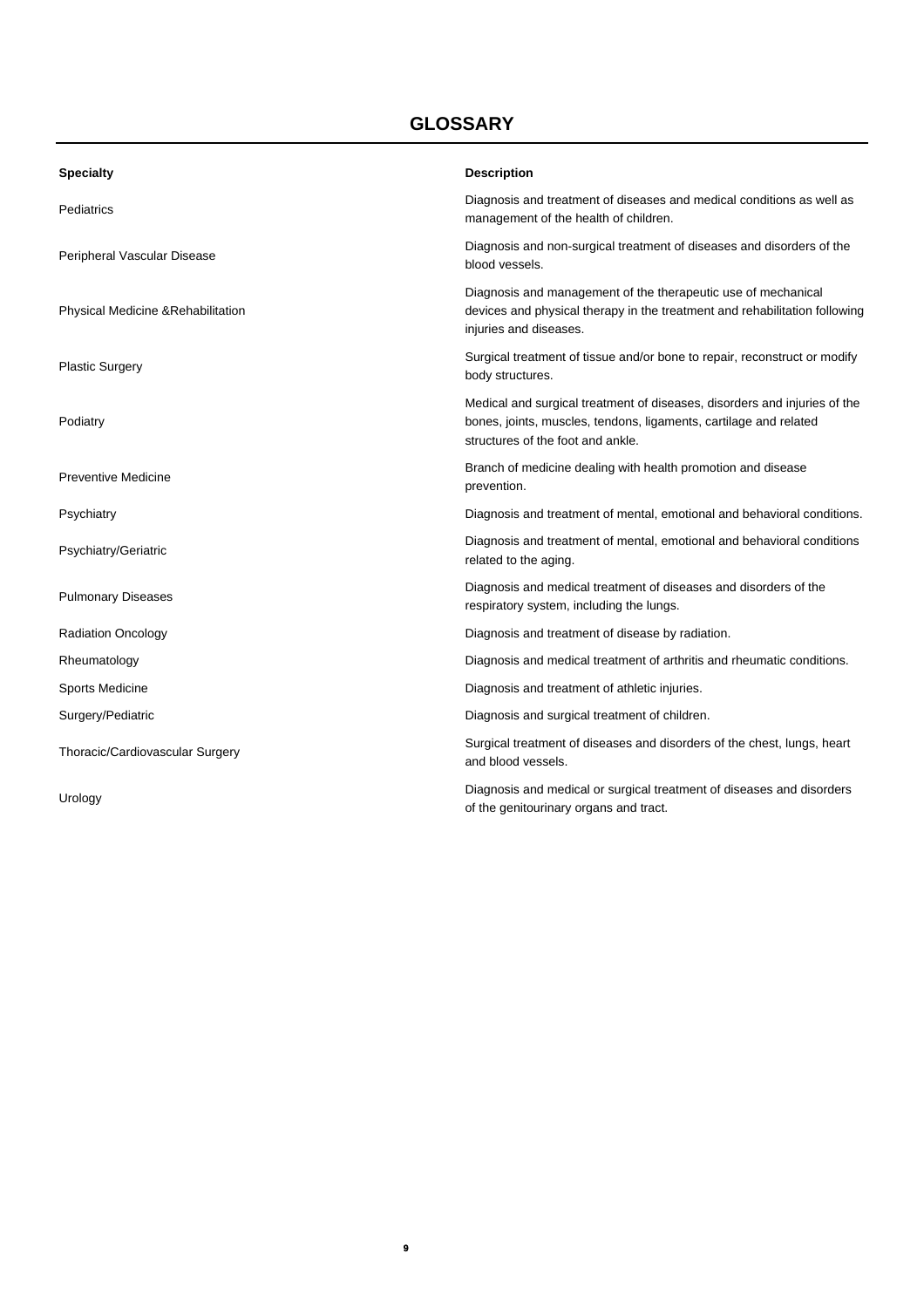## GLOSSARY

| Specialty | Description |
|---|---|
| Pediatrics | Diagnosis and treatment of diseases and medical conditions as well as management of the health of children. |
| Peripheral Vascular Disease | Diagnosis and non-surgical treatment of diseases and disorders of the blood vessels. |
| Physical Medicine &Rehabilitation | Diagnosis and management of the therapeutic use of mechanical devices and physical therapy in the treatment and rehabilitation following injuries and diseases. |
| Plastic Surgery | Surgical treatment of tissue and/or bone to repair, reconstruct or modify body structures. |
| Podiatry | Medical and surgical treatment of diseases, disorders and injuries of the bones, joints, muscles, tendons, ligaments, cartilage and related structures of the foot and ankle. |
| Preventive Medicine | Branch of medicine dealing with health promotion and disease prevention. |
| Psychiatry | Diagnosis and treatment of mental, emotional and behavioral conditions. |
| Psychiatry/Geriatric | Diagnosis and treatment of mental, emotional and behavioral conditions related to the aging. |
| Pulmonary Diseases | Diagnosis and medical treatment of diseases and disorders of the respiratory system, including the lungs. |
| Radiation Oncology | Diagnosis and treatment of disease by radiation. |
| Rheumatology | Diagnosis and medical treatment of arthritis and rheumatic conditions. |
| Sports Medicine | Diagnosis and treatment of athletic injuries. |
| Surgery/Pediatric | Diagnosis and surgical treatment of children. |
| Thoracic/Cardiovascular Surgery | Surgical treatment of diseases and disorders of the chest, lungs, heart and blood vessels. |
| Urology | Diagnosis and medical or surgical treatment of diseases and disorders of the genitourinary organs and tract. |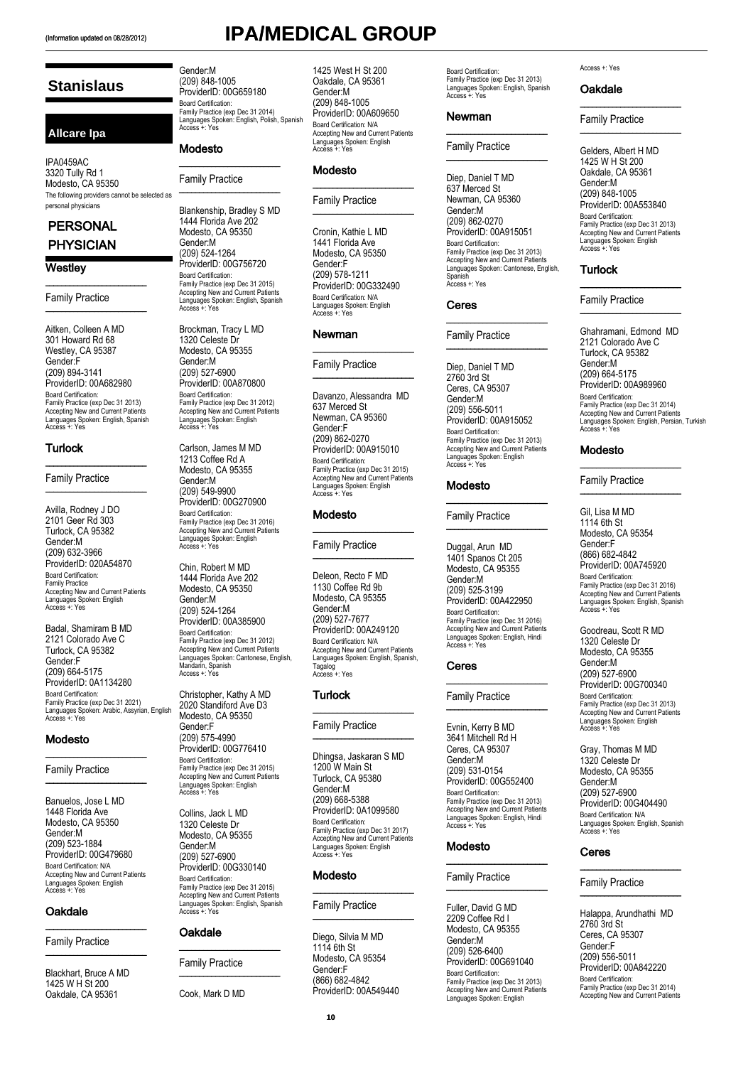# IPA/MEDICAL GROUP

(Information updated on 08/28/2012)

## Stanislaus

### Allcare Ipa

IPA0459AC
3320 Tully Rd 1
Modesto, CA 95350
The following providers cannot be selected as personal physicians

### PERSONAL PHYSICIAN

#### Westley

Family Practice

Aitken, Colleen A MD
301 Howard Rd 68
Westley, CA 95387
Gender:F
(209) 894-3141
ProviderID: 00A682980
Board Certification:
Family Practice (exp Dec 31 2013)
Accepting New and Current Patients
Languages Spoken: English, Spanish
Access +: Yes

#### Turlock

Family Practice

Avilla, Rodney J DO
2101 Geer Rd 303
Turlock, CA 95382
Gender:M
(209) 632-3966
ProviderID: 020A54870
Board Certification:
Family Practice
Accepting New and Current Patients
Languages Spoken: English
Access +: Yes

Badal, Shamiram B MD
2121 Colorado Ave C
Turlock, CA 95382
Gender:F
(209) 664-5175
ProviderID: 0A1134280
Board Certification:
Family Practice (exp Dec 31 2021)
Languages Spoken: Arabic, Assyrian, English
Access +: Yes

#### Modesto

Family Practice

Banuelos, Jose L MD
1448 Florida Ave
Modesto, CA 95350
Gender:M
(209) 523-1884
ProviderID: 00G479680
Board Certification: N/A
Accepting New and Current Patients
Languages Spoken: English
Access +: Yes

#### Oakdale

Family Practice

Blackhart, Bruce A MD
1425 W H St 200
Oakdale, CA 95361
Gender:M
(209) 848-1005
ProviderID: 00G659180
Board Certification:
Family Practice (exp Dec 31 2014)
Languages Spoken: English, Polish, Spanish
Access +: Yes

#### Modesto

Family Practice

Blankenship, Bradley S MD
1444 Florida Ave 202
Modesto, CA 95350
Gender:M
(209) 524-1264
ProviderID: 00G756720
Board Certification:
Family Practice (exp Dec 31 2015)
Accepting New and Current Patients
Languages Spoken: English, Spanish
Access +: Yes

Brockman, Tracy L MD
1320 Celeste Dr
Modesto, CA 95355
Gender:M
(209) 527-6900
ProviderID: 00A870800
Board Certification:
Family Practice (exp Dec 31 2012)
Accepting New and Current Patients
Languages Spoken: English
Access +: Yes

Carlson, James M MD
1213 Coffee Rd A
Modesto, CA 95355
Gender:M
(209) 549-9900
ProviderID: 00G270900
Board Certification:
Family Practice (exp Dec 31 2016)
Accepting New and Current Patients
Languages Spoken: English
Access +: Yes

Chin, Robert M MD
1444 Florida Ave 202
Modesto, CA 95350
Gender:M
(209) 524-1264
ProviderID: 00A385900
Board Certification:
Family Practice (exp Dec 31 2012)
Accepting New and Current Patients
Languages Spoken: Cantonese, English, Mandarin, Spanish
Access +: Yes

Christopher, Kathy A MD
2020 Standiford Ave D3
Modesto, CA 95350
Gender:F
(209) 575-4990
ProviderID: 00G776410
Board Certification:
Family Practice (exp Dec 31 2015)
Accepting New and Current Patients
Languages Spoken: English
Access +: Yes

Collins, Jack L MD
1320 Celeste Dr
Modesto, CA 95355
Gender:M
(209) 527-6900
ProviderID: 00G330140
Board Certification:
Family Practice (exp Dec 31 2015)
Accepting New and Current Patients
Languages Spoken: English, Spanish
Access +: Yes

#### Oakdale

Family Practice

Cook, Mark D MD
1425 West H St 200
Oakdale, CA 95361
Gender:M
(209) 848-1005
ProviderID: 00A609650
Board Certification: N/A
Accepting New and Current Patients
Languages Spoken: English
Access +: Yes

#### Modesto

Family Practice

Cronin, Kathie L MD
1441 Florida Ave
Modesto, CA 95350
Gender:F
(209) 578-1211
ProviderID: 00G332490
Board Certification: N/A
Languages Spoken: English
Access +: Yes

#### Newman

Family Practice

Davanzo, Alessandra MD
637 Merced St
Newman, CA 95360
Gender:F
(209) 862-0270
ProviderID: 00A915010
Board Certification:
Family Practice (exp Dec 31 2015)
Accepting New and Current Patients
Languages Spoken: English
Access +: Yes

#### Modesto

Family Practice

Deleon, Recto F MD
1130 Coffee Rd 9b
Modesto, CA 95355
Gender:M
(209) 527-7677
ProviderID: 00A249120
Board Certification: N/A
Accepting New and Current Patients
Languages Spoken: English, Spanish, Tagalog
Access +: Yes

#### Turlock

Family Practice

Dhingsa, Jaskaran S MD
1200 W Main St
Turlock, CA 95380
Gender:M
(209) 668-5388
ProviderID: 0A1099580
Board Certification:
Family Practice (exp Dec 31 2017)
Accepting New and Current Patients
Languages Spoken: English
Access +: Yes

#### Modesto

Family Practice

Diego, Silvia M MD
1114 6th St
Modesto, CA 95354
Gender:F
(866) 682-4842
ProviderID: 00A549440
Board Certification:
Family Practice (exp Dec 31 2013)
Languages Spoken: English, Spanish
Access +: Yes

#### Newman

Family Practice

Diep, Daniel T MD
637 Merced St
Newman, CA 95360
Gender:M
(209) 862-0270
ProviderID: 00A915051
Board Certification:
Family Practice (exp Dec 31 2013)
Accepting New and Current Patients
Languages Spoken: Cantonese, English, Spanish
Access +: Yes

#### Ceres

Family Practice

Diep, Daniel T MD
2760 3rd St
Ceres, CA 95307
Gender:M
(209) 556-5011
ProviderID: 00A915052
Board Certification:
Family Practice (exp Dec 31 2013)
Accepting New and Current Patients
Languages Spoken: English
Access +: Yes

#### Modesto

Family Practice

Duggal, Arun MD
1401 Spanos Ct 205
Modesto, CA 95355
Gender:M
(209) 525-3199
ProviderID: 00A422950
Board Certification:
Family Practice (exp Dec 31 2016)
Accepting New and Current Patients
Languages Spoken: English, Hindi
Access +: Yes

#### Ceres

Family Practice

Evnin, Kerry B MD
3641 Mitchell Rd H
Ceres, CA 95307
Gender:M
(209) 531-0154
ProviderID: 00G552400
Board Certification:
Family Practice (exp Dec 31 2013)
Accepting New and Current Patients
Languages Spoken: English, Hindi
Access +: Yes

#### Modesto

Family Practice

Fuller, David G MD
2209 Coffee Rd I
Modesto, CA 95355
Gender:M
(209) 526-6400
ProviderID: 00G691040
Board Certification:
Family Practice (exp Dec 31 2013)
Accepting New and Current Patients
Languages Spoken: English
Access +: Yes

#### Oakdale

Family Practice

Gelders, Albert H MD
1425 W H St 200
Oakdale, CA 95361
Gender:M
(209) 848-1005
ProviderID: 00A553840
Board Certification:
Family Practice (exp Dec 31 2013)
Accepting New and Current Patients
Languages Spoken: English
Access +: Yes

#### Turlock

Family Practice

Ghahramani, Edmond MD
2121 Colorado Ave C
Turlock, CA 95382
Gender:M
(209) 664-5175
ProviderID: 00A989960
Board Certification:
Family Practice (exp Dec 31 2014)
Accepting New and Current Patients
Languages Spoken: English, Persian, Turkish
Access +: Yes

#### Modesto

Family Practice

Gil, Lisa M MD
1114 6th St
Modesto, CA 95354
Gender:F
(866) 682-4842
ProviderID: 00A745920
Board Certification:
Family Practice (exp Dec 31 2016)
Accepting New and Current Patients
Languages Spoken: English, Spanish
Access +: Yes

Goodreau, Scott R MD
1320 Celeste Dr
Modesto, CA 95355
Gender:M
(209) 527-6900
ProviderID: 00G700340
Board Certification:
Family Practice (exp Dec 31 2013)
Accepting New and Current Patients
Languages Spoken: English
Access +: Yes

Gray, Thomas M MD
1320 Celeste Dr
Modesto, CA 95355
Gender:M
(209) 527-6900
ProviderID: 00G404490
Board Certification: N/A
Languages Spoken: English, Spanish
Access +: Yes

#### Ceres

Family Practice

Halappa, Arundhathi MD
2760 3rd St
Ceres, CA 95307
Gender:F
(209) 556-5011
ProviderID: 00A842220
Board Certification:
Family Practice (exp Dec 31 2014)
Accepting New and Current Patients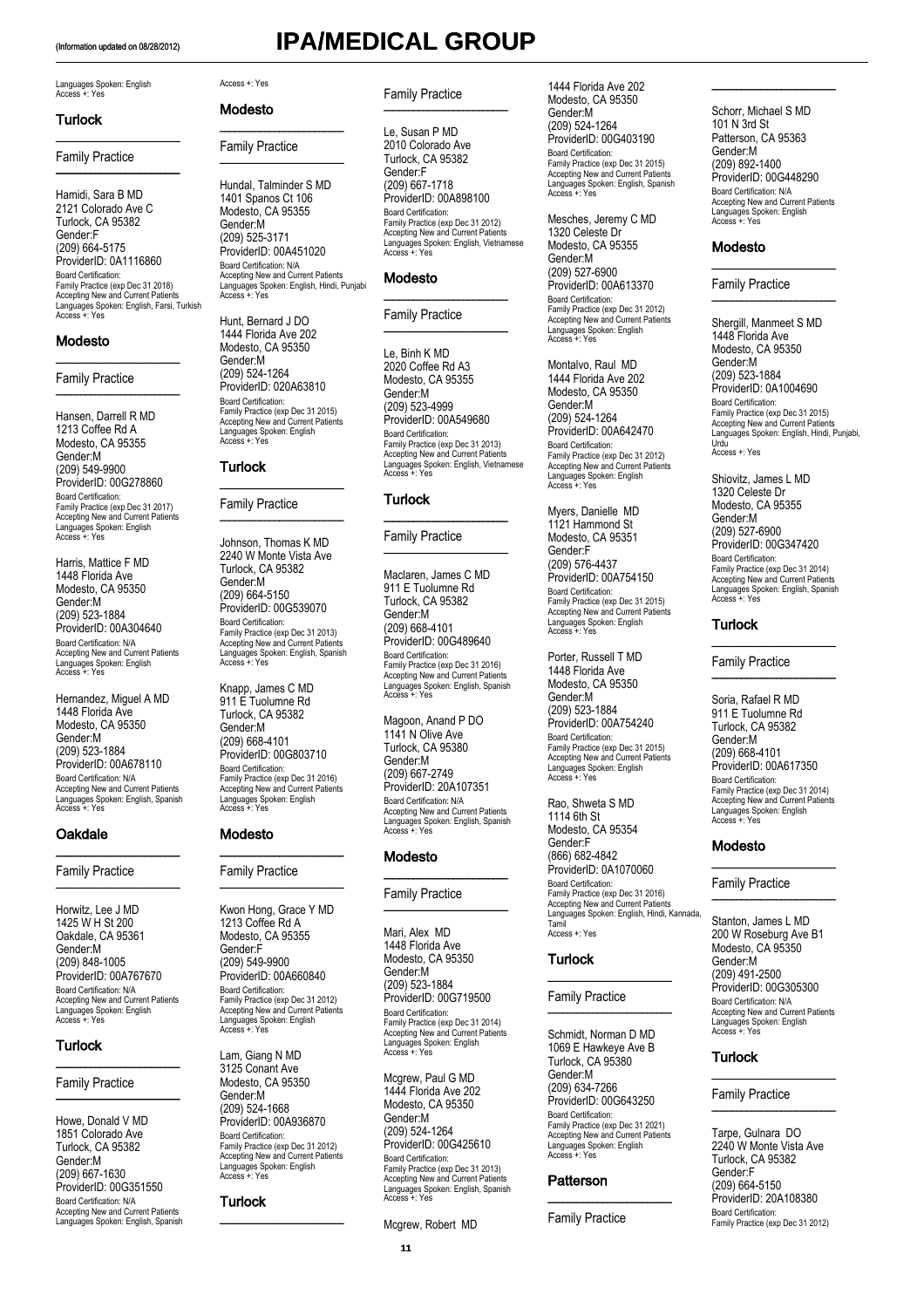# IPA/MEDICAL GROUP

(Information updated on 08/28/2012)

Languages Spoken: English
Access +: Yes

## Turlock

### Family Practice

Hamidi, Sara B MD
2121 Colorado Ave C
Turlock, CA 95382
Gender:F
(209) 664-5175
ProviderID: 0A1116860
Board Certification:
Family Practice (exp Dec 31 2018)
Accepting New and Current Patients
Languages Spoken: English, Farsi, Turkish
Access +: Yes

## Modesto

### Family Practice

Hansen, Darrell R MD
1213 Coffee Rd A
Modesto, CA 95355
Gender:M
(209) 549-9900
ProviderID: 00G278860
Board Certification:
Family Practice (exp Dec 31 2017)
Accepting New and Current Patients
Languages Spoken: English
Access +: Yes

Harris, Mattice F MD
1448 Florida Ave
Modesto, CA 95350
Gender:M
(209) 523-1884
ProviderID: 00A304640
Board Certification: N/A
Accepting New and Current Patients
Languages Spoken: English
Access +: Yes

Hernandez, Miguel A MD
1448 Florida Ave
Modesto, CA 95350
Gender:M
(209) 523-1884
ProviderID: 00A678110
Board Certification: N/A
Accepting New and Current Patients
Languages Spoken: English, Spanish
Access +: Yes

## Oakdale

### Family Practice

Horwitz, Lee J MD
1425 W H St 200
Oakdale, CA 95361
Gender:M
(209) 848-1005
ProviderID: 00A767670
Board Certification: N/A
Accepting New and Current Patients
Languages Spoken: English
Access +: Yes

## Turlock

### Family Practice

Howe, Donald V MD
1851 Colorado Ave
Turlock, CA 95382
Gender:M
(209) 667-1630
ProviderID: 00G351550
Board Certification: N/A
Accepting New and Current Patients
Languages Spoken: English, Spanish
Access +: Yes

## Modesto

### Family Practice

Hundal, Talminder S MD
1401 Spanos Ct 106
Modesto, CA 95355
Gender:M
(209) 525-3171
ProviderID: 00A451020
Board Certification: N/A
Accepting New and Current Patients
Languages Spoken: English, Hindi, Punjabi
Access +: Yes

Hunt, Bernard J DO
1444 Florida Ave 202
Modesto, CA 95350
Gender:M
(209) 524-1264
ProviderID: 020A63810
Board Certification:
Family Practice (exp Dec 31 2015)
Accepting New and Current Patients
Languages Spoken: English
Access +: Yes

## Turlock

### Family Practice

Johnson, Thomas K MD
2240 W Monte Vista Ave
Turlock, CA 95382
Gender:M
(209) 664-5150
ProviderID: 00G539070
Board Certification:
Family Practice (exp Dec 31 2013)
Accepting New and Current Patients
Languages Spoken: English, Spanish
Access +: Yes

Knapp, James C MD
911 E Tuolumne Rd
Turlock, CA 95382
Gender:M
(209) 668-4101
ProviderID: 00G803710
Board Certification:
Family Practice (exp Dec 31 2016)
Accepting New and Current Patients
Languages Spoken: English
Access +: Yes

## Modesto

### Family Practice

Kwon Hong, Grace Y MD
1213 Coffee Rd A
Modesto, CA 95355
Gender:F
(209) 549-9900
ProviderID: 00A660840
Board Certification:
Family Practice (exp Dec 31 2012)
Accepting New and Current Patients
Languages Spoken: English
Access +: Yes

Lam, Giang N MD
3125 Conant Ave
Modesto, CA 95350
Gender:M
(209) 524-1668
ProviderID: 00A936870
Board Certification:
Family Practice (exp Dec 31 2012)
Accepting New and Current Patients
Languages Spoken: English
Access +: Yes

## Turlock

### Family Practice

Le, Susan P MD
2010 Colorado Ave
Turlock, CA 95382
Gender:F
(209) 667-1718
ProviderID: 00A898100
Board Certification:
Family Practice (exp Dec 31 2012)
Accepting New and Current Patients
Languages Spoken: English, Vietnamese
Access +: Yes

## Modesto

### Family Practice

Le, Binh K MD
2020 Coffee Rd A3
Modesto, CA 95355
Gender:M
(209) 523-4999
ProviderID: 00A549680
Board Certification:
Family Practice (exp Dec 31 2013)
Accepting New and Current Patients
Languages Spoken: English, Vietnamese
Access +: Yes

## Turlock

### Family Practice

Maclaren, James C MD
911 E Tuolumne Rd
Turlock, CA 95382
Gender:M
(209) 668-4101
ProviderID: 00G489640
Board Certification:
Family Practice (exp Dec 31 2016)
Accepting New and Current Patients
Languages Spoken: English, Spanish
Access +: Yes

Magoon, Anand P DO
1141 N Olive Ave
Turlock, CA 95380
Gender:M
(209) 667-2749
ProviderID: 20A107351
Board Certification: N/A
Accepting New and Current Patients
Languages Spoken: English, Spanish
Access +: Yes

## Modesto

### Family Practice

Mari, Alex MD
1448 Florida Ave
Modesto, CA 95350
Gender:M
(209) 523-1884
ProviderID: 00G719500
Board Certification:
Family Practice (exp Dec 31 2014)
Accepting New and Current Patients
Languages Spoken: English
Access +: Yes

Mcgrew, Paul G MD
1444 Florida Ave 202
Modesto, CA 95350
Gender:M
(209) 524-1264
ProviderID: 00G425610
Board Certification:
Family Practice (exp Dec 31 2013)
Accepting New and Current Patients
Languages Spoken: English, Spanish
Access +: Yes

Mcgrew, Robert MD
1444 Florida Ave 202
Modesto, CA 95350
Gender:M
(209) 524-1264
ProviderID: 00G403190
Board Certification:
Family Practice (exp Dec 31 2015)
Accepting New and Current Patients
Languages Spoken: English, Spanish
Access +: Yes

Mesches, Jeremy C MD
1320 Celeste Dr
Modesto, CA 95355
Gender:M
(209) 527-6900
ProviderID: 00A613370
Board Certification:
Family Practice (exp Dec 31 2012)
Accepting New and Current Patients
Languages Spoken: English
Access +: Yes

Montalvo, Raul MD
1444 Florida Ave 202
Modesto, CA 95350
Gender:M
(209) 524-1264
ProviderID: 00A642470
Board Certification:
Family Practice (exp Dec 31 2012)
Accepting New and Current Patients
Languages Spoken: English
Access +: Yes

Myers, Danielle MD
1121 Hammond St
Modesto, CA 95351
Gender:F
(209) 576-4437
ProviderID: 00A754150
Board Certification:
Family Practice (exp Dec 31 2015)
Accepting New and Current Patients
Languages Spoken: English
Access +: Yes

Porter, Russell T MD
1448 Florida Ave
Modesto, CA 95350
Gender:M
(209) 523-1884
ProviderID: 00A754240
Board Certification:
Family Practice (exp Dec 31 2015)
Accepting New and Current Patients
Languages Spoken: English
Access +: Yes

Rao, Shweta S MD
1114 6th St
Modesto, CA 95354
Gender:F
(866) 682-4842
ProviderID: 0A1070060
Board Certification:
Family Practice (exp Dec 31 2016)
Accepting New and Current Patients
Languages Spoken: English, Hindi, Kannada, Tamil
Access +: Yes

## Turlock

### Family Practice

Schmidt, Norman D MD
1069 E Hawkeye Ave B
Turlock, CA 95380
Gender:M
(209) 634-7266
ProviderID: 00G643250
Board Certification:
Family Practice (exp Dec 31 2021)
Accepting New and Current Patients
Languages Spoken: English
Access +: Yes

## Patterson

### Family Practice

Schorr, Michael S MD
101 N 3rd St
Patterson, CA 95363
Gender:M
(209) 892-1400
ProviderID: 00G448290
Board Certification: N/A
Accepting New and Current Patients
Languages Spoken: English
Access +: Yes

## Modesto

### Family Practice

Shergill, Manmeet S MD
1448 Florida Ave
Modesto, CA 95350
Gender:M
(209) 523-1884
ProviderID: 0A1004690
Board Certification:
Family Practice (exp Dec 31 2015)
Accepting New and Current Patients
Languages Spoken: English, Hindi, Punjabi, Urdu
Access +: Yes

Shiovitz, James L MD
1320 Celeste Dr
Modesto, CA 95355
Gender:M
(209) 527-6900
ProviderID: 00G347420
Board Certification:
Family Practice (exp Dec 31 2014)
Accepting New and Current Patients
Languages Spoken: English, Spanish
Access +: Yes

## Turlock

### Family Practice

Soria, Rafael R MD
911 E Tuolumne Rd
Turlock, CA 95382
Gender:M
(209) 668-4101
ProviderID: 00A617350
Board Certification:
Family Practice (exp Dec 31 2014)
Accepting New and Current Patients
Languages Spoken: English
Access +: Yes

## Modesto

### Family Practice

Stanton, James L MD
200 W Roseburg Ave B1
Modesto, CA 95350
Gender:M
(209) 491-2500
ProviderID: 00G305300
Board Certification: N/A
Accepting New and Current Patients
Languages Spoken: English
Access +: Yes

## Turlock

### Family Practice

Tarpe, Gulnara DO
2240 W Monte Vista Ave
Turlock, CA 95382
Gender:F
(209) 664-5150
ProviderID: 20A108380
Board Certification:
Family Practice (exp Dec 31 2012)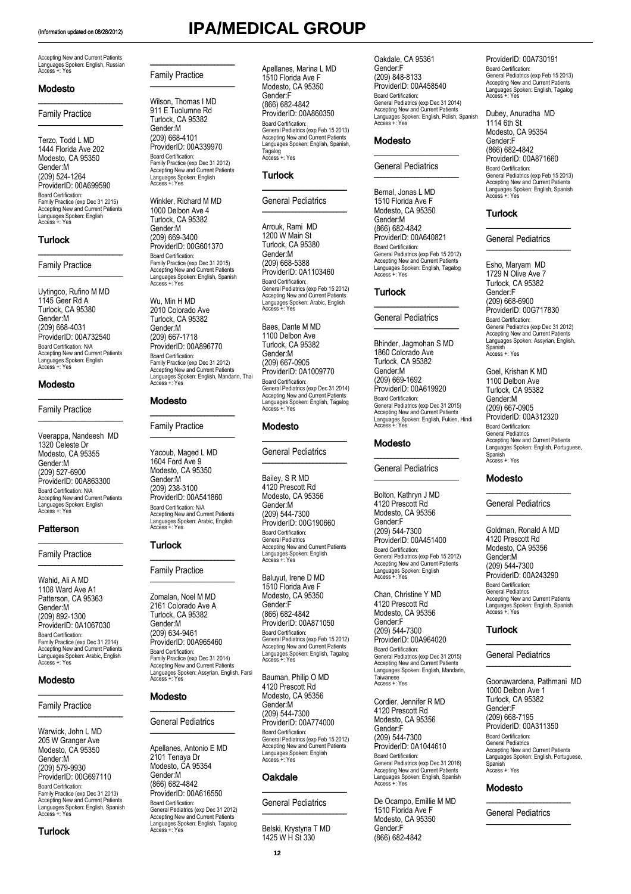Accepting New and Current Patients
Languages Spoken: English, Russian
Access +: Yes

## Modesto

### Family Practice

Terzo, Todd L MD
1444 Florida Ave 202
Modesto, CA 95350
Gender:M
(209) 524-1264
ProviderID: 00A699590
Board Certification:
Family Practice (exp Dec 31 2015)
Accepting New and Current Patients
Languages Spoken: English
Access +: Yes

## Turlock

### Family Practice

Uytingco, Rufino M MD
1145 Geer Rd A
Turlock, CA 95380
Gender:M
(209) 668-4031
ProviderID: 00A732540
Board Certification: N/A
Accepting New and Current Patients
Languages Spoken: English
Access +: Yes

## Modesto

### Family Practice

Veerappa, Nandeesh MD
1320 Celeste Dr
Modesto, CA 95355
Gender:M
(209) 527-6900
ProviderID: 00A863300
Board Certification: N/A
Accepting New and Current Patients
Languages Spoken: English
Access +: Yes

## Patterson

### Family Practice

Wahid, Ali A MD
1108 Ward Ave A1
Patterson, CA 95363
Gender:M
(209) 892-1300
ProviderID: 0A1067030
Board Certification:
Family Practice (exp Dec 31 2014)
Accepting New and Current Patients
Languages Spoken: Arabic, English
Access +: Yes

## Modesto

### Family Practice

Warwick, John L MD
205 W Granger Ave
Modesto, CA 95350
Gender:M
(209) 579-9930
ProviderID: 00G697110
Board Certification:
Family Practice (exp Dec 31 2013)
Accepting New and Current Patients
Languages Spoken: English, Spanish
Access +: Yes

## Turlock

### Family Practice

Wilson, Thomas I MD
911 E Tuolumne Rd
Turlock, CA 95382
Gender:M
(209) 668-4101
ProviderID: 00A339970
Board Certification:
Family Practice (exp Dec 31 2012)
Accepting New and Current Patients
Languages Spoken: English
Access +: Yes

Winkler, Richard M MD
1000 Delbon Ave 4
Turlock, CA 95382
Gender:M
(209) 669-3400
ProviderID: 00G601370
Board Certification:
Family Practice (exp Dec 31 2015)
Accepting New and Current Patients
Languages Spoken: English, Spanish
Access +: Yes

Wu, Min H MD
2010 Colorado Ave
Turlock, CA 95382
Gender:M
(209) 667-1718
ProviderID: 00A896770
Board Certification:
Family Practice (exp Dec 31 2012)
Accepting New and Current Patients
Languages Spoken: English, Mandarin, Thai
Access +: Yes

## Modesto

### Family Practice

Yacoub, Maged L MD
1604 Ford Ave 9
Modesto, CA 95350
Gender:M
(209) 238-3100
ProviderID: 00A541860
Board Certification: N/A
Accepting New and Current Patients
Languages Spoken: Arabic, English
Access +: Yes

## Turlock

### Family Practice

Zomalan, Noel M MD
2161 Colorado Ave A
Turlock, CA 95382
Gender:M
(209) 634-9461
ProviderID: 00A965460
Board Certification:
Family Practice (exp Dec 31 2014)
Accepting New and Current Patients
Languages Spoken: Assyrian, English, Farsi
Access +: Yes

## Modesto

### General Pediatrics

Apellanes, Antonio E MD
2101 Tenaya Dr
Modesto, CA 95354
Gender:M
(866) 682-4842
ProviderID: 00A616550
Board Certification:
General Pediatrics (exp Dec 31 2012)
Accepting New and Current Patients
Languages Spoken: English, Tagalog
Access +: Yes

Apellanes, Marina L MD
1510 Florida Ave F
Modesto, CA 95350
Gender:F
(866) 682-4842
ProviderID: 00A860350
Board Certification:
General Pediatrics (exp Feb 15 2013)
Accepting New and Current Patients
Languages Spoken: English, Spanish, Tagalog
Access +: Yes

## Turlock

### General Pediatrics

Arrouk, Rami MD
1200 W Main St
Turlock, CA 95380
Gender:M
(209) 668-5388
ProviderID: 0A1103460
Board Certification:
General Pediatrics (exp Feb 15 2012)
Accepting New and Current Patients
Languages Spoken: Arabic, English
Access +: Yes

Baes, Dante M MD
1100 Delbon Ave
Turlock, CA 95382
Gender:M
(209) 667-0905
ProviderID: 0A1009770
Board Certification:
General Pediatrics (exp Dec 31 2014)
Accepting New and Current Patients
Languages Spoken: English, Tagalog
Access +: Yes

## Modesto

### General Pediatrics

Bailey, S R MD
4120 Prescott Rd
Modesto, CA 95356
Gender:M
(209) 544-7300
ProviderID: 00G190660
Board Certification:
General Pediatrics
Accepting New and Current Patients
Languages Spoken: English
Access +: Yes

Baluyut, Irene D MD
1510 Florida Ave F
Modesto, CA 95350
Gender:F
(866) 682-4842
ProviderID: 00A871050
Board Certification:
General Pediatrics (exp Feb 15 2012)
Accepting New and Current Patients
Languages Spoken: English, Tagalog
Access +: Yes

Bauman, Philip O MD
4120 Prescott Rd
Modesto, CA 95356
Gender:M
(209) 544-7300
ProviderID: 00A774000
Board Certification:
General Pediatrics (exp Feb 15 2012)
Accepting New and Current Patients
Languages Spoken: English
Access +: Yes

## Oakdale

### General Pediatrics

Belski, Krystyna T MD
1425 W H St 330
Oakdale, CA 95361
Gender:F
(209) 848-8133
ProviderID: 00A458540
Board Certification:
General Pediatrics (exp Dec 31 2014)
Accepting New and Current Patients
Languages Spoken: English, Polish, Spanish
Access +: Yes

## Modesto

### General Pediatrics

Bernal, Jonas L MD
1510 Florida Ave F
Modesto, CA 95350
Gender:M
(866) 682-4842
ProviderID: 00A640821
Board Certification:
General Pediatrics (exp Feb 15 2012)
Accepting New and Current Patients
Languages Spoken: English, Tagalog
Access +: Yes

## Turlock

### General Pediatrics

Bhinder, Jagmohan S MD
1860 Colorado Ave
Turlock, CA 95382
Gender:M
(209) 669-1692
ProviderID: 00A619920
Board Certification:
General Pediatrics (exp Dec 31 2015)
Accepting New and Current Patients
Languages Spoken: English, Fukien, Hindi
Access +: Yes

## Modesto

### General Pediatrics

Bolton, Kathryn J MD
4120 Prescott Rd
Modesto, CA 95356
Gender:F
(209) 544-7300
ProviderID: 00A451400
Board Certification:
General Pediatrics (exp Feb 15 2012)
Accepting New and Current Patients
Languages Spoken: English
Access +: Yes

Chan, Christine Y MD
4120 Prescott Rd
Modesto, CA 95356
Gender:F
(209) 544-7300
ProviderID: 00A964020
Board Certification:
General Pediatrics (exp Dec 31 2015)
Accepting New and Current Patients
Languages Spoken: English, Mandarin, Taiwanese
Access +: Yes

Cordier, Jennifer R MD
4120 Prescott Rd
Modesto, CA 95356
Gender:F
(209) 544-7300
ProviderID: 0A1044610
Board Certification:
General Pediatrics (exp Dec 31 2016)
Accepting New and Current Patients
Languages Spoken: English, Spanish
Access +: Yes

De Ocampo, Emillie M MD
1510 Florida Ave F
Modesto, CA 95350
Gender:F
(866) 682-4842
ProviderID: 00A730191
Board Certification:
General Pediatrics (exp Feb 15 2013)
Accepting New and Current Patients
Languages Spoken: English, Tagalog
Access +: Yes

Dubey, Anuradha MD
1114 6th St
Modesto, CA 95354
Gender:F
(866) 682-4842
ProviderID: 00A871660
Board Certification:
General Pediatrics (exp Feb 15 2013)
Accepting New and Current Patients
Languages Spoken: English, Spanish
Access +: Yes

## Turlock

### General Pediatrics

Esho, Maryam MD
1729 N Olive Ave 7
Turlock, CA 95382
Gender:F
(209) 668-6900
ProviderID: 00G717830
Board Certification:
General Pediatrics (exp Dec 31 2012)
Accepting New and Current Patients
Languages Spoken: Assyrian, English, Spanish
Access +: Yes

Goel, Krishan K MD
1100 Delbon Ave
Turlock, CA 95382
Gender:M
(209) 667-0905
ProviderID: 00A312320
Board Certification:
General Pediatrics
Accepting New and Current Patients
Languages Spoken: English, Portuguese, Spanish
Access +: Yes

## Modesto

### General Pediatrics

Goldman, Ronald A MD
4120 Prescott Rd
Modesto, CA 95356
Gender:M
(209) 544-7300
ProviderID: 00A243290
Board Certification:
General Pediatrics
Accepting New and Current Patients
Languages Spoken: English, Spanish
Access +: Yes

## Turlock

### General Pediatrics

Goonawardena, Pathmani MD
1000 Delbon Ave 1
Turlock, CA 95382
Gender:F
(209) 668-7195
ProviderID: 00A311350
Board Certification:
General Pediatrics
Accepting New and Current Patients
Languages Spoken: English, Portuguese, Spanish
Access +: Yes

## Modesto

### General Pediatrics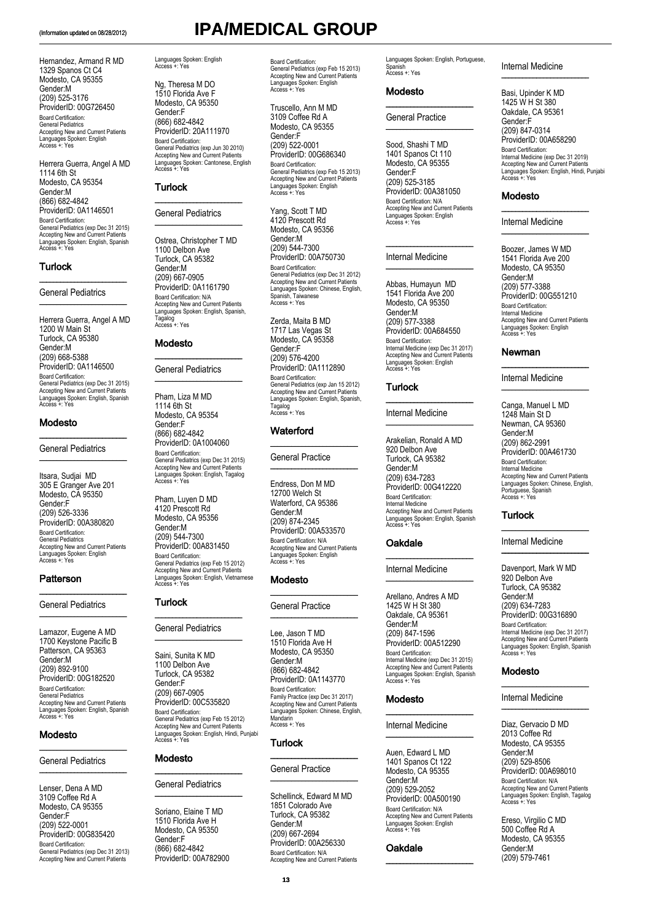(Information updated on 08/28/2012)

# IPA/MEDICAL GROUP

Hernandez, Armand R MD
1329 Spanos Ct C4
Modesto, CA 95355
Gender:M
(209) 525-3176
ProviderID: 00G726450
Board Certification:
General Pediatrics
Accepting New and Current Patients
Languages Spoken: English
Access +: Yes

Herrera Guerra, Angel A MD
1114 6th St
Modesto, CA 95354
Gender:M
(866) 682-4842
ProviderID: 0A1146501
Board Certification:
General Pediatrics (exp Dec 31 2015)
Accepting New and Current Patients
Languages Spoken: English, Spanish
Access +: Yes

## Turlock

### General Pediatrics

Herrera Guerra, Angel A MD
1200 W Main St
Turlock, CA 95380
Gender:M
(209) 668-5388
ProviderID: 0A1146500
Board Certification:
General Pediatrics (exp Dec 31 2015)
Accepting New and Current Patients
Languages Spoken: English, Spanish
Access +: Yes

## Modesto

### General Pediatrics

Itsara, Sudjai MD
305 E Granger Ave 201
Modesto, CA 95350
Gender:F
(209) 526-3336
ProviderID: 00A380820
Board Certification:
General Pediatrics
Accepting New and Current Patients
Languages Spoken: English
Access +: Yes

## Patterson

### General Pediatrics

Lamazor, Eugene A MD
1700 Keystone Pacific B
Patterson, CA 95363
Gender:M
(209) 892-9100
ProviderID: 00G182520
Board Certification:
General Pediatrics
Accepting New and Current Patients
Languages Spoken: English, Spanish
Access +: Yes

## Modesto

### General Pediatrics

Lenser, Dena A MD
3109 Coffee Rd A
Modesto, CA 95355
Gender:F
(209) 522-0001
ProviderID: 00G835420
Board Certification:
General Pediatrics (exp Dec 31 2013)
Accepting New and Current Patients
Languages Spoken: English
Access +: Yes

Ng, Theresa M DO
1510 Florida Ave F
Modesto, CA 95350
Gender:F
(866) 682-4842
ProviderID: 20A111970
Board Certification:
General Pediatrics (exp Jun 30 2010)
Accepting New and Current Patients
Languages Spoken: Cantonese, English
Access +: Yes

## Turlock

### General Pediatrics

Ostrea, Christopher T MD
1100 Delbon Ave
Turlock, CA 95382
Gender:M
(209) 667-0905
ProviderID: 0A1161790
Board Certification: N/A
Accepting New and Current Patients
Languages Spoken: English, Spanish, Tagalog
Access +: Yes

## Modesto

### General Pediatrics

Pham, Liza M MD
1114 6th St
Modesto, CA 95354
Gender:F
(866) 682-4842
ProviderID: 0A1004060
Board Certification:
General Pediatrics (exp Dec 31 2015)
Accepting New and Current Patients
Languages Spoken: English, Tagalog
Access +: Yes

Pham, Luyen D MD
4120 Prescott Rd
Modesto, CA 95356
Gender:M
(209) 544-7300
ProviderID: 00A831450
Board Certification:
General Pediatrics (exp Feb 15 2012)
Accepting New and Current Patients
Languages Spoken: English, Vietnamese
Access +: Yes

## Turlock

### General Pediatrics

Saini, Sunita K MD
1100 Delbon Ave
Turlock, CA 95382
Gender:F
(209) 667-0905
ProviderID: 00C535820
Board Certification:
General Pediatrics (exp Feb 15 2012)
Accepting New and Current Patients
Languages Spoken: English, Hindi, Punjabi
Access +: Yes

## Modesto

### General Pediatrics

Soriano, Elaine T MD
1510 Florida Ave H
Modesto, CA 95350
Gender:F
(866) 682-4842
ProviderID: 00A782900
Board Certification:
General Pediatrics (exp Feb 15 2013)
Accepting New and Current Patients
Languages Spoken: English
Access +: Yes

Truscello, Ann M MD
3109 Coffee Rd A
Modesto, CA 95355
Gender:F
(209) 522-0001
ProviderID: 00G686340
Board Certification:
General Pediatrics (exp Feb 15 2013)
Accepting New and Current Patients
Languages Spoken: English
Access +: Yes

Yang, Scott T MD
4120 Prescott Rd
Modesto, CA 95356
Gender:M
(209) 544-7300
ProviderID: 00A750730
Board Certification:
General Pediatrics (exp Dec 31 2012)
Accepting New and Current Patients
Languages Spoken: Chinese, English, Spanish, Taiwanese
Access +: Yes

Zerda, Maita B MD
1717 Las Vegas St
Modesto, CA 95358
Gender:F
(209) 576-4200
ProviderID: 0A1112890
Board Certification:
General Pediatrics (exp Jan 15 2012)
Accepting New and Current Patients
Languages Spoken: English, Spanish, Tagalog
Access +: Yes

## Waterford

### General Practice

Endress, Don M MD
12700 Welch St
Waterford, CA 95386
Gender:M
(209) 874-2345
ProviderID: 00A533570
Board Certification: N/A
Accepting New and Current Patients
Languages Spoken: English
Access +: Yes

## Modesto

### General Practice

Lee, Jason T MD
1510 Florida Ave H
Modesto, CA 95350
Gender:M
(866) 682-4842
ProviderID: 0A1143770
Board Certification:
Family Practice (exp Dec 31 2017)
Accepting New and Current Patients
Languages Spoken: Chinese, English, Mandarin
Access +: Yes

## Turlock

### General Practice

Schellinck, Edward M MD
1851 Colorado Ave
Turlock, CA 95382
Gender:M
(209) 667-2694
ProviderID: 00A256330
Board Certification: N/A
Accepting New and Current Patients
Languages Spoken: English, Portuguese, Spanish
Access +: Yes

## Modesto

### General Practice

Sood, Shashi T MD
1401 Spanos Ct 110
Modesto, CA 95355
Gender:F
(209) 525-3185
ProviderID: 00A381050
Board Certification: N/A
Accepting New and Current Patients
Languages Spoken: English
Access +: Yes

### Internal Medicine

Abbas, Humayun MD
1541 Florida Ave 200
Modesto, CA 95350
Gender:M
(209) 577-3388
ProviderID: 00A684550
Board Certification:
Internal Medicine (exp Dec 31 2017)
Accepting New and Current Patients
Languages Spoken: English
Access +: Yes

## Turlock

### Internal Medicine

Arakelian, Ronald A MD
920 Delbon Ave
Turlock, CA 95382
Gender:M
(209) 634-7283
ProviderID: 00G412220
Board Certification:
Internal Medicine
Accepting New and Current Patients
Languages Spoken: English, Spanish
Access +: Yes

## Oakdale

### Internal Medicine

Arellano, Andres A MD
1425 W H St 380
Oakdale, CA 95361
Gender:M
(209) 847-1596
ProviderID: 00A512290
Board Certification:
Internal Medicine (exp Dec 31 2015)
Accepting New and Current Patients
Languages Spoken: English, Spanish
Access +: Yes

## Modesto

### Internal Medicine

Auen, Edward L MD
1401 Spanos Ct 122
Modesto, CA 95355
Gender:M
(209) 529-2052
ProviderID: 00A500190
Board Certification: N/A
Accepting New and Current Patients
Languages Spoken: English
Access +: Yes

## Oakdale

### Internal Medicine

Basi, Upinder K MD
1425 W H St 380
Oakdale, CA 95361
Gender:F
(209) 847-0314
ProviderID: 00A658290
Board Certification:
Internal Medicine (exp Dec 31 2019)
Accepting New and Current Patients
Languages Spoken: English, Hindi, Punjabi
Access +: Yes

## Modesto

### Internal Medicine

Boozer, James W MD
1541 Florida Ave 200
Modesto, CA 95350
Gender:M
(209) 577-3388
ProviderID: 00G551210
Board Certification:
Internal Medicine
Accepting New and Current Patients
Languages Spoken: English
Access +: Yes

## Newman

### Internal Medicine

Canga, Manuel L MD
1248 Main St D
Newman, CA 95360
Gender:M
(209) 862-2991
ProviderID: 00A461730
Board Certification:
Internal Medicine
Accepting New and Current Patients
Languages Spoken: Chinese, English, Portuguese, Spanish
Access +: Yes

## Turlock

### Internal Medicine

Davenport, Mark W MD
920 Delbon Ave
Turlock, CA 95382
Gender:M
(209) 634-7283
ProviderID: 00G316890
Board Certification:
Internal Medicine (exp Dec 31 2017)
Accepting New and Current Patients
Languages Spoken: English, Spanish
Access +: Yes

## Modesto

### Internal Medicine

Diaz, Gervacio D MD
2013 Coffee Rd
Modesto, CA 95355
Gender:M
(209) 529-8506
ProviderID: 00A698010
Board Certification: N/A
Accepting New and Current Patients
Languages Spoken: English, Tagalog
Access +: Yes

Ereso, Virgilio C MD
500 Coffee Rd A
Modesto, CA 95355
Gender:M
(209) 579-7461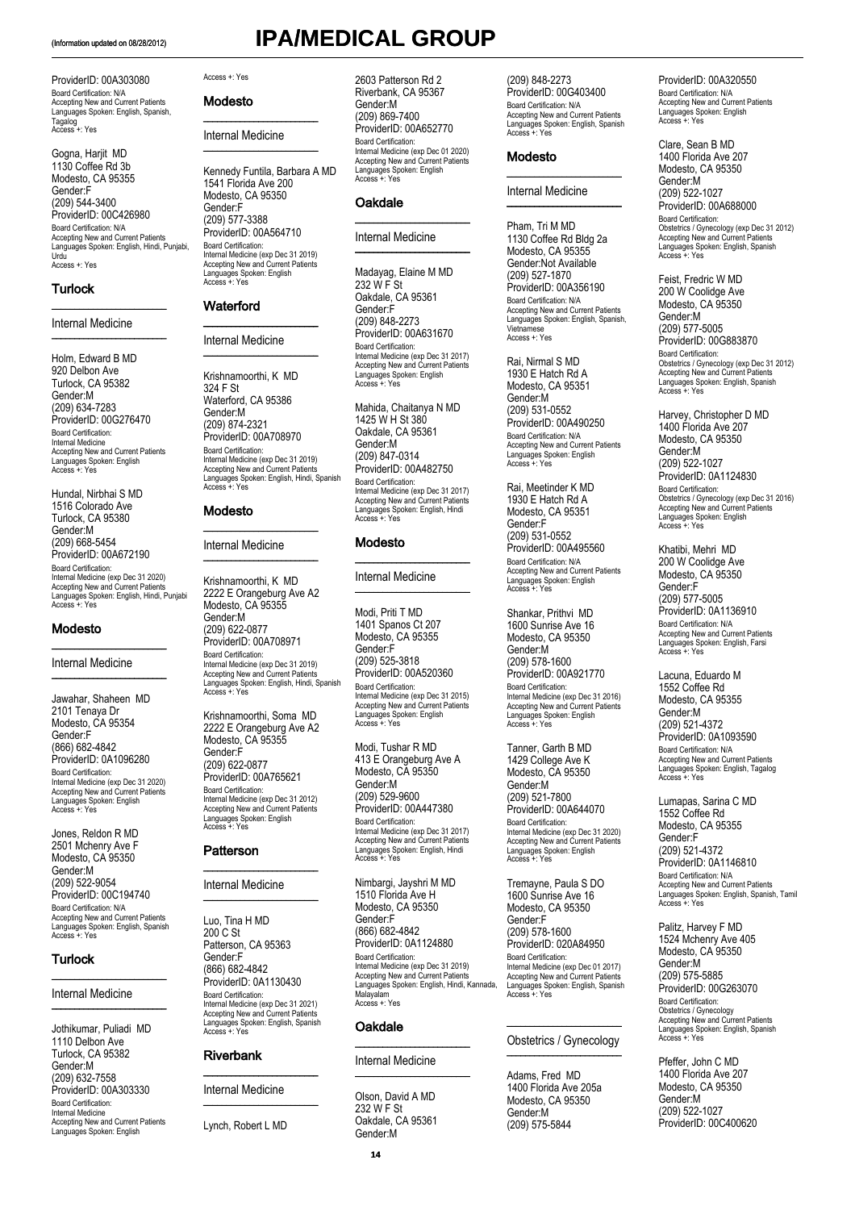(Information updated on 08/28/2012)

# IPA/MEDICAL GROUP

ProviderID: 00A303080
Board Certification: N/A
Accepting New and Current Patients
Languages Spoken: English, Spanish, Tagalog
Access +: Yes

Gogna, Harjit MD
1130 Coffee Rd 3b
Modesto, CA 95355
Gender:F
(209) 544-3400
ProviderID: 00C426980
Board Certification: N/A
Accepting New and Current Patients
Languages Spoken: English, Hindi, Punjabi, Urdu
Access +: Yes

## Turlock

### Internal Medicine

Holm, Edward B MD
920 Delbon Ave
Turlock, CA 95382
Gender:M
(209) 634-7283
ProviderID: 00G276470
Board Certification:
Internal Medicine
Accepting New and Current Patients
Languages Spoken: English
Access +: Yes

Hundal, Nirbhai S MD
1516 Colorado Ave
Turlock, CA 95380
Gender:M
(209) 668-5454
ProviderID: 00A672190
Board Certification:
Internal Medicine (exp Dec 31 2020)
Accepting New and Current Patients
Languages Spoken: English, Hindi, Punjabi
Access +: Yes

## Modesto

### Internal Medicine

Jawahar, Shaheen MD
2101 Tenaya Dr
Modesto, CA 95354
Gender:F
(866) 682-4842
ProviderID: 0A1096280
Board Certification:
Internal Medicine (exp Dec 31 2020)
Accepting New and Current Patients
Languages Spoken: English
Access +: Yes

Jones, Reldon R MD
2501 Mchenry Ave F
Modesto, CA 95350
Gender:M
(209) 522-9054
ProviderID: 00C194740
Board Certification: N/A
Accepting New and Current Patients
Languages Spoken: English, Spanish
Access +: Yes

## Turlock

### Internal Medicine

Jothikumar, Puliadi MD
1110 Delbon Ave
Turlock, CA 95382
Gender:M
(209) 632-7558
ProviderID: 00A303330
Board Certification:
Internal Medicine
Accepting New and Current Patients
Languages Spoken: English
Access +: Yes

## Modesto

### Internal Medicine

Kennedy Funtila, Barbara A MD
1541 Florida Ave 200
Modesto, CA 95350
Gender:F
(209) 577-3388
ProviderID: 00A564710
Board Certification:
Internal Medicine (exp Dec 31 2019)
Accepting New and Current Patients
Languages Spoken: English
Access +: Yes

## Waterford

### Internal Medicine

Krishnamoorthi, K MD
324 F St
Waterford, CA 95386
Gender:M
(209) 874-2321
ProviderID: 00A708970
Board Certification:
Internal Medicine (exp Dec 31 2019)
Accepting New and Current Patients
Languages Spoken: English, Hindi, Spanish
Access +: Yes

## Modesto

### Internal Medicine

Krishnamoorthi, K MD
2222 E Orangeburg Ave A2
Modesto, CA 95355
Gender:M
(209) 622-0877
ProviderID: 00A708971
Board Certification:
Internal Medicine (exp Dec 31 2019)
Accepting New and Current Patients
Languages Spoken: English, Hindi, Spanish
Access +: Yes

Krishnamoorthi, Soma MD
2222 E Orangeburg Ave A2
Modesto, CA 95355
Gender:F
(209) 622-0877
ProviderID: 00A765621
Board Certification:
Internal Medicine (exp Dec 31 2012)
Accepting New and Current Patients
Languages Spoken: English
Access +: Yes

## Patterson

### Internal Medicine

Luo, Tina H MD
200 C St
Patterson, CA 95363
Gender:F
(866) 682-4842
ProviderID: 0A1130430
Board Certification:
Internal Medicine (exp Dec 31 2021)
Accepting New and Current Patients
Languages Spoken: English, Spanish
Access +: Yes

## Riverbank

### Internal Medicine

Lynch, Robert L MD
2603 Patterson Rd 2
Riverbank, CA 95367
Gender:M
(209) 869-7400
ProviderID: 00A652770
Board Certification:
Internal Medicine (exp Dec 01 2020)
Accepting New and Current Patients
Languages Spoken: English
Access +: Yes

## Oakdale

### Internal Medicine

Madayag, Elaine M MD
232 W F St
Oakdale, CA 95361
Gender:F
(209) 848-2273
ProviderID: 00A631670
Board Certification:
Internal Medicine (exp Dec 31 2017)
Accepting New and Current Patients
Languages Spoken: English
Access +: Yes

Mahida, Chaitanya N MD
1425 W H St 380
Oakdale, CA 95361
Gender:M
(209) 847-0314
ProviderID: 00A482750
Board Certification:
Internal Medicine (exp Dec 31 2017)
Accepting New and Current Patients
Languages Spoken: English, Hindi
Access +: Yes

## Modesto

### Internal Medicine

Modi, Priti T MD
1401 Spanos Ct 207
Modesto, CA 95355
Gender:F
(209) 525-3818
ProviderID: 00A520360
Board Certification:
Internal Medicine (exp Dec 31 2015)
Accepting New and Current Patients
Languages Spoken: English
Access +: Yes

Modi, Tushar R MD
413 E Orangeburg Ave A
Modesto, CA 95350
Gender:M
(209) 529-9600
ProviderID: 00A447380
Board Certification:
Internal Medicine (exp Dec 31 2017)
Accepting New and Current Patients
Languages Spoken: English, Hindi
Access +: Yes

Nimbargi, Jayshri M MD
1510 Florida Ave H
Modesto, CA 95350
Gender:F
(866) 682-4842
ProviderID: 0A1124880
Board Certification:
Internal Medicine (exp Dec 31 2019)
Accepting New and Current Patients
Languages Spoken: English, Hindi, Kannada, Malayalam
Access +: Yes

## Oakdale

### Internal Medicine

Olson, David A MD
232 W F St
Oakdale, CA 95361
Gender:M
(209) 848-2273
ProviderID: 00G403400
Board Certification: N/A
Accepting New and Current Patients
Languages Spoken: English, Spanish
Access +: Yes

## Modesto

### Internal Medicine

Pham, Tri M MD
1130 Coffee Rd Bldg 2a
Modesto, CA 95355
Gender:Not Available
(209) 527-1870
ProviderID: 00A356190
Board Certification: N/A
Accepting New and Current Patients
Languages Spoken: English, Spanish, Vietnamese
Access +: Yes

Rai, Nirmal S MD
1930 E Hatch Rd A
Modesto, CA 95351
Gender:M
(209) 531-0552
ProviderID: 00A490250
Board Certification: N/A
Accepting New and Current Patients
Languages Spoken: English
Access +: Yes

Rai, Meetinder K MD
1930 E Hatch Rd A
Modesto, CA 95351
Gender:F
(209) 531-0552
ProviderID: 00A495560
Board Certification: N/A
Accepting New and Current Patients
Languages Spoken: English
Access +: Yes

Shankar, Prithvi MD
1600 Sunrise Ave 16
Modesto, CA 95350
Gender:M
(209) 578-1600
ProviderID: 00A921770
Board Certification:
Internal Medicine (exp Dec 31 2016)
Accepting New and Current Patients
Languages Spoken: English
Access +: Yes

Tanner, Garth B MD
1429 College Ave K
Modesto, CA 95350
Gender:M
(209) 521-7800
ProviderID: 00A644070
Board Certification:
Internal Medicine (exp Dec 31 2020)
Accepting New and Current Patients
Languages Spoken: English
Access +: Yes

Tremayne, Paula S DO
1600 Sunrise Ave 16
Modesto, CA 95350
Gender:F
(209) 578-1600
ProviderID: 020A84950
Board Certification:
Internal Medicine (exp Dec 01 2017)
Accepting New and Current Patients
Languages Spoken: English, Spanish
Access +: Yes

### Obstetrics / Gynecology

Adams, Fred MD
1400 Florida Ave 205a
Modesto, CA 95350
Gender:M
(209) 575-5844
ProviderID: 00A320550
Board Certification: N/A
Accepting New and Current Patients
Languages Spoken: English
Access +: Yes

Clare, Sean B MD
1400 Florida Ave 207
Modesto, CA 95350
Gender:M
(209) 522-1027
ProviderID: 00A688000
Board Certification:
Obstetrics / Gynecology (exp Dec 31 2012)
Accepting New and Current Patients
Languages Spoken: English, Spanish
Access +: Yes

Feist, Fredric W MD
200 W Coolidge Ave
Modesto, CA 95350
Gender:M
(209) 577-5005
ProviderID: 00G883870
Board Certification:
Obstetrics / Gynecology (exp Dec 31 2012)
Accepting New and Current Patients
Languages Spoken: English, Spanish
Access +: Yes

Harvey, Christopher D MD
1400 Florida Ave 207
Modesto, CA 95350
Gender:M
(209) 522-1027
ProviderID: 0A1124830
Board Certification:
Obstetrics / Gynecology (exp Dec 31 2016)
Accepting New and Current Patients
Languages Spoken: English
Access +: Yes

Khatibi, Mehri MD
200 W Coolidge Ave
Modesto, CA 95350
Gender:F
(209) 577-5005
ProviderID: 0A1136910
Board Certification: N/A
Accepting New and Current Patients
Languages Spoken: English, Farsi
Access +: Yes

Lacuna, Eduardo M
1552 Coffee Rd
Modesto, CA 95355
Gender:M
(209) 521-4372
ProviderID: 0A1093590
Board Certification: N/A
Accepting New and Current Patients
Languages Spoken: English, Tagalog
Access +: Yes

Lumapas, Sarina C MD
1552 Coffee Rd
Modesto, CA 95355
Gender:F
(209) 521-4372
ProviderID: 0A1146810
Board Certification: N/A
Accepting New and Current Patients
Languages Spoken: English, Spanish, Tamil
Access +: Yes

Palitz, Harvey F MD
1524 Mchenry Ave 405
Modesto, CA 95350
Gender:M
(209) 575-5885
ProviderID: 00G263070
Board Certification:
Obstetrics / Gynecology
Accepting New and Current Patients
Languages Spoken: English, Spanish
Access +: Yes

Pfeffer, John C MD
1400 Florida Ave 207
Modesto, CA 95350
Gender:M
(209) 522-1027
ProviderID: 00C400620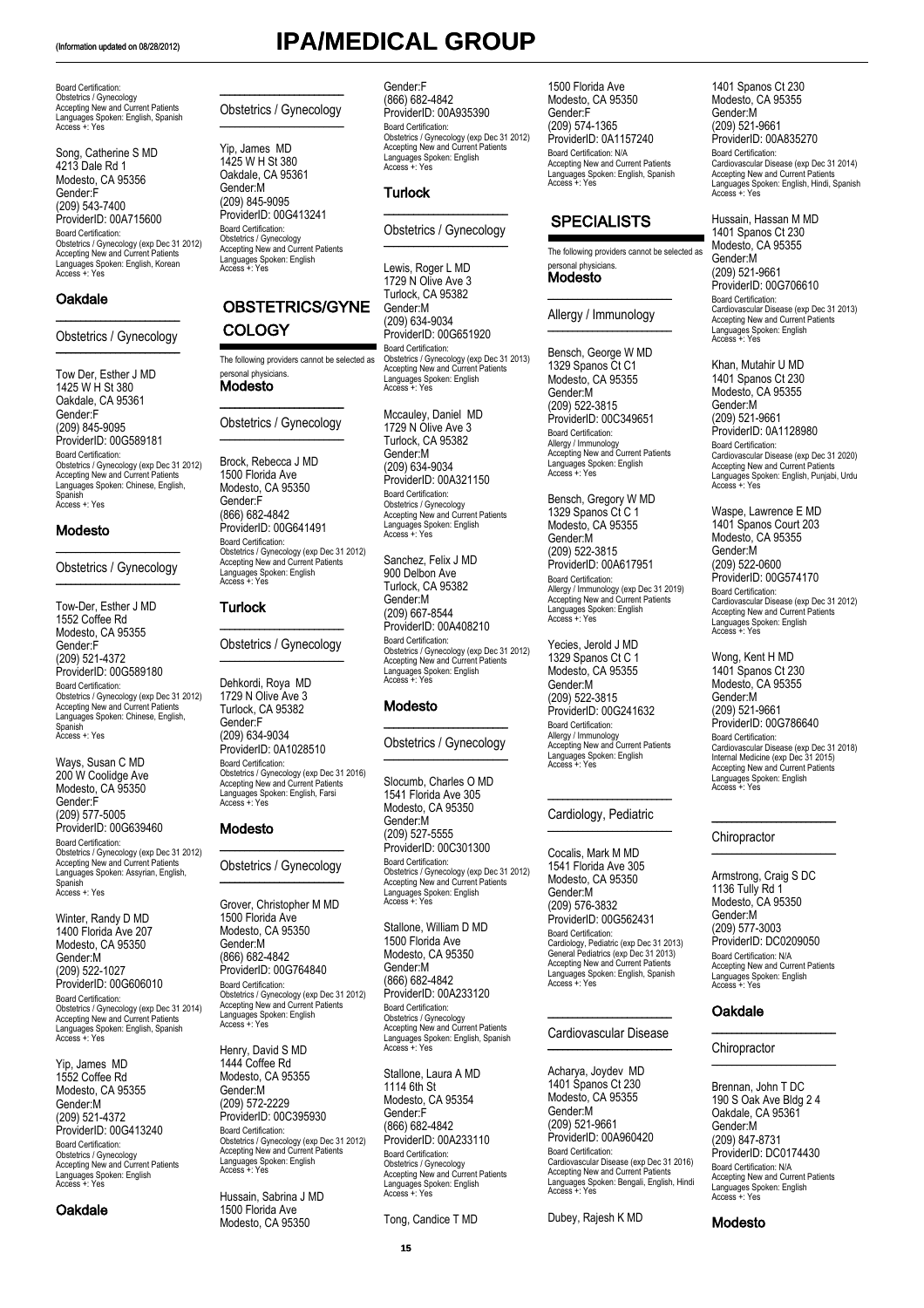(Information updated on 08/28/2012)

# IPA/MEDICAL GROUP

Board Certification:
Obstetrics / Gynecology
Accepting New and Current Patients
Languages Spoken: English, Spanish
Access +: Yes

Song, Catherine S MD
4213 Dale Rd 1
Modesto, CA 95356
Gender:F
(209) 543-7400
ProviderID: 00A715600
Board Certification:
Obstetrics / Gynecology (exp Dec 31 2012)
Accepting New and Current Patients
Languages Spoken: English, Korean
Access +: Yes

### Oakdale

Obstetrics / Gynecology

Tow Der, Esther J MD
1425 W H St 380
Oakdale, CA 95361
Gender:F
(209) 845-9095
ProviderID: 00G589181
Board Certification:
Obstetrics / Gynecology (exp Dec 31 2012)
Accepting New and Current Patients
Languages Spoken: Chinese, English, Spanish
Access +: Yes

### Modesto

Obstetrics / Gynecology

Tow-Der, Esther J MD
1552 Coffee Rd
Modesto, CA 95355
Gender:F
(209) 521-4372
ProviderID: 00G589180
Board Certification:
Obstetrics / Gynecology (exp Dec 31 2012)
Accepting New and Current Patients
Languages Spoken: Chinese, English, Spanish
Access +: Yes

Ways, Susan C MD
200 W Coolidge Ave
Modesto, CA 95350
Gender:F
(209) 577-5005
ProviderID: 00G639460
Board Certification:
Obstetrics / Gynecology (exp Dec 31 2012)
Accepting New and Current Patients
Languages Spoken: Assyrian, English, Spanish
Access +: Yes

Winter, Randy D MD
1400 Florida Ave 207
Modesto, CA 95350
Gender:M
(209) 522-1027
ProviderID: 00G606010
Board Certification:
Obstetrics / Gynecology (exp Dec 31 2014)
Accepting New and Current Patients
Languages Spoken: English, Spanish
Access +: Yes

Yip, James MD
1552 Coffee Rd
Modesto, CA 95355
Gender:M
(209) 521-4372
ProviderID: 00G413240
Board Certification:
Obstetrics / Gynecology
Accepting New and Current Patients
Languages Spoken: English
Access +: Yes

### Oakdale

Obstetrics / Gynecology

Yip, James MD
1425 W H St 380
Oakdale, CA 95361
Gender:M
(209) 845-9095
ProviderID: 00G413241
Board Certification:
Obstetrics / Gynecology
Accepting New and Current Patients
Languages Spoken: English
Access +: Yes

## OBSTETRICS/GYNECOLOGY

The following providers cannot be selected as personal physicians.

### Modesto

Obstetrics / Gynecology

Brock, Rebecca J MD
1500 Florida Ave
Modesto, CA 95350
Gender:F
(866) 682-4842
ProviderID: 00G641491
Board Certification:
Obstetrics / Gynecology (exp Dec 31 2012)
Accepting New and Current Patients
Languages Spoken: English
Access +: Yes

### Turlock

Obstetrics / Gynecology

Dehkordi, Roya MD
1729 N Olive Ave 3
Turlock, CA 95382
Gender:F
(209) 634-9034
ProviderID: 0A1028510
Board Certification:
Obstetrics / Gynecology (exp Dec 31 2016)
Accepting New and Current Patients
Languages Spoken: English, Farsi
Access +: Yes

### Modesto

Obstetrics / Gynecology

Grover, Christopher M MD
1500 Florida Ave
Modesto, CA 95350
Gender:M
(866) 682-4842
ProviderID: 00G764840
Board Certification:
Obstetrics / Gynecology (exp Dec 31 2012)
Accepting New and Current Patients
Languages Spoken: English
Access +: Yes

Henry, David S MD
1444 Coffee Rd
Modesto, CA 95355
Gender:M
(209) 572-2229
ProviderID: 00C395930
Board Certification:
Obstetrics / Gynecology (exp Dec 31 2012)
Accepting New and Current Patients
Languages Spoken: English
Access +: Yes

Hussain, Sabrina J MD
1500 Florida Ave
Modesto, CA 95350
Gender:F
(866) 682-4842
ProviderID: 00A935390
Board Certification:
Obstetrics / Gynecology (exp Dec 31 2012)
Accepting New and Current Patients
Languages Spoken: English
Access +: Yes

### Turlock

Obstetrics / Gynecology

Lewis, Roger L MD
1729 N Olive Ave 3
Turlock, CA 95382
Gender:M
(209) 634-9034
ProviderID: 00G651920
Board Certification:
Obstetrics / Gynecology (exp Dec 31 2013)
Accepting New and Current Patients
Languages Spoken: English
Access +: Yes

Mccauley, Daniel MD
1729 N Olive Ave 3
Turlock, CA 95382
Gender:M
(209) 634-9034
ProviderID: 00A321150
Board Certification:
Obstetrics / Gynecology
Accepting New and Current Patients
Languages Spoken: English
Access +: Yes

Sanchez, Felix J MD
900 Delbon Ave
Turlock, CA 95382
Gender:M
(209) 667-8544
ProviderID: 00A408210
Board Certification:
Obstetrics / Gynecology (exp Dec 31 2012)
Accepting New and Current Patients
Languages Spoken: English
Access +: Yes

### Modesto

Obstetrics / Gynecology

Slocumb, Charles O MD
1541 Florida Ave 305
Modesto, CA 95350
Gender:M
(209) 527-5555
ProviderID: 00C301300
Board Certification:
Obstetrics / Gynecology (exp Dec 31 2012)
Accepting New and Current Patients
Languages Spoken: English
Access +: Yes

Stallone, William D MD
1500 Florida Ave
Modesto, CA 95350
Gender:M
(866) 682-4842
ProviderID: 00A233120
Board Certification:
Obstetrics / Gynecology
Accepting New and Current Patients
Languages Spoken: English, Spanish
Access +: Yes

Stallone, Laura A MD
1114 6th St
Modesto, CA 95354
Gender:F
(866) 682-4842
ProviderID: 00A233110
Board Certification:
Obstetrics / Gynecology
Accepting New and Current Patients
Languages Spoken: English
Access +: Yes

Tong, Candice T MD
1500 Florida Ave
Modesto, CA 95350
Gender:F
(209) 574-1365
ProviderID: 0A1157240
Board Certification: N/A
Accepting New and Current Patients
Languages Spoken: English, Spanish
Access +: Yes

## SPECIALISTS

The following providers cannot be selected as personal physicians.

### Modesto

Allergy / Immunology

Bensch, George W MD
1329 Spanos Ct C1
Modesto, CA 95355
Gender:M
(209) 522-3815
ProviderID: 00C349651
Board Certification:
Allergy / Immunology
Accepting New and Current Patients
Languages Spoken: English
Access +: Yes

Bensch, Gregory W MD
1329 Spanos Ct C 1
Modesto, CA 95355
Gender:M
(209) 522-3815
ProviderID: 00A617951
Board Certification:
Allergy / Immunology (exp Dec 31 2019)
Accepting New and Current Patients
Languages Spoken: English
Access +: Yes

Yecies, Jerold J MD
1329 Spanos Ct C 1
Modesto, CA 95355
Gender:M
(209) 522-3815
ProviderID: 00G241632
Board Certification:
Allergy / Immunology
Accepting New and Current Patients
Languages Spoken: English
Access +: Yes

Cardiology, Pediatric

Cocalis, Mark M MD
1541 Florida Ave 305
Modesto, CA 95350
Gender:M
(209) 576-3832
ProviderID: 00G562431
Board Certification:
Cardiology, Pediatric (exp Dec 31 2013)
General Pediatrics (exp Dec 31 2013)
Accepting New and Current Patients
Languages Spoken: English, Spanish
Access +: Yes

Cardiovascular Disease

Acharya, Joydev MD
1401 Spanos Ct 230
Modesto, CA 95355
Gender:M
(209) 521-9661
ProviderID: 00A960420
Board Certification:
Cardiovascular Disease (exp Dec 31 2016)
Accepting New and Current Patients
Languages Spoken: Bengali, English, Hindi
Access +: Yes

Dubey, Rajesh K MD
1401 Spanos Ct 230
Modesto, CA 95355
Gender:M
(209) 521-9661
ProviderID: 00A835270
Board Certification:
Cardiovascular Disease (exp Dec 31 2014)
Accepting New and Current Patients
Languages Spoken: English, Hindi, Spanish
Access +: Yes

Hussain, Hassan M MD
1401 Spanos Ct 230
Modesto, CA 95355
Gender:M
(209) 521-9661
ProviderID: 00G706610
Board Certification:
Cardiovascular Disease (exp Dec 31 2013)
Accepting New and Current Patients
Languages Spoken: English
Access +: Yes

Khan, Mutahir U MD
1401 Spanos Ct 230
Modesto, CA 95355
Gender:M
(209) 521-9661
ProviderID: 0A1128980
Board Certification:
Cardiovascular Disease (exp Dec 31 2020)
Accepting New and Current Patients
Languages Spoken: English, Punjabi, Urdu
Access +: Yes

Waspe, Lawrence E MD
1401 Spanos Court 203
Modesto, CA 95355
Gender:M
(209) 522-0600
ProviderID: 00G574170
Board Certification:
Cardiovascular Disease (exp Dec 31 2012)
Accepting New and Current Patients
Languages Spoken: English
Access +: Yes

Wong, Kent H MD
1401 Spanos Ct 230
Modesto, CA 95355
Gender:M
(209) 521-9661
ProviderID: 00G786640
Board Certification:
Cardiovascular Disease (exp Dec 31 2018)
Internal Medicine (exp Dec 31 2015)
Accepting New and Current Patients
Languages Spoken: English
Access +: Yes

Chiropractor

Armstrong, Craig S DC
1136 Tully Rd 1
Modesto, CA 95350
Gender:M
(209) 577-3003
ProviderID: DC0209050
Board Certification: N/A
Accepting New and Current Patients
Languages Spoken: English
Access +: Yes

### Oakdale

Chiropractor

Brennan, John T DC
190 S Oak Ave Bldg 2 4
Oakdale, CA 95361
Gender:M
(209) 847-8731
ProviderID: DC0174430
Board Certification: N/A
Accepting New and Current Patients
Languages Spoken: English
Access +: Yes

### Modesto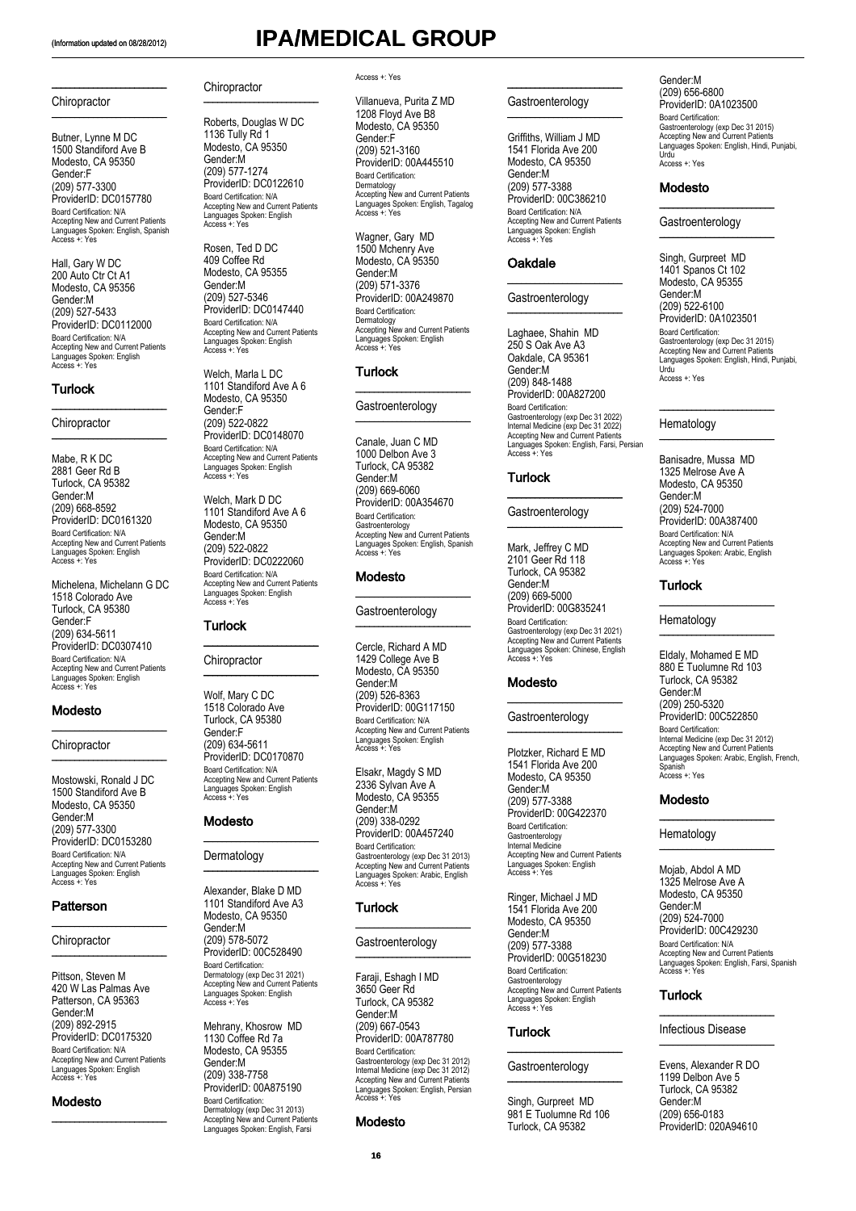(Information updated on 08/28/2012)

# IPA/MEDICAL GROUP

### Chiropractor

Butner, Lynne M DC
1500 Standiford Ave B
Modesto, CA 95350
Gender:F
(209) 577-3300
ProviderID: DC0157780
Board Certification: N/A
Accepting New and Current Patients
Languages Spoken: English, Spanish
Access +: Yes

Hall, Gary W DC
200 Auto Ctr Ct A1
Modesto, CA 95356
Gender:M
(209) 527-5433
ProviderID: DC0112000
Board Certification: N/A
Accepting New and Current Patients
Languages Spoken: English
Access +: Yes

## Turlock

### Chiropractor

Mabe, R K DC
2881 Geer Rd B
Turlock, CA 95382
Gender:M
(209) 668-8592
ProviderID: DC0161320
Board Certification: N/A
Accepting New and Current Patients
Languages Spoken: English
Access +: Yes

Michelena, Michelann G DC
1518 Colorado Ave
Turlock, CA 95380
Gender:F
(209) 634-5611
ProviderID: DC0307410
Board Certification: N/A
Accepting New and Current Patients
Languages Spoken: English
Access +: Yes

## Modesto

### Chiropractor

Mostowski, Ronald J DC
1500 Standiford Ave B
Modesto, CA 95350
Gender:M
(209) 577-3300
ProviderID: DC0153280
Board Certification: N/A
Accepting New and Current Patients
Languages Spoken: English
Access +: Yes

## Patterson

### Chiropractor

Pittson, Steven M
420 W Las Palmas Ave
Patterson, CA 95363
Gender:M
(209) 892-2915
ProviderID: DC0175320
Board Certification: N/A
Accepting New and Current Patients
Languages Spoken: English
Access +: Yes

## Modesto

### Chiropractor

Roberts, Douglas W DC
1136 Tully Rd 1
Modesto, CA 95350
Gender:M
(209) 577-1274
ProviderID: DC0122610
Board Certification: N/A
Accepting New and Current Patients
Languages Spoken: English
Access +: Yes

Rosen, Ted D DC
409 Coffee Rd
Modesto, CA 95355
Gender:M
(209) 527-5346
ProviderID: DC0147440
Board Certification: N/A
Accepting New and Current Patients
Languages Spoken: English
Access +: Yes

Welch, Marla L DC
1101 Standiford Ave A 6
Modesto, CA 95350
Gender:F
(209) 522-0822
ProviderID: DC0148070
Board Certification: N/A
Accepting New and Current Patients
Languages Spoken: English
Access +: Yes

Welch, Mark D DC
1101 Standiford Ave A 6
Modesto, CA 95350
Gender:M
(209) 522-0822
ProviderID: DC0222060
Board Certification: N/A
Accepting New and Current Patients
Languages Spoken: English
Access +: Yes

## Turlock

### Chiropractor

Wolf, Mary C DC
1518 Colorado Ave
Turlock, CA 95380
Gender:F
(209) 634-5611
ProviderID: DC0170870
Board Certification: N/A
Accepting New and Current Patients
Languages Spoken: English
Access +: Yes

## Modesto

### Dermatology

Alexander, Blake D MD
1101 Standiford Ave A3
Modesto, CA 95350
Gender:M
(209) 578-5072
ProviderID: 00C528490
Board Certification:
Dermatology (exp Dec 31 2021)
Accepting New and Current Patients
Languages Spoken: English
Access +: Yes

Mehrany, Khosrow MD
1130 Coffee Rd 7a
Modesto, CA 95355
Gender:M
(209) 338-7758
ProviderID: 00A875190
Board Certification:
Dermatology (exp Dec 31 2013)
Accepting New and Current Patients
Languages Spoken: English, Farsi
Access +: Yes

Villanueva, Purita Z MD
1208 Floyd Ave B8
Modesto, CA 95350
Gender:F
(209) 521-3160
ProviderID: 00A445510
Board Certification:
Dermatology
Accepting New and Current Patients
Languages Spoken: English, Tagalog
Access +: Yes

Wagner, Gary MD
1500 Mchenry Ave
Modesto, CA 95350
Gender:M
(209) 571-3376
ProviderID: 00A249870
Board Certification:
Dermatology
Accepting New and Current Patients
Languages Spoken: English
Access +: Yes

## Turlock

### Gastroenterology

Canale, Juan C MD
1000 Delbon Ave 3
Turlock, CA 95382
Gender:M
(209) 669-6060
ProviderID: 00A354670
Board Certification:
Gastroenterology
Accepting New and Current Patients
Languages Spoken: English, Spanish
Access +: Yes

## Modesto

### Gastroenterology

Cercle, Richard A MD
1429 College Ave B
Modesto, CA 95350
Gender:M
(209) 526-8363
ProviderID: 00G117150
Board Certification: N/A
Accepting New and Current Patients
Languages Spoken: English
Access +: Yes

Elsakr, Magdy S MD
2336 Sylvan Ave A
Modesto, CA 95355
Gender:M
(209) 338-0292
ProviderID: 00A457240
Board Certification:
Gastroenterology (exp Dec 31 2013)
Accepting New and Current Patients
Languages Spoken: Arabic, English
Access +: Yes

## Turlock

### Gastroenterology

Faraji, Eshagh I MD
3650 Geer Rd
Turlock, CA 95382
Gender:M
(209) 667-0543
ProviderID: 00A787780
Board Certification:
Gastroenterology (exp Dec 31 2012)
Internal Medicine (exp Dec 31 2012)
Accepting New and Current Patients
Languages Spoken: English, Persian
Access +: Yes

## Modesto

### Gastroenterology

Griffiths, William J MD
1541 Florida Ave 200
Modesto, CA 95350
Gender:M
(209) 577-3388
ProviderID: 00C386210
Board Certification: N/A
Accepting New and Current Patients
Languages Spoken: English
Access +: Yes

## Oakdale

### Gastroenterology

Laghaee, Shahin MD
250 S Oak Ave A3
Oakdale, CA 95361
Gender:M
(209) 848-1488
ProviderID: 00A827200
Board Certification:
Gastroenterology (exp Dec 31 2022)
Internal Medicine (exp Dec 31 2022)
Accepting New and Current Patients
Languages Spoken: English, Farsi, Persian
Access +: Yes

## Turlock

### Gastroenterology

Mark, Jeffrey C MD
2101 Geer Rd 118
Turlock, CA 95382
Gender:M
(209) 669-5000
ProviderID: 00G835241
Board Certification:
Gastroenterology (exp Dec 31 2021)
Accepting New and Current Patients
Languages Spoken: Chinese, English
Access +: Yes

## Modesto

### Gastroenterology

Plotzker, Richard E MD
1541 Florida Ave 200
Modesto, CA 95350
Gender:M
(209) 577-3388
ProviderID: 00G422370
Board Certification:
Gastroenterology
Internal Medicine
Accepting New and Current Patients
Languages Spoken: English
Access +: Yes

Ringer, Michael J MD
1541 Florida Ave 200
Modesto, CA 95350
Gender:M
(209) 577-3388
ProviderID: 00G518230
Board Certification:
Gastroenterology
Accepting New and Current Patients
Languages Spoken: English
Access +: Yes

## Turlock

### Gastroenterology

Singh, Gurpreet MD
981 E Tuolumne Rd 106
Turlock, CA 95382
Gender:M
(209) 656-6800
ProviderID: 0A1023500
Board Certification:
Gastroenterology (exp Dec 31 2015)
Accepting New and Current Patients
Languages Spoken: English, Hindi, Punjabi, Urdu
Access +: Yes

## Modesto

### Gastroenterology

Singh, Gurpreet MD
1401 Spanos Ct 102
Modesto, CA 95355
Gender:M
(209) 522-6100
ProviderID: 0A1023501
Board Certification:
Gastroenterology (exp Dec 31 2015)
Accepting New and Current Patients
Languages Spoken: English, Hindi, Punjabi, Urdu
Access +: Yes

### Hematology

Banisadre, Mussa MD
1325 Melrose Ave A
Modesto, CA 95350
Gender:M
(209) 524-7000
ProviderID: 00A387400
Board Certification: N/A
Accepting New and Current Patients
Languages Spoken: Arabic, English
Access +: Yes

## Turlock

### Hematology

Eldaly, Mohamed E MD
880 E Tuolumne Rd 103
Turlock, CA 95382
Gender:M
(209) 250-5320
ProviderID: 00C522850
Board Certification:
Internal Medicine (exp Dec 31 2012)
Accepting New and Current Patients
Languages Spoken: Arabic, English, French, Spanish
Access +: Yes

## Modesto

### Hematology

Mojab, Abdol A MD
1325 Melrose Ave A
Modesto, CA 95350
Gender:M
(209) 524-7000
ProviderID: 00C429230
Board Certification: N/A
Accepting New and Current Patients
Languages Spoken: English, Farsi, Spanish
Access +: Yes

## Turlock

### Infectious Disease

Evens, Alexander R DO
1199 Delbon Ave 5
Turlock, CA 95382
Gender:M
(209) 656-0183
ProviderID: 020A94610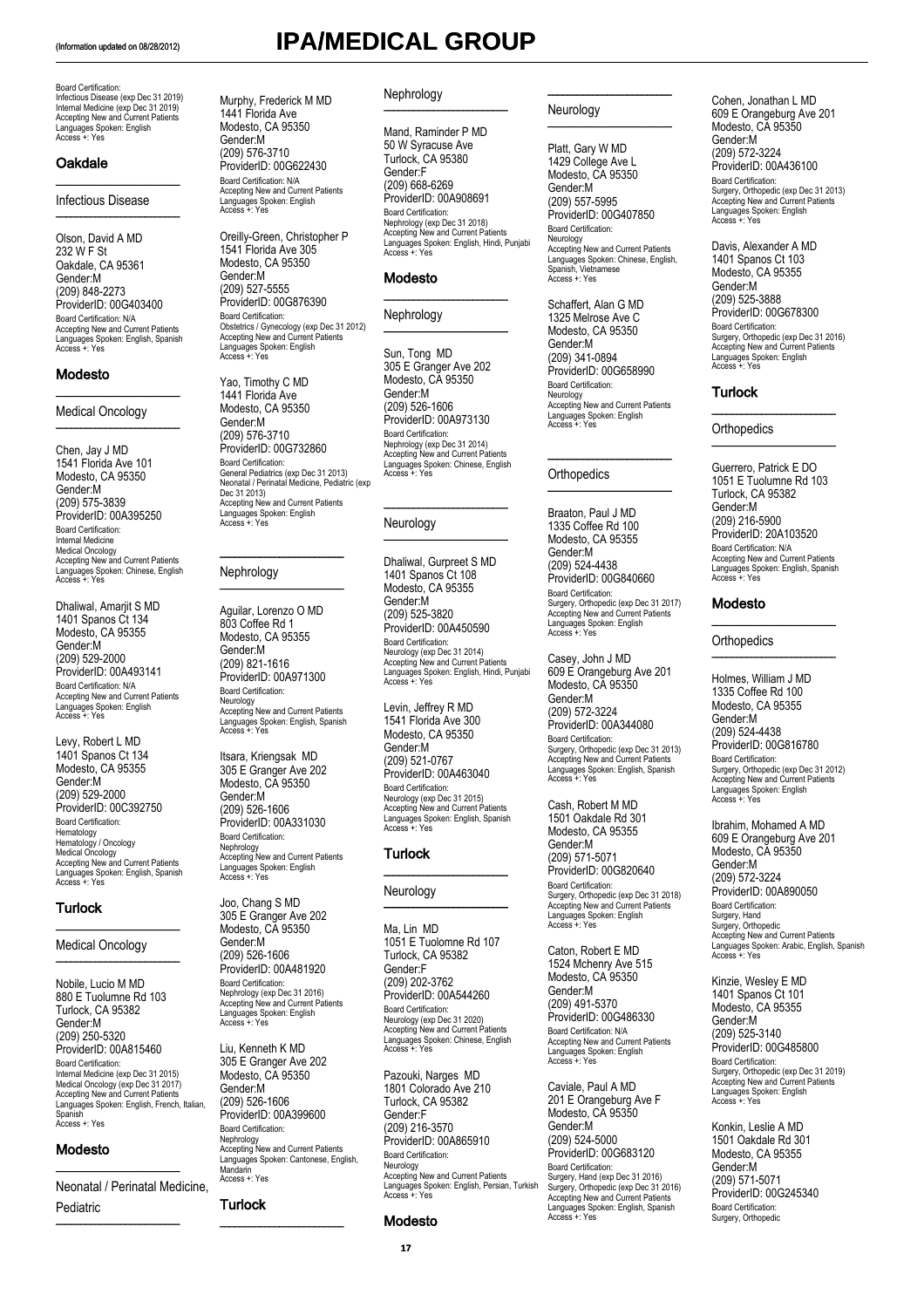(Information updated on 08/28/2012)

# IPA/MEDICAL GROUP

Board Certification:
Infectious Disease (exp Dec 31 2019)
Internal Medicine (exp Dec 31 2019)
Accepting New and Current Patients
Languages Spoken: English
Access +: Yes

## Oakdale

### Infectious Disease

Olson, David A MD
232 W F St
Oakdale, CA 95361
Gender:M
(209) 848-2273
ProviderID: 00G403400
Board Certification: N/A
Accepting New and Current Patients
Languages Spoken: English, Spanish
Access +: Yes

## Modesto

### Medical Oncology

Chen, Jay J MD
1541 Florida Ave 101
Modesto, CA 95350
Gender:M
(209) 575-3839
ProviderID: 00A395250
Board Certification:
Internal Medicine
Medical Oncology
Accepting New and Current Patients
Languages Spoken: Chinese, English
Access +: Yes

Dhaliwal, Amarjit S MD
1401 Spanos Ct 134
Modesto, CA 95355
Gender:M
(209) 529-2000
ProviderID: 00A493141
Board Certification: N/A
Accepting New and Current Patients
Languages Spoken: English
Access +: Yes

Levy, Robert L MD
1401 Spanos Ct 134
Modesto, CA 95355
Gender:M
(209) 529-2000
ProviderID: 00C392750
Board Certification:
Hematology
Hematology / Oncology
Medical Oncology
Accepting New and Current Patients
Languages Spoken: English, Spanish
Access +: Yes

## Turlock

### Medical Oncology

Nobile, Lucio M MD
880 E Tuolumne Rd 103
Turlock, CA 95382
Gender:M
(209) 250-5320
ProviderID: 00A815460
Board Certification:
Internal Medicine (exp Dec 31 2015)
Medical Oncology (exp Dec 31 2017)
Accepting New and Current Patients
Languages Spoken: English, French, Italian, Spanish
Access +: Yes

## Modesto

### Neonatal / Perinatal Medicine, Pediatric

Murphy, Frederick M MD
1441 Florida Ave
Modesto, CA 95350
Gender:M
(209) 576-3710
ProviderID: 00G622430
Board Certification: N/A
Accepting New and Current Patients
Languages Spoken: English
Access +: Yes

Oreilly-Green, Christopher P
1541 Florida Ave 305
Modesto, CA 95350
Gender:M
(209) 527-5555
ProviderID: 00G876390
Board Certification:
Obstetrics / Gynecology (exp Dec 31 2012)
Accepting New and Current Patients
Languages Spoken: English
Access +: Yes

Yao, Timothy C MD
1441 Florida Ave
Modesto, CA 95350
Gender:M
(209) 576-3710
ProviderID: 00G732860
Board Certification:
General Pediatrics (exp Dec 31 2013)
Neonatal / Perinatal Medicine, Pediatric (exp Dec 31 2013)
Accepting New and Current Patients
Languages Spoken: English
Access +: Yes

### Nephrology

Aguilar, Lorenzo O MD
803 Coffee Rd 1
Modesto, CA 95355
Gender:M
(209) 821-1616
ProviderID: 00A971300
Board Certification:
Neurology
Accepting New and Current Patients
Languages Spoken: English, Spanish
Access +: Yes

Itsara, Kriengsak MD
305 E Granger Ave 202
Modesto, CA 95350
Gender:M
(209) 526-1606
ProviderID: 00A331030
Board Certification:
Nephrology
Accepting New and Current Patients
Languages Spoken: English
Access +: Yes

Joo, Chang S MD
305 E Granger Ave 202
Modesto, CA 95350
Gender:M
(209) 526-1606
ProviderID: 00A481920
Board Certification:
Nephrology (exp Dec 31 2016)
Accepting New and Current Patients
Languages Spoken: English
Access +: Yes

Liu, Kenneth K MD
305 E Granger Ave 202
Modesto, CA 95350
Gender:M
(209) 526-1606
ProviderID: 00A399600
Board Certification:
Nephrology
Accepting New and Current Patients
Languages Spoken: Cantonese, English, Mandarin
Access +: Yes

## Turlock

### Nephrology

Mand, Raminder P MD
50 W Syracuse Ave
Turlock, CA 95380
Gender:F
(209) 668-6269
ProviderID: 00A908691
Board Certification:
Nephrology (exp Dec 31 2018)
Accepting New and Current Patients
Languages Spoken: English, Hindi, Punjabi
Access +: Yes

## Modesto

### Nephrology

Sun, Tong MD
305 E Granger Ave 202
Modesto, CA 95350
Gender:M
(209) 526-1606
ProviderID: 00A973130
Board Certification:
Nephrology (exp Dec 31 2014)
Accepting New and Current Patients
Languages Spoken: Chinese, English
Access +: Yes

### Neurology

Dhaliwal, Gurpreet S MD
1401 Spanos Ct 108
Modesto, CA 95355
Gender:M
(209) 525-3820
ProviderID: 00A450590
Board Certification:
Neurology (exp Dec 31 2014)
Accepting New and Current Patients
Languages Spoken: English, Hindi, Punjabi
Access +: Yes

Levin, Jeffrey R MD
1541 Florida Ave 300
Modesto, CA 95350
Gender:M
(209) 521-0767
ProviderID: 00A463040
Board Certification:
Neurology (exp Dec 31 2015)
Accepting New and Current Patients
Languages Spoken: English, Spanish
Access +: Yes

## Turlock

### Neurology

Ma, Lin MD
1051 E Tuolomne Rd 107
Turlock, CA 95382
Gender:F
(209) 202-3762
ProviderID: 00A544260
Board Certification:
Neurology (exp Dec 31 2020)
Accepting New and Current Patients
Languages Spoken: Chinese, English
Access +: Yes

Pazouki, Narges MD
1801 Colorado Ave 210
Turlock, CA 95382
Gender:F
(209) 216-3570
ProviderID: 00A865910
Board Certification:
Neurology
Accepting New and Current Patients
Languages Spoken: English, Persian, Turkish
Access +: Yes

## Modesto

### Neurology

Platt, Gary W MD
1429 College Ave L
Modesto, CA 95350
Gender:M
(209) 557-5995
ProviderID: 00G407850
Board Certification:
Neurology
Accepting New and Current Patients
Languages Spoken: Chinese, English, Spanish, Vietnamese
Access +: Yes

Schaffert, Alan G MD
1325 Melrose Ave C
Modesto, CA 95350
Gender:M
(209) 341-0894
ProviderID: 00G658990
Board Certification:
Neurology
Accepting New and Current Patients
Languages Spoken: English
Access +: Yes

### Orthopedics

Braaton, Paul J MD
1335 Coffee Rd 100
Modesto, CA 95355
Gender:M
(209) 524-4438
ProviderID: 00G840660
Board Certification:
Surgery, Orthopedic (exp Dec 31 2017)
Accepting New and Current Patients
Languages Spoken: English
Access +: Yes

Casey, John J MD
609 E Orangeburg Ave 201
Modesto, CA 95350
Gender:M
(209) 572-3224
ProviderID: 00A344080
Board Certification:
Surgery, Orthopedic (exp Dec 31 2013)
Accepting New and Current Patients
Languages Spoken: English, Spanish
Access +: Yes

Cash, Robert M MD
1501 Oakdale Rd 301
Modesto, CA 95355
Gender:M
(209) 571-5071
ProviderID: 00G820640
Board Certification:
Surgery, Orthopedic (exp Dec 31 2018)
Accepting New and Current Patients
Languages Spoken: English
Access +: Yes

Caton, Robert E MD
1524 Mchenry Ave 515
Modesto, CA 95350
Gender:M
(209) 491-5370
ProviderID: 00G486330
Board Certification: N/A
Accepting New and Current Patients
Languages Spoken: English
Access +: Yes

Caviale, Paul A MD
201 E Orangeburg Ave F
Modesto, CA 95350
Gender:M
(209) 524-5000
ProviderID: 00G683120
Board Certification:
Surgery, Hand (exp Dec 31 2016)
Surgery, Orthopedic (exp Dec 31 2016)
Accepting New and Current Patients
Languages Spoken: English, Spanish
Access +: Yes

Cohen, Jonathan L MD
609 E Orangeburg Ave 201
Modesto, CA 95350
Gender:M
(209) 572-3224
ProviderID: 00A436100
Board Certification:
Surgery, Orthopedic (exp Dec 31 2013)
Accepting New and Current Patients
Languages Spoken: English
Access +: Yes

Davis, Alexander A MD
1401 Spanos Ct 103
Modesto, CA 95355
Gender:M
(209) 525-3888
ProviderID: 00G678300
Board Certification:
Surgery, Orthopedic (exp Dec 31 2016)
Accepting New and Current Patients
Languages Spoken: English
Access +: Yes

## Turlock

### Orthopedics

Guerrero, Patrick E DO
1051 E Tuolumne Rd 103
Turlock, CA 95382
Gender:M
(209) 216-5900
ProviderID: 20A103520
Board Certification: N/A
Accepting New and Current Patients
Languages Spoken: English, Spanish
Access +: Yes

## Modesto

### Orthopedics

Holmes, William J MD
1335 Coffee Rd 100
Modesto, CA 95355
Gender:M
(209) 524-4438
ProviderID: 00G816780
Board Certification:
Surgery, Orthopedic (exp Dec 31 2012)
Accepting New and Current Patients
Languages Spoken: English
Access +: Yes

Ibrahim, Mohamed A MD
609 E Orangeburg Ave 201
Modesto, CA 95350
Gender:M
(209) 572-3224
ProviderID: 00A890050
Board Certification:
Surgery, Hand
Surgery, Orthopedic
Accepting New and Current Patients
Languages Spoken: Arabic, English, Spanish
Access +: Yes

Kinzie, Wesley E MD
1401 Spanos Ct 101
Modesto, CA 95355
Gender:M
(209) 525-3140
ProviderID: 00G485800
Board Certification:
Surgery, Orthopedic (exp Dec 31 2019)
Accepting New and Current Patients
Languages Spoken: English
Access +: Yes

Konkin, Leslie A MD
1501 Oakdale Rd 301
Modesto, CA 95355
Gender:M
(209) 571-5071
ProviderID: 00G245340
Board Certification:
Surgery, Orthopedic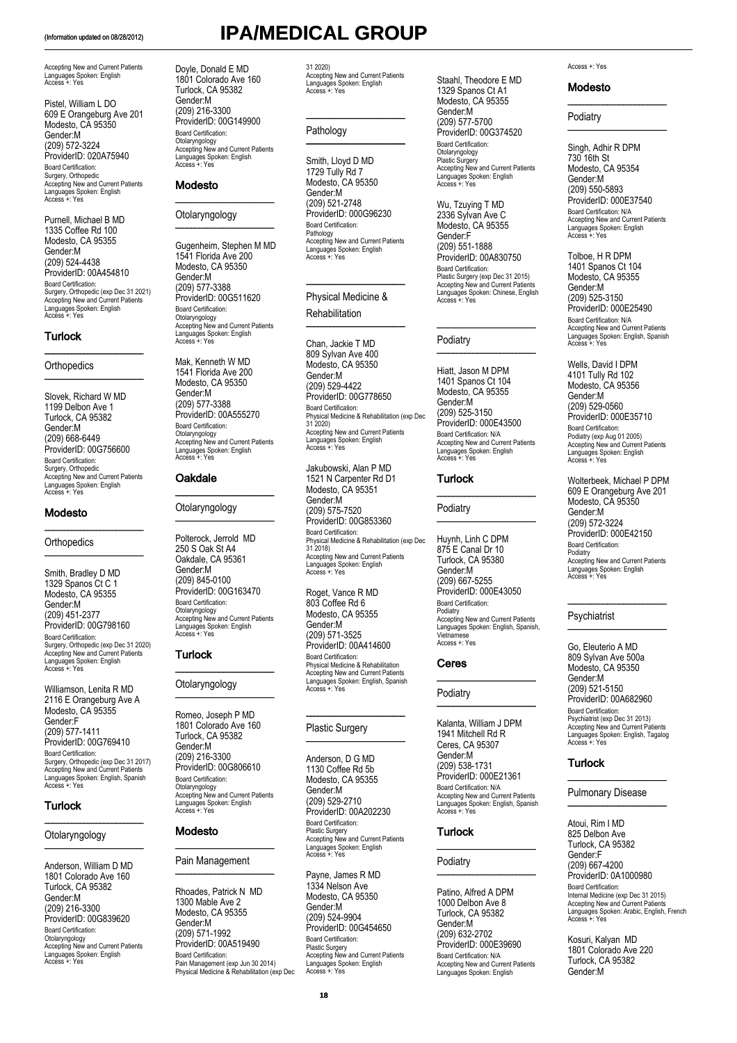(Information updated on 08/28/2012)

# IPA/MEDICAL GROUP

Accepting New and Current Patients
Languages Spoken: English
Access +: Yes

Pistel, William L DO
609 E Orangeburg Ave 201
Modesto, CA 95350
Gender:M
(209) 572-3224
ProviderID: 020A75940
Board Certification:
Surgery, Orthopedic
Accepting New and Current Patients
Languages Spoken: English
Access +: Yes

Purnell, Michael B MD
1335 Coffee Rd 100
Modesto, CA 95355
Gender:M
(209) 524-4438
ProviderID: 00A454810
Board Certification:
Surgery, Orthopedic (exp Dec 31 2021)
Accepting New and Current Patients
Languages Spoken: English
Access +: Yes

## Turlock

### Orthopedics

Slovek, Richard W MD
1199 Delbon Ave 1
Turlock, CA 95382
Gender:M
(209) 668-6449
ProviderID: 00G756600
Board Certification:
Surgery, Orthopedic
Accepting New and Current Patients
Languages Spoken: English
Access +: Yes

## Modesto

### Orthopedics

Smith, Bradley D MD
1329 Spanos Ct C 1
Modesto, CA 95355
Gender:M
(209) 451-2377
ProviderID: 00G798160
Board Certification:
Surgery, Orthopedic (exp Dec 31 2020)
Accepting New and Current Patients
Languages Spoken: English
Access +: Yes

Williamson, Lenita R MD
2116 E Orangeburg Ave A
Modesto, CA 95355
Gender:F
(209) 577-1411
ProviderID: 00G769410
Board Certification:
Surgery, Orthopedic (exp Dec 31 2017)
Accepting New and Current Patients
Languages Spoken: English, Spanish
Access +: Yes

## Turlock

### Otolaryngology

Anderson, William D MD
1801 Colorado Ave 160
Turlock, CA 95382
Gender:M
(209) 216-3300
ProviderID: 00G839620
Board Certification:
Otolaryngology
Accepting New and Current Patients
Languages Spoken: English
Access +: Yes

Doyle, Donald E MD
1801 Colorado Ave 160
Turlock, CA 95382
Gender:M
(209) 216-3300
ProviderID: 00G149900
Board Certification:
Otolaryngology
Accepting New and Current Patients
Languages Spoken: English
Access +: Yes

## Modesto

### Otolaryngology

Gugenheim, Stephen M MD
1541 Florida Ave 200
Modesto, CA 95350
Gender:M
(209) 577-3388
ProviderID: 00G511620
Board Certification:
Otolaryngology
Accepting New and Current Patients
Languages Spoken: English
Access +: Yes

Mak, Kenneth W MD
1541 Florida Ave 200
Modesto, CA 95350
Gender:M
(209) 577-3388
ProviderID: 00A555270
Board Certification:
Otolaryngology
Accepting New and Current Patients
Languages Spoken: English
Access +: Yes

## Oakdale

### Otolaryngology

Polterock, Jerrold MD
250 S Oak St A4
Oakdale, CA 95361
Gender:M
(209) 845-0100
ProviderID: 00G163470
Board Certification:
Otolaryngology
Accepting New and Current Patients
Languages Spoken: English
Access +: Yes

## Turlock

### Otolaryngology

Romeo, Joseph P MD
1801 Colorado Ave 160
Turlock, CA 95382
Gender:M
(209) 216-3300
ProviderID: 00G806610
Board Certification:
Otolaryngology
Accepting New and Current Patients
Languages Spoken: English
Access +: Yes

## Modesto

### Pain Management

Rhoades, Patrick N MD
1300 Mable Ave 2
Modesto, CA 95355
Gender:M
(209) 571-1992
ProviderID: 00A519490
Board Certification:
Pain Management (exp Jun 30 2014)
Physical Medicine & Rehabilitation (exp Dec 31 2020)
Accepting New and Current Patients
Languages Spoken: English
Access +: Yes

### Pathology

Smith, Lloyd D MD
1729 Tully Rd 7
Modesto, CA 95350
Gender:M
(209) 521-2748
ProviderID: 000G96230
Board Certification:
Pathology
Accepting New and Current Patients
Languages Spoken: English
Access +: Yes

### Physical Medicine & Rehabilitation

Chan, Jackie T MD
809 Sylvan Ave 400
Modesto, CA 95350
Gender:M
(209) 529-4422
ProviderID: 00G778650
Board Certification:
Physical Medicine & Rehabilitation (exp Dec 31 2020)
Accepting New and Current Patients
Languages Spoken: English
Access +: Yes

Jakubowski, Alan P MD
1521 N Carpenter Rd D1
Modesto, CA 95351
Gender:M
(209) 575-7520
ProviderID: 00G853360
Board Certification:
Physical Medicine & Rehabilitation (exp Dec 31 2018)
Accepting New and Current Patients
Languages Spoken: English
Access +: Yes

Roget, Vance R MD
803 Coffee Rd 6
Modesto, CA 95355
Gender:M
(209) 571-3525
ProviderID: 00A414600
Board Certification:
Physical Medicine & Rehabilitation
Accepting New and Current Patients
Languages Spoken: English, Spanish
Access +: Yes

### Plastic Surgery

Anderson, D G MD
1130 Coffee Rd 5b
Modesto, CA 95355
Gender:M
(209) 529-2710
ProviderID: 00A202230
Board Certification:
Plastic Surgery
Accepting New and Current Patients
Languages Spoken: English
Access +: Yes

Payne, James R MD
1334 Nelson Ave
Modesto, CA 95350
Gender:M
(209) 524-9904
ProviderID: 00G454650
Board Certification:
Plastic Surgery
Accepting New and Current Patients
Languages Spoken: English
Access +: Yes

Staahl, Theodore E MD
1329 Spanos Ct A1
Modesto, CA 95355
Gender:M
(209) 577-5700
ProviderID: 00G374520
Board Certification:
Otolaryngology
Plastic Surgery
Accepting New and Current Patients
Languages Spoken: English
Access +: Yes

Wu, Tzuying T MD
2336 Sylvan Ave C
Modesto, CA 95355
Gender:F
(209) 551-1888
ProviderID: 00A830750
Board Certification:
Plastic Surgery (exp Dec 31 2015)
Accepting New and Current Patients
Languages Spoken: Chinese, English
Access +: Yes

### Podiatry

Hiatt, Jason M DPM
1401 Spanos Ct 104
Modesto, CA 95355
Gender:M
(209) 525-3150
ProviderID: 000E43500
Board Certification: N/A
Accepting New and Current Patients
Languages Spoken: English
Access +: Yes

## Turlock

### Podiatry

Huynh, Linh C DPM
875 E Canal Dr 10
Turlock, CA 95380
Gender:M
(209) 667-5255
ProviderID: 000E43050
Board Certification:
Podiatry
Accepting New and Current Patients
Languages Spoken: English, Spanish, Vietnamese
Access +: Yes

## Ceres

### Podiatry

Kalanta, William J DPM
1941 Mitchell Rd R
Ceres, CA 95307
Gender:M
(209) 538-1731
ProviderID: 000E21361
Board Certification: N/A
Accepting New and Current Patients
Languages Spoken: English, Spanish
Access +: Yes

## Turlock

### Podiatry

Patino, Alfred A DPM
1000 Delbon Ave 8
Turlock, CA 95382
Gender:M
(209) 632-2702
ProviderID: 000E39690
Board Certification: N/A
Accepting New and Current Patients
Languages Spoken: English
Access +: Yes

## Modesto

### Podiatry

Singh, Adhir R DPM
730 16th St
Modesto, CA 95354
Gender:M
(209) 550-5893
ProviderID: 000E37540
Board Certification: N/A
Accepting New and Current Patients
Languages Spoken: English
Access +: Yes

Tolboe, H R DPM
1401 Spanos Ct 104
Modesto, CA 95355
Gender:M
(209) 525-3150
ProviderID: 000E25490
Board Certification: N/A
Accepting New and Current Patients
Languages Spoken: English, Spanish
Access +: Yes

Wells, David I DPM
4101 Tully Rd 102
Modesto, CA 95356
Gender:M
(209) 529-0560
ProviderID: 000E35710
Board Certification:
Podiatry (exp Aug 01 2005)
Accepting New and Current Patients
Languages Spoken: English
Access +: Yes

Wolterbeek, Michael P DPM
609 E Orangeburg Ave 201
Modesto, CA 95350
Gender:M
(209) 572-3224
ProviderID: 000E42150
Board Certification:
Podiatry
Accepting New and Current Patients
Languages Spoken: English
Access +: Yes

### Psychiatrist

Go, Eleuterio A MD
809 Sylvan Ave 500a
Modesto, CA 95350
Gender:M
(209) 521-5150
ProviderID: 00A682960
Board Certification:
Psychiatrist (exp Dec 31 2013)
Accepting New and Current Patients
Languages Spoken: English, Tagalog
Access +: Yes

## Turlock

### Pulmonary Disease

Atoui, Rim I MD
825 Delbon Ave
Turlock, CA 95382
Gender:F
(209) 667-4200
ProviderID: 0A1000980
Board Certification:
Internal Medicine (exp Dec 31 2015)
Accepting New and Current Patients
Languages Spoken: Arabic, English, French
Access +: Yes

Kosuri, Kalyan MD
1801 Colorado Ave 220
Turlock, CA 95382
Gender:M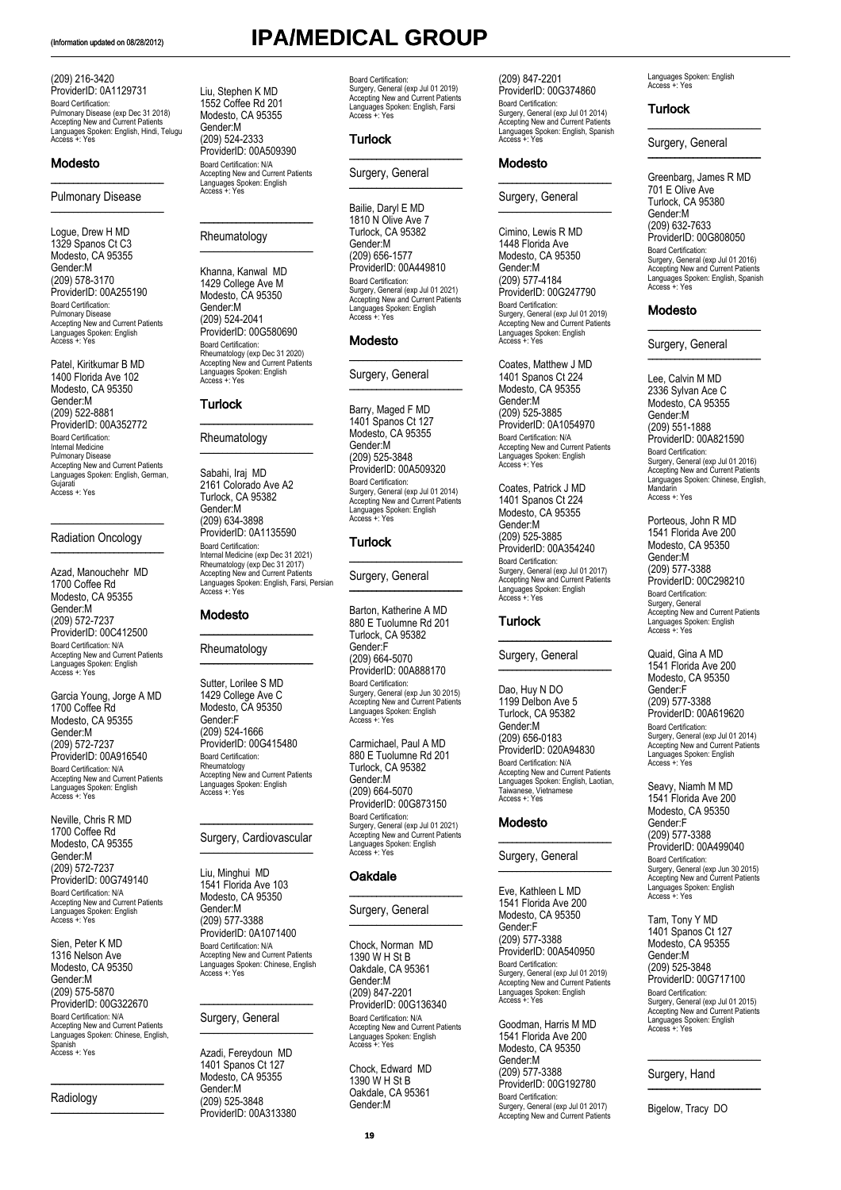(209) 216-3420
ProviderID: 0A1129731
Board Certification:
Pulmonary Disease (exp Dec 31 2018)
Accepting New and Current Patients
Languages Spoken: English, Hindi, Telugu
Access +: Yes

## Modesto

### Pulmonary Disease

Logue, Drew H MD
1329 Spanos Ct C3
Modesto, CA 95355
Gender:M
(209) 578-3170
ProviderID: 00A255190
Board Certification:
Pulmonary Disease
Accepting New and Current Patients
Languages Spoken: English
Access +: Yes

Patel, Kiritkumar B MD
1400 Florida Ave 102
Modesto, CA 95350
Gender:M
(209) 522-8881
ProviderID: 00A352772
Board Certification:
Internal Medicine
Pulmonary Disease
Accepting New and Current Patients
Languages Spoken: English, German, Gujarati
Access +: Yes

### Radiation Oncology

Azad, Manouchehr MD
1700 Coffee Rd
Modesto, CA 95355
Gender:M
(209) 572-7237
ProviderID: 00C412500
Board Certification: N/A
Accepting New and Current Patients
Languages Spoken: English
Access +: Yes

Garcia Young, Jorge A MD
1700 Coffee Rd
Modesto, CA 95355
Gender:M
(209) 572-7237
ProviderID: 00A916540
Board Certification: N/A
Accepting New and Current Patients
Languages Spoken: English
Access +: Yes

Neville, Chris R MD
1700 Coffee Rd
Modesto, CA 95355
Gender:M
(209) 572-7237
ProviderID: 00G749140
Board Certification: N/A
Accepting New and Current Patients
Languages Spoken: English
Access +: Yes

Sien, Peter K MD
1316 Nelson Ave
Modesto, CA 95350
Gender:M
(209) 575-5870
ProviderID: 00G322670
Board Certification: N/A
Accepting New and Current Patients
Languages Spoken: Chinese, English, Spanish
Access +: Yes

### Radiology

Liu, Stephen K MD
1552 Coffee Rd 201
Modesto, CA 95355
Gender:M
(209) 524-2333
ProviderID: 00A509390
Board Certification: N/A
Accepting New and Current Patients
Languages Spoken: English
Access +: Yes

### Rheumatology

Khanna, Kanwal MD
1429 College Ave M
Modesto, CA 95350
Gender:M
(209) 524-2041
ProviderID: 00G580690
Board Certification:
Rheumatology (exp Dec 31 2020)
Accepting New and Current Patients
Languages Spoken: English
Access +: Yes

## Turlock

### Rheumatology

Sabahi, Iraj MD
2161 Colorado Ave A2
Turlock, CA 95382
Gender:M
(209) 634-3898
ProviderID: 0A1135590
Board Certification:
Internal Medicine (exp Dec 31 2021)
Rheumatology (exp Dec 31 2017)
Accepting New and Current Patients
Languages Spoken: English, Farsi, Persian
Access +: Yes

## Modesto

### Rheumatology

Sutter, Lorilee S MD
1429 College Ave C
Modesto, CA 95350
Gender:F
(209) 524-1666
ProviderID: 00G415480
Board Certification:
Rheumatology
Accepting New and Current Patients
Languages Spoken: English
Access +: Yes

### Surgery, Cardiovascular

Liu, Minghui MD
1541 Florida Ave 103
Modesto, CA 95350
Gender:M
(209) 577-3388
ProviderID: 0A1071400
Board Certification: N/A
Accepting New and Current Patients
Languages Spoken: Chinese, English
Access +: Yes

### Surgery, General

Azadi, Fereydoun MD
1401 Spanos Ct 127
Modesto, CA 95355
Gender:M
(209) 525-3848
ProviderID: 00A313380
Board Certification:
Surgery, General (exp Jul 01 2019)
Accepting New and Current Patients
Languages Spoken: English, Farsi
Access +: Yes

## Turlock

### Surgery, General

Bailie, Daryl E MD
1810 N Olive Ave 7
Turlock, CA 95382
Gender:M
(209) 656-1577
ProviderID: 00A449810
Board Certification:
Surgery, General (exp Jul 01 2021)
Accepting New and Current Patients
Languages Spoken: English
Access +: Yes

## Modesto

### Surgery, General

Barry, Maged F MD
1401 Spanos Ct 127
Modesto, CA 95355
Gender:M
(209) 525-3848
ProviderID: 00A509320
Board Certification:
Surgery, General (exp Jul 01 2014)
Accepting New and Current Patients
Languages Spoken: English
Access +: Yes

## Turlock

### Surgery, General

Barton, Katherine A MD
880 E Tuolumne Rd 201
Turlock, CA 95382
Gender:F
(209) 664-5070
ProviderID: 00A888170
Board Certification:
Surgery, General (exp Jun 30 2015)
Accepting New and Current Patients
Languages Spoken: English
Access +: Yes

Carmichael, Paul A MD
880 E Tuolumne Rd 201
Turlock, CA 95382
Gender:M
(209) 664-5070
ProviderID: 00G873150
Board Certification:
Surgery, General (exp Jul 01 2021)
Accepting New and Current Patients
Languages Spoken: English
Access +: Yes

## Oakdale

### Surgery, General

Chock, Norman MD
1390 W H St B
Oakdale, CA 95361
Gender:M
(209) 847-2201
ProviderID: 00G136340
Board Certification: N/A
Accepting New and Current Patients
Languages Spoken: English
Access +: Yes

Chock, Edward MD
1390 W H St B
Oakdale, CA 95361
Gender:M
(209) 847-2201
ProviderID: 00G374860
Board Certification:
Surgery, General (exp Jul 01 2014)
Accepting New and Current Patients
Languages Spoken: English, Spanish
Access +: Yes

## Modesto

### Surgery, General

Cimino, Lewis R MD
1448 Florida Ave
Modesto, CA 95350
Gender:M
(209) 577-4184
ProviderID: 00G247790
Board Certification:
Surgery, General (exp Jul 01 2019)
Accepting New and Current Patients
Languages Spoken: English
Access +: Yes

Coates, Matthew J MD
1401 Spanos Ct 224
Modesto, CA 95355
Gender:M
(209) 525-3885
ProviderID: 0A1054970
Board Certification: N/A
Accepting New and Current Patients
Languages Spoken: English
Access +: Yes

Coates, Patrick J MD
1401 Spanos Ct 224
Modesto, CA 95355
Gender:M
(209) 525-3885
ProviderID: 00A354240
Board Certification:
Surgery, General (exp Jul 01 2017)
Accepting New and Current Patients
Languages Spoken: English
Access +: Yes

## Turlock

### Surgery, General

Dao, Huy N DO
1199 Delbon Ave 5
Turlock, CA 95382
Gender:M
(209) 656-0183
ProviderID: 020A94830
Board Certification: N/A
Accepting New and Current Patients
Languages Spoken: English, Laotian, Taiwanese, Vietnamese
Access +: Yes

## Modesto

### Surgery, General

Eve, Kathleen L MD
1541 Florida Ave 200
Modesto, CA 95350
Gender:F
(209) 577-3388
ProviderID: 00A540950
Board Certification:
Surgery, General (exp Jul 01 2019)
Accepting New and Current Patients
Languages Spoken: English
Access +: Yes

Goodman, Harris M MD
1541 Florida Ave 200
Modesto, CA 95350
Gender:M
(209) 577-3388
ProviderID: 00G192780
Board Certification:
Surgery, General (exp Jul 01 2017)
Accepting New and Current Patients
Languages Spoken: English
Access +: Yes

## Turlock

### Surgery, General

Greenbarg, James R MD
701 E Olive Ave
Turlock, CA 95380
Gender:M
(209) 632-7633
ProviderID: 00G808050
Board Certification:
Surgery, General (exp Jul 01 2016)
Accepting New and Current Patients
Languages Spoken: English, Spanish
Access +: Yes

## Modesto

### Surgery, General

Lee, Calvin M MD
2336 Sylvan Ace C
Modesto, CA 95355
Gender:M
(209) 551-1888
ProviderID: 00A821590
Board Certification:
Surgery, General (exp Jul 01 2016)
Accepting New and Current Patients
Languages Spoken: Chinese, English, Mandarin
Access +: Yes

Porteous, John R MD
1541 Florida Ave 200
Modesto, CA 95350
Gender:M
(209) 577-3388
ProviderID: 00C298210
Board Certification:
Surgery, General
Accepting New and Current Patients
Languages Spoken: English
Access +: Yes

Quaid, Gina A MD
1541 Florida Ave 200
Modesto, CA 95350
Gender:F
(209) 577-3388
ProviderID: 00A619620
Board Certification:
Surgery, General (exp Jul 01 2014)
Accepting New and Current Patients
Languages Spoken: English
Access +: Yes

Seavy, Niamh M MD
1541 Florida Ave 200
Modesto, CA 95350
Gender:F
(209) 577-3388
ProviderID: 00A499040
Board Certification:
Surgery, General (exp Jun 30 2015)
Accepting New and Current Patients
Languages Spoken: English
Access +: Yes

Tam, Tony Y MD
1401 Spanos Ct 127
Modesto, CA 95355
Gender:M
(209) 525-3848
ProviderID: 00G717100
Board Certification:
Surgery, General (exp Jul 01 2015)
Accepting New and Current Patients
Languages Spoken: English
Access +: Yes

### Surgery, Hand

Bigelow, Tracy DO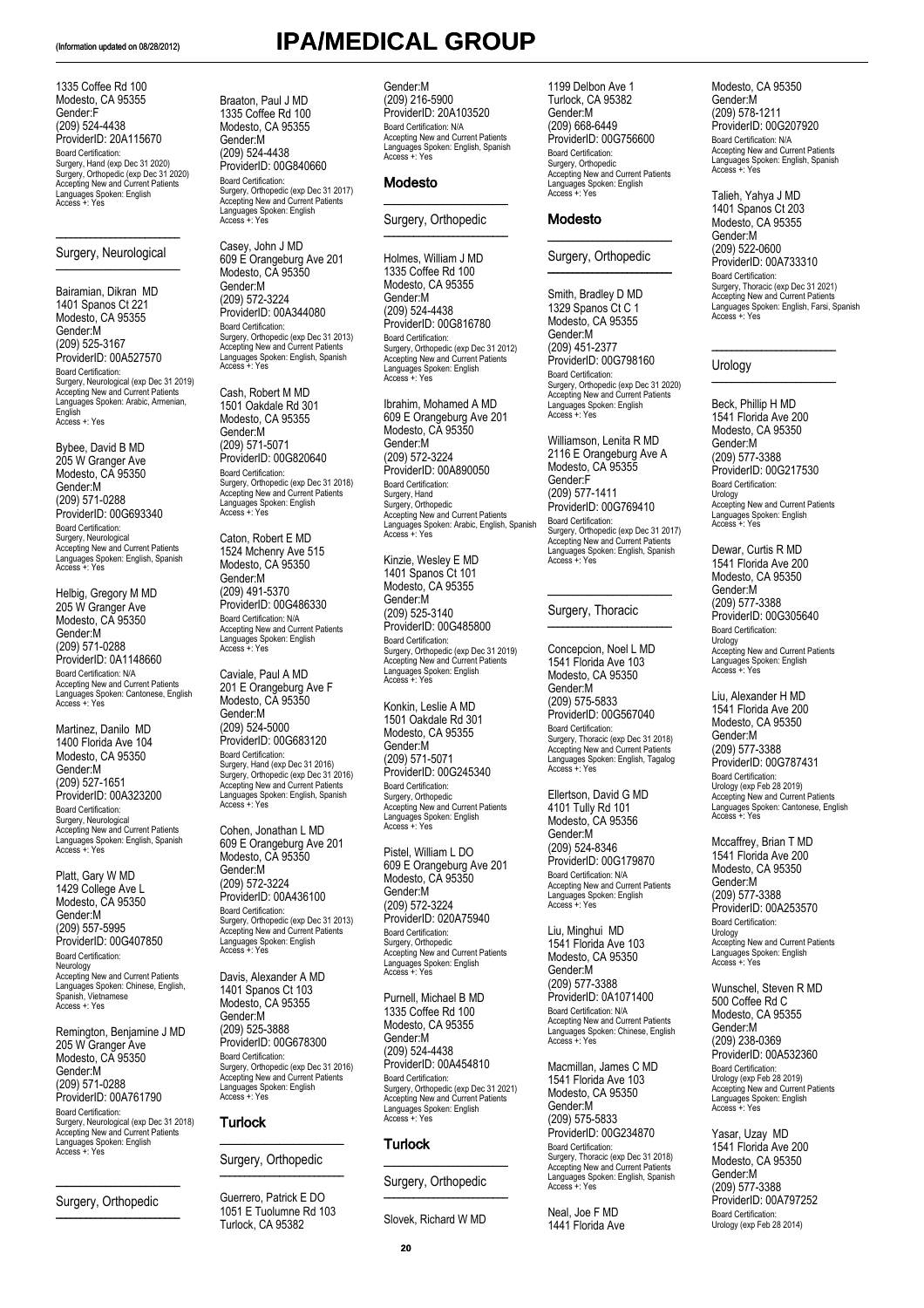(Information updated on 08/28/2012)

# IPA/MEDICAL GROUP

1335 Coffee Rd 100
Modesto, CA 95355
Gender:F
(209) 524-4438
ProviderID: 20A115670
Board Certification:
Surgery, Hand (exp Dec 31 2020)
Surgery, Orthopedic (exp Dec 31 2020)
Accepting New and Current Patients
Languages Spoken: English
Access +: Yes

## Surgery, Neurological

Bairamian, Dikran MD
1401 Spanos Ct 221
Modesto, CA 95355
Gender:M
(209) 525-3167
ProviderID: 00A527570
Board Certification:
Surgery, Neurological (exp Dec 31 2019)
Accepting New and Current Patients
Languages Spoken: Arabic, Armenian, English
Access +: Yes

Bybee, David B MD
205 W Granger Ave
Modesto, CA 95350
Gender:M
(209) 571-0288
ProviderID: 00G693340
Board Certification:
Surgery, Neurological
Accepting New and Current Patients
Languages Spoken: English, Spanish
Access +: Yes

Helbig, Gregory M MD
205 W Granger Ave
Modesto, CA 95350
Gender:M
(209) 571-0288
ProviderID: 0A1148660
Board Certification: N/A
Accepting New and Current Patients
Languages Spoken: Cantonese, English
Access +: Yes

Martinez, Danilo MD
1400 Florida Ave 104
Modesto, CA 95350
Gender:M
(209) 527-1651
ProviderID: 00A323200
Board Certification:
Surgery, Neurological
Accepting New and Current Patients
Languages Spoken: English, Spanish
Access +: Yes

Platt, Gary W MD
1429 College Ave L
Modesto, CA 95350
Gender:M
(209) 557-5995
ProviderID: 00G407850
Board Certification:
Neurology
Accepting New and Current Patients
Languages Spoken: Chinese, English, Spanish, Vietnamese
Access +: Yes

Remington, Benjamine J MD
205 W Granger Ave
Modesto, CA 95350
Gender:M
(209) 571-0288
ProviderID: 00A761790
Board Certification:
Surgery, Neurological (exp Dec 31 2018)
Accepting New and Current Patients
Languages Spoken: English
Access +: Yes

## Surgery, Orthopedic

Braaton, Paul J MD
1335 Coffee Rd 100
Modesto, CA 95355
Gender:M
(209) 524-4438
ProviderID: 00G840660
Board Certification:
Surgery, Orthopedic (exp Dec 31 2017)
Accepting New and Current Patients
Languages Spoken: English
Access +: Yes

Casey, John J MD
609 E Orangeburg Ave 201
Modesto, CA 95350
Gender:M
(209) 572-3224
ProviderID: 00A344080
Board Certification:
Surgery, Orthopedic (exp Dec 31 2013)
Accepting New and Current Patients
Languages Spoken: English, Spanish
Access +: Yes

Cash, Robert M MD
1501 Oakdale Rd 301
Modesto, CA 95355
Gender:M
(209) 571-5071
ProviderID: 00G820640
Board Certification:
Surgery, Orthopedic (exp Dec 31 2018)
Accepting New and Current Patients
Languages Spoken: English
Access +: Yes

Caton, Robert E MD
1524 Mchenry Ave 515
Modesto, CA 95350
Gender:M
(209) 491-5370
ProviderID: 00G486330
Board Certification: N/A
Accepting New and Current Patients
Languages Spoken: English
Access +: Yes

Caviale, Paul A MD
201 E Orangeburg Ave F
Modesto, CA 95350
Gender:M
(209) 524-5000
ProviderID: 00G683120
Board Certification:
Surgery, Hand (exp Dec 31 2016)
Surgery, Orthopedic (exp Dec 31 2016)
Accepting New and Current Patients
Languages Spoken: English, Spanish
Access +: Yes

Cohen, Jonathan L MD
609 E Orangeburg Ave 201
Modesto, CA 95350
Gender:M
(209) 572-3224
ProviderID: 00A436100
Board Certification:
Surgery, Orthopedic (exp Dec 31 2013)
Accepting New and Current Patients
Languages Spoken: English
Access +: Yes

Davis, Alexander A MD
1401 Spanos Ct 103
Modesto, CA 95355
Gender:M
(209) 525-3888
ProviderID: 00G678300
Board Certification:
Surgery, Orthopedic (exp Dec 31 2016)
Accepting New and Current Patients
Languages Spoken: English
Access +: Yes

### Turlock

## Surgery, Orthopedic

Guerrero, Patrick E DO
1051 E Tuolumne Rd 103
Turlock, CA 95382
Gender:M
(209) 216-5900
ProviderID: 20A103520
Board Certification: N/A
Accepting New and Current Patients
Languages Spoken: English, Spanish
Access +: Yes

### Modesto

## Surgery, Orthopedic

Holmes, William J MD
1335 Coffee Rd 100
Modesto, CA 95355
Gender:M
(209) 524-4438
ProviderID: 00G816780
Board Certification:
Surgery, Orthopedic (exp Dec 31 2012)
Accepting New and Current Patients
Languages Spoken: English
Access +: Yes

Ibrahim, Mohamed A MD
609 E Orangeburg Ave 201
Modesto, CA 95350
Gender:M
(209) 572-3224
ProviderID: 00A890050
Board Certification:
Surgery, Hand
Surgery, Orthopedic
Accepting New and Current Patients
Languages Spoken: Arabic, English, Spanish
Access +: Yes

Kinzie, Wesley E MD
1401 Spanos Ct 101
Modesto, CA 95355
Gender:M
(209) 525-3140
ProviderID: 00G485800
Board Certification:
Surgery, Orthopedic (exp Dec 31 2019)
Accepting New and Current Patients
Languages Spoken: English
Access +: Yes

Konkin, Leslie A MD
1501 Oakdale Rd 301
Modesto, CA 95355
Gender:M
(209) 571-5071
ProviderID: 00G245340
Board Certification:
Surgery, Orthopedic
Accepting New and Current Patients
Languages Spoken: English
Access +: Yes

Pistel, William L DO
609 E Orangeburg Ave 201
Modesto, CA 95350
Gender:M
(209) 572-3224
ProviderID: 020A75940
Board Certification:
Surgery, Orthopedic
Accepting New and Current Patients
Languages Spoken: English
Access +: Yes

Purnell, Michael B MD
1335 Coffee Rd 100
Modesto, CA 95355
Gender:M
(209) 524-4438
ProviderID: 00A454810
Board Certification:
Surgery, Orthopedic (exp Dec 31 2021)
Accepting New and Current Patients
Languages Spoken: English
Access +: Yes

### Turlock

## Surgery, Orthopedic

Slovek, Richard W MD
1199 Delbon Ave 1
Turlock, CA 95382
Gender:M
(209) 668-6449
ProviderID: 00G756600
Board Certification:
Surgery, Orthopedic
Accepting New and Current Patients
Languages Spoken: English
Access +: Yes

### Modesto

## Surgery, Orthopedic

Smith, Bradley D MD
1329 Spanos Ct C 1
Modesto, CA 95355
Gender:M
(209) 451-2377
ProviderID: 00G798160
Board Certification:
Surgery, Orthopedic (exp Dec 31 2020)
Accepting New and Current Patients
Languages Spoken: English
Access +: Yes

Williamson, Lenita R MD
2116 E Orangeburg Ave A
Modesto, CA 95355
Gender:F
(209) 577-1411
ProviderID: 00G769410
Board Certification:
Surgery, Orthopedic (exp Dec 31 2017)
Accepting New and Current Patients
Languages Spoken: English, Spanish
Access +: Yes

## Surgery, Thoracic

Concepcion, Noel L MD
1541 Florida Ave 103
Modesto, CA 95350
Gender:M
(209) 575-5833
ProviderID: 00G567040
Board Certification:
Surgery, Thoracic (exp Dec 31 2018)
Accepting New and Current Patients
Languages Spoken: English, Tagalog
Access +: Yes

Ellertson, David G MD
4101 Tully Rd 101
Modesto, CA 95356
Gender:M
(209) 524-8346
ProviderID: 00G179870
Board Certification: N/A
Accepting New and Current Patients
Languages Spoken: English
Access +: Yes

Liu, Minghui MD
1541 Florida Ave 103
Modesto, CA 95350
Gender:M
(209) 577-3388
ProviderID: 0A1071400
Board Certification: N/A
Accepting New and Current Patients
Languages Spoken: Chinese, English
Access +: Yes

Macmillan, James C MD
1541 Florida Ave 103
Modesto, CA 95350
Gender:M
(209) 575-5833
ProviderID: 00G234870
Board Certification:
Surgery, Thoracic (exp Dec 31 2018)
Accepting New and Current Patients
Languages Spoken: English, Spanish
Access +: Yes

Neal, Joe F MD
1441 Florida Ave
Modesto, CA 95350
Gender:M
(209) 578-1211
ProviderID: 00G207920
Board Certification: N/A
Accepting New and Current Patients
Languages Spoken: English, Spanish
Access +: Yes

Talieh, Yahya J MD
1401 Spanos Ct 203
Modesto, CA 95355
Gender:M
(209) 522-0600
ProviderID: 00A733310
Board Certification:
Surgery, Thoracic (exp Dec 31 2021)
Accepting New and Current Patients
Languages Spoken: English, Farsi, Spanish
Access +: Yes

## Urology

Beck, Phillip H MD
1541 Florida Ave 200
Modesto, CA 95350
Gender:M
(209) 577-3388
ProviderID: 00G217530
Board Certification:
Urology
Accepting New and Current Patients
Languages Spoken: English
Access +: Yes

Dewar, Curtis R MD
1541 Florida Ave 200
Modesto, CA 95350
Gender:M
(209) 577-3388
ProviderID: 00G305640
Board Certification:
Urology
Accepting New and Current Patients
Languages Spoken: English
Access +: Yes

Liu, Alexander H MD
1541 Florida Ave 200
Modesto, CA 95350
Gender:M
(209) 577-3388
ProviderID: 00G787431
Board Certification:
Urology (exp Feb 28 2019)
Accepting New and Current Patients
Languages Spoken: Cantonese, English
Access +: Yes

Mccaffrey, Brian T MD
1541 Florida Ave 200
Modesto, CA 95350
Gender:M
(209) 577-3388
ProviderID: 00A253570
Board Certification:
Urology
Accepting New and Current Patients
Languages Spoken: English
Access +: Yes

Wunschel, Steven R MD
500 Coffee Rd C
Modesto, CA 95355
Gender:M
(209) 238-0369
ProviderID: 00A532360
Board Certification:
Urology (exp Feb 28 2019)
Accepting New and Current Patients
Languages Spoken: English
Access +: Yes

Yasar, Uzay MD
1541 Florida Ave 200
Modesto, CA 95350
Gender:M
(209) 577-3388
ProviderID: 00A797252
Board Certification:
Urology (exp Feb 28 2014)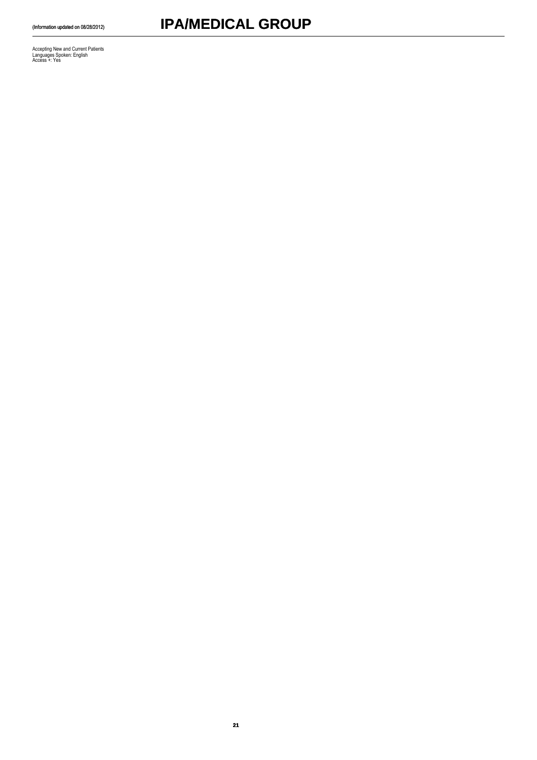Accepting New and Current Patients
Languages Spoken: English
Access +: Yes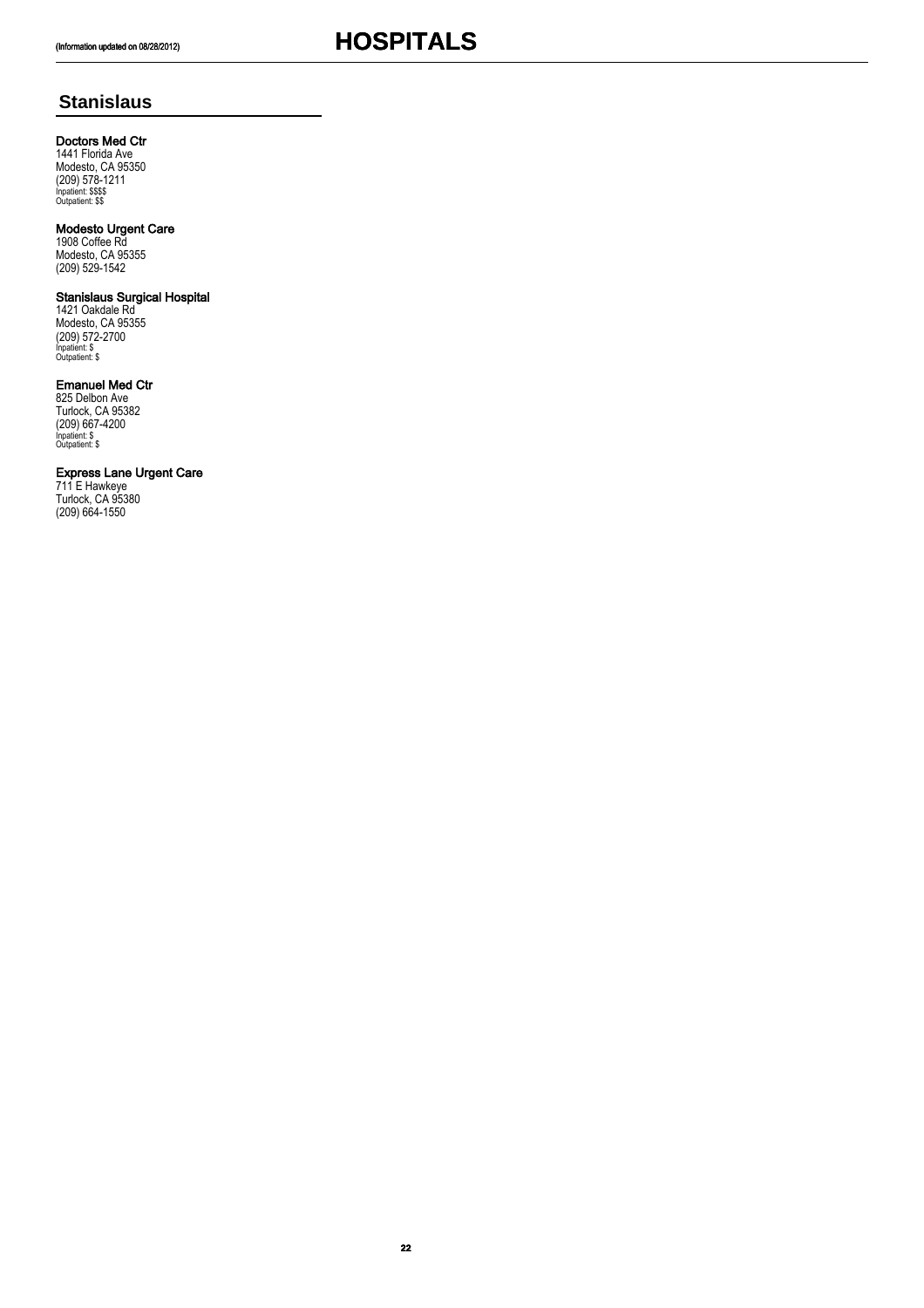(Information updated on 08/28/2012)

# HOSPITALS

## Stanislaus

**Doctors Med Ctr**
1441 Florida Ave
Modesto, CA 95350
(209) 578-1211
Inpatient: $$$$
Outpatient: $$

**Modesto Urgent Care**
1908 Coffee Rd
Modesto, CA 95355
(209) 529-1542

**Stanislaus Surgical Hospital**
1421 Oakdale Rd
Modesto, CA 95355
(209) 572-2700
Inpatient: $
Outpatient: $

**Emanuel Med Ctr**
825 Delbon Ave
Turlock, CA 95382
(209) 667-4200
Inpatient: $
Outpatient: $

**Express Lane Urgent Care**
711 E Hawkeye
Turlock, CA 95380
(209) 664-1550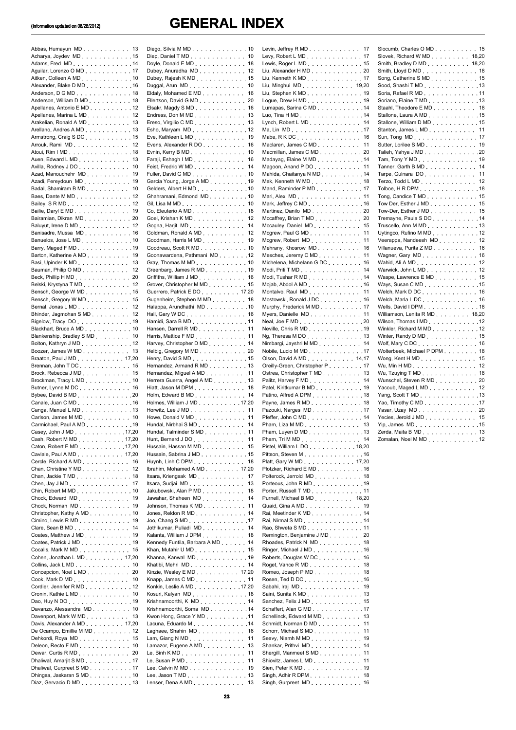(Information updated on 08/28/2012)

# GENERAL INDEX

Abbas, Humayun MD . . . . . . . . . . . 13
Acharya, Joydev MD . . . . . . . . . . . 15
Adams, Fred MD . . . . . . . . . . . . . 14
Aguilar, Lorenzo O MD . . . . . . . . . . 17
Aitken, Colleen A MD . . . . . . . . . . . 19
Alexander, Blake D MD . . . . . . . . . . 16
Anderson, D G MD . . . . . . . . . . . . 18
Anderson, William D MD . . . . . . . . . 18
Apellanes, Antonio E MD . . . . . . . . . 12
Apellanes, Marina L MD . . . . . . . . . 12
Arakelian, Ronald A MD . . . . . . . . . 13
Arellano, Andres A MD . . . . . . . . . . 13
Armstrong, Craig S DC . . . . . . . . . . 15
Arrouk, Rami MD . . . . . . . . . . . . 12
Atoui, Rim I MD . . . . . . . . . . . . . 18
Auen, Edward L MD . . . . . . . . . . . 13
Avilla, Rodney J DO . . . . . . . . . . . 10
Azad, Manouchehr MD . . . . . . . . . . 19
Azadi, Fereydoun MD . . . . . . . . . . 19
Badal, Shamiram B MD . . . . . . . . . 10
Baes, Dante M MD . . . . . . . . . . . . 12
Bailey, S R MD . . . . . . . . . . . . . . 12
Bailie, Daryl E MD . . . . . . . . . . . . 19
Bairamian, Dikran MD . . . . . . . . . . 20
Baluyut, Irene D MD . . . . . . . . . . . 12
Banisadre, Mussa MD . . . . . . . . . . 16
Banuelos, Jose L MD . . . . . . . . . . . 10
Barry, Maged F MD . . . . . . . . . . . . 19
Barton, Katherine A MD . . . . . . . . . 10
Basi, Upinder K MD . . . . . . . . . . . 13
Bauman, Philip O MD . . . . . . . . . . 12
Beck, Phillip H MD . . . . . . . . . . . . 20
Belski, Krystyna T MD . . . . . . . . . . 12
Bensch, George W MD . . . . . . . . . . 15
Bensch, Gregory W MD . . . . . . . . . 15
Bernal, Jonas L MD . . . . . . . . . . . 12
Bhinder, Jagmohan S MD . . . . . . . . 12
Bigelow, Tracy DO . . . . . . . . . . . . 19
Blackhart, Bruce A MD . . . . . . . . . . 10
Blankenship, Bradley S MD . . . . . . . 10
Bolton, Kathryn J MD . . . . . . . . . . . 12
Boozer, James W MD . . . . . . . . . . 13
Braaton, Paul J MD . . . . . . . . . . 17,20
Brennan, John T DC . . . . . . . . . . . 15
Brock, Rebecca J MD . . . . . . . . . . 15
Brockman, Tracy L MD . . . . . . . . . . 10
Butner, Lynne M DC . . . . . . . . . . . 16
Bybee, David B MD . . . . . . . . . . . . 20
Canale, Juan C MD . . . . . . . . . . . . 16
Canga, Manuel L MD . . . . . . . . . . . 13
Carlson, James M MD . . . . . . . . . . 10
Carmichael, Paul A MD . . . . . . . . . . 19
Casey, John J MD . . . . . . . . . . . 17,20
Cash, Robert M MD . . . . . . . . . . 17,20
Caton, Robert E MD . . . . . . . . . . 17,20
Caviale, Paul A MD . . . . . . . . . . 17,20
Cercle, Richard A MD . . . . . . . . . . 16
Chan, Christine Y MD . . . . . . . . . . 12
Chan, Jackie T MD . . . . . . . . . . . . 18
Chen, Jay J MD . . . . . . . . . . . . . 17
Chin, Robert M MD . . . . . . . . . . . . 10
Chock, Edward MD . . . . . . . . . . . . 19
Chock, Norman MD . . . . . . . . . . . . 19
Christopher, Kathy A MD . . . . . . . . . 10
Cimino, Lewis R MD . . . . . . . . . . . 19
Clare, Sean B MD . . . . . . . . . . . . 14
Coates, Matthew J MD . . . . . . . . . . 19
Coates, Patrick J MD . . . . . . . . . . . 19
Cocalis, Mark M MD . . . . . . . . . . . 15
Cohen, Jonathan L MD . . . . . . . . 17,20
Collins, Jack L MD . . . . . . . . . . . . 10
Concepcion, Noel L MD . . . . . . . . . 20
Cook, Mark D MD . . . . . . . . . . . . 10
Cordier, Jennifer R MD . . . . . . . . . . 12
Cronin, Kathie L MD . . . . . . . . . . . 10
Dao, Huy N DO . . . . . . . . . . . . . . 19
Davanzo, Alessandra MD . . . . . . . . 10
Davenport, Mark W MD . . . . . . . . . 13
Davis, Alexander A MD . . . . . . . . 17,20
De Ocampo, Emillie M MD . . . . . . . . 12
Dehkordi, Roya MD . . . . . . . . . . . 15
Deleon, Recto F MD . . . . . . . . . . . 10
Dewar, Curtis R MD . . . . . . . . . . . 20
Dhaliwal, Amarjit S MD . . . . . . . . . . 17
Dhaliwal, Gurpreet S MD . . . . . . . . . 17
Dhingsa, Jaskaran S MD . . . . . . . . . 10
Diaz, Gervacio D MD . . . . . . . . . . . 13
Diego, Silvia M MD . . . . . . . . . . . . 10
Diep, Daniel T MD . . . . . . . . . . . . 10
Doyle, Donald E MD . . . . . . . . . . . 18
Dubey, Anuradha MD . . . . . . . . . . 12
Dubey, Rajesh K MD . . . . . . . . . . . 15
Duggal, Arun MD . . . . . . . . . . . . . 10
Eldaly, Mohamed E MD . . . . . . . . . 16
Ellertson, David G MD . . . . . . . . . . 20
Elsakr, Magdy S MD . . . . . . . . . . . 16
Endress, Don M MD . . . . . . . . . . . 13
Ereso, Virgilio C MD . . . . . . . . . . . 13
Esho, Maryam MD . . . . . . . . . . . . 12
Eve, Kathleen L MD . . . . . . . . . . . 19
Evens, Alexander R DO . . . . . . . . . 16
Evnin, Kerry B MD . . . . . . . . . . . . 10
Faraji, Eshagh I MD . . . . . . . . . . . 16
Feist, Fredric W MD . . . . . . . . . . . 14
Fuller, David G MD . . . . . . . . . . . . 10
Garcia Young, Jorge A MD . . . . . . . . 19
Gelders, Albert H MD . . . . . . . . . . . 10
Ghahramani, Edmond MD . . . . . . . . 10
Gil, Lisa M MD . . . . . . . . . . . . . . 10
Go, Eleuterio A MD . . . . . . . . . . . . 18
Goel, Krishan K MD . . . . . . . . . . . 12
Gogna, Harjit MD . . . . . . . . . . . . . 14
Goldman, Ronald A MD . . . . . . . . . 12
Goodman, Harris M MD . . . . . . . . . 19
Goodreau, Scott R MD . . . . . . . . . . 10
Goonawardena, Pathmani MD . . . . . . 12
Gray, Thomas M MD . . . . . . . . . . . 10
Greenbarg, James R MD . . . . . . . . . 19
Griffiths, William J MD . . . . . . . . . . 16
Grover, Christopher M MD . . . . . . . . 15
Guerrero, Patrick E DO . . . . . . . . 17,20
Gugenheim, Stephen M MD . . . . . . . 18
Halappa, Arundhathi MD . . . . . . . . . 10
Hall, Gary W DC . . . . . . . . . . . . . 16
Hamidi, Sara B MD . . . . . . . . . . . . 11
Hansen, Darrell R MD . . . . . . . . . . 11
Harris, Mattice F MD . . . . . . . . . . . 11
Harvey, Christopher D MD . . . . . . . . 14
Helbig, Gregory M MD . . . . . . . . . . 20
Henry, David S MD . . . . . . . . . . . . 15
Hernandez, Armand R MD . . . . . . . . 13
Hernandez, Miguel A MD . . . . . . . . . 11
Herrera Guerra, Angel A MD . . . . . . . 13
Hiatt, Jason M DPM . . . . . . . . . . . 18
Holm, Edward B MD . . . . . . . . . . . 14
Holmes, William J MD . . . . . . . . . 17,20
Horwitz, Lee J MD . . . . . . . . . . . . 11
Howe, Donald V MD . . . . . . . . . . . 11
Hundal, Nirbhai S MD . . . . . . . . . . 14
Hundal, Talminder S MD . . . . . . . . . 11
Hunt, Bernard J DO . . . . . . . . . . . 11
Hussain, Hassan M MD . . . . . . . . . 15
Hussain, Sabrina J MD . . . . . . . . . . 15
Huynh, Linh C DPM . . . . . . . . . . . 18
Ibrahim, Mohamed A MD . . . . . . . 17,20
Itsara, Kriengsak MD . . . . . . . . . . 17
Itsara, Sudjai MD . . . . . . . . . . . . 13
Jakubowski, Alan P MD . . . . . . . . . 18
Jawahar, Shaheen MD . . . . . . . . . . 14
Johnson, Thomas K MD . . . . . . . . . 11
Jones, Reldon R MD . . . . . . . . . . . 14
Joo, Chang S MD . . . . . . . . . . . . . 17
Jothikumar, Puliadi MD . . . . . . . . . 14
Kalanta, William J DPM . . . . . . . . . 18
Kennedy Funtila, Barbara A MD . . . . . 14
Khan, Mutahir U MD . . . . . . . . . . . 15
Khanna, Kanwal MD . . . . . . . . . . . 19
Khatibi, Mehri MD . . . . . . . . . . . . 14
Kinzie, Wesley E MD . . . . . . . . . 17,20
Knapp, James C MD . . . . . . . . . . . 11
Konkin, Leslie A MD . . . . . . . . . 17,20
Kosuri, Kalyan MD . . . . . . . . . . . . 18
Krishnamoorthi, K MD . . . . . . . . . . 14
Krishnamoorthi, Soma MD . . . . . . . . 14
Kwon Hong, Grace Y MD . . . . . . . . . 11
Lacuna, Eduardo M . . . . . . . . . . . . 14
Laghaee, Shahin MD . . . . . . . . . . . 16
Lam, Giang N MD . . . . . . . . . . . . 11
Lamazor, Eugene A MD . . . . . . . . . 13
Le, Binh K MD . . . . . . . . . . . . . . 11
Le, Susan P MD . . . . . . . . . . . . . 11
Lee, Calvin M MD . . . . . . . . . . . . 19
Lee, Jason T MD . . . . . . . . . . . . . 13
Lenser, Dena A MD . . . . . . . . . . . . 13
Levin, Jeffrey R MD . . . . . . . . . . . 17
Levy, Robert L MD . . . . . . . . . . . . 17
Lewis, Roger L MD . . . . . . . . . . . . 15
Liu, Alexander H MD . . . . . . . . . . . 20
Liu, Kenneth K MD . . . . . . . . . . . . 17
Liu, Minghui MD . . . . . . . . . . . 19,20
Liu, Stephen K MD . . . . . . . . . . . . 19
Logue, Drew H MD . . . . . . . . . . . . 19
Lumapas, Sarina C MD . . . . . . . . . . 14
Luo, Tina H MD . . . . . . . . . . . . . . 14
Lynch, Robert L MD . . . . . . . . . . . 14
Ma, Lin MD . . . . . . . . . . . . . . . . 17
Mabe, R K DC . . . . . . . . . . . . . . 16
Maclaren, James C MD . . . . . . . . . 11
Macmillan, James C MD . . . . . . . . . 20
Madayag, Elaine M MD . . . . . . . . . . 14
Magoon, Anand P DO . . . . . . . . . . 11
Mahida, Chaitanya N MD . . . . . . . . . 14
Mak, Kenneth W MD . . . . . . . . . . . 18
Mand, Raminder P MD . . . . . . . . . . 17
Mari, Alex MD . . . . . . . . . . . . . . 11
Mark, Jeffrey C MD . . . . . . . . . . . . 16
Martinez, Danilo MD . . . . . . . . . . . 20
Mccaffrey, Brian T MD . . . . . . . . . . 20
Mccauley, Daniel MD . . . . . . . . . . . 15
Mcgrew, Paul G MD . . . . . . . . . . . 11
Mcgrew, Robert MD . . . . . . . . . . . 11
Mehrany, Khosrow MD . . . . . . . . . . 16
Mesches, Jeremy C MD . . . . . . . . . 11
Michelena, Michelann G DC . . . . . . . 16
Modi, Priti T MD . . . . . . . . . . . . . 14
Modi, Tushar R MD . . . . . . . . . . . . 14
Mojab, Abdol A MD . . . . . . . . . . . . 16
Montalvo, Raul MD . . . . . . . . . . . . 11
Mostowski, Ronald J DC . . . . . . . . . 16
Murphy, Frederick M MD . . . . . . . . . 17
Myers, Danielle MD . . . . . . . . . . . 11
Neal, Joe F MD . . . . . . . . . . . . . . 20
Neville, Chris R MD . . . . . . . . . . . . 19
Ng, Theresa M DO . . . . . . . . . . . . 13
Nimbargi, Jayshri M MD . . . . . . . . . 14
Nobile, Lucio M MD . . . . . . . . . . . . 17
Olson, David A MD . . . . . . . . . . 14,17
Oreilly-Green, Christopher P . . . . . . . 17
Ostrea, Christopher T MD . . . . . . . . 13
Palitz, Harvey F MD . . . . . . . . . . . 14
Patel, Kiritkumar B MD . . . . . . . . . . 19
Patino, Alfred A DPM . . . . . . . . . . . 18
Payne, James R MD . . . . . . . . . . . 18
Pazouki, Narges MD . . . . . . . . . . . 17
Pfeffer, John C MD . . . . . . . . . . . . 14
Pham, Liza M MD . . . . . . . . . . . . 13
Pham, Luyen D MD . . . . . . . . . . . . 13
Pham, Tri M MD . . . . . . . . . . . . . 14
Pistel, William L DO . . . . . . . . . . 18,20
Pittson, Steven M . . . . . . . . . . . . . 16
Platt, Gary W MD . . . . . . . . . . . 17,20
Plotzker, Richard E MD . . . . . . . . . . 16
Polterock, Jerrold MD . . . . . . . . . . 18
Porteous, John R MD . . . . . . . . . . . 19
Porter, Russell T MD . . . . . . . . . . . 11
Purnell, Michael B MD . . . . . . . . . 18,20
Quaid, Gina A MD . . . . . . . . . . . . 19
Rai, Meetinder K MD . . . . . . . . . . . 14
Rai, Nirmal S MD . . . . . . . . . . . . . 14
Rao, Shweta S MD . . . . . . . . . . . . 11
Remington, Benjamine J MD . . . . . . . 20
Rhoades, Patrick N MD . . . . . . . . . 18
Ringer, Michael J MD . . . . . . . . . . . 16
Roberts, Douglas W DC . . . . . . . . . 16
Roget, Vance R MD . . . . . . . . . . . 18
Romeo, Joseph P MD . . . . . . . . . . 18
Rosen, Ted D DC . . . . . . . . . . . . . 16
Sabahi, Iraj MD . . . . . . . . . . . . . 19
Saini, Sunita K MD . . . . . . . . . . . . 13
Sanchez, Felix J MD . . . . . . . . . . . 15
Schaffert, Alan G MD . . . . . . . . . . . 17
Schellinck, Edward M MD . . . . . . . . 13
Schmidt, Norman D MD . . . . . . . . . 11
Schorr, Michael S MD . . . . . . . . . . 11
Seavy, Niamh M MD . . . . . . . . . . . 19
Shankar, Prithvi MD . . . . . . . . . . . 14
Shergill, Manmeet S MD . . . . . . . . . 11
Shiovitz, James L MD . . . . . . . . . . 11
Sien, Peter K MD . . . . . . . . . . . . . 19
Singh, Adhir R DPM . . . . . . . . . . . 18
Singh, Gurpreet MD . . . . . . . . . . . 16
Slocumb, Charles O MD . . . . . . . . . 15
Slovek, Richard W MD . . . . . . . . 18,20
Smith, Bradley D MD . . . . . . . . . 18,20
Smith, Lloyd D MD . . . . . . . . . . . . 18
Song, Catherine S MD . . . . . . . . . . 15
Sood, Shashi T MD . . . . . . . . . . . . 13
Soria, Rafael R MD . . . . . . . . . . . . 11
Soriano, Elaine T MD . . . . . . . . . . . 13
Staahl, Theodore E MD . . . . . . . . . 18
Stallone, Laura A MD . . . . . . . . . . . 15
Stallone, William D MD . . . . . . . . . . 15
Stanton, James L MD . . . . . . . . . . 11
Sun, Tong MD . . . . . . . . . . . . . . 17
Sutter, Lorilee S MD . . . . . . . . . . . 19
Talieh, Yahya J MD . . . . . . . . . . . . 20
Tam, Tony Y MD . . . . . . . . . . . . . 19
Tanner, Garth B MD . . . . . . . . . . . 14
Tarpe, Gulnara DO . . . . . . . . . . . . 11
Terzo, Todd L MD . . . . . . . . . . . . 12
Tolboe, H R DPM . . . . . . . . . . . . . 18
Tong, Candice T MD . . . . . . . . . . . 15
Tow Der, Esther J MD . . . . . . . . . . 15
Tow-Der, Esther J MD . . . . . . . . . . 15
Tremayne, Paula S DO . . . . . . . . . . 14
Truscello, Ann M MD . . . . . . . . . . . 13
Uytingco, Rufino M MD . . . . . . . . . . 12
Veerappa, Nandeesh MD . . . . . . . . 12
Villanueva, Purita Z MD . . . . . . . . . 16
Wagner, Gary MD . . . . . . . . . . . . 16
Wahid, Ali A MD . . . . . . . . . . . . . 12
Warwick, John L MD . . . . . . . . . . . 12
Waspe, Lawrence E MD . . . . . . . . . 15
Ways, Susan C MD . . . . . . . . . . . . 15
Welch, Mark D DC . . . . . . . . . . . . 16
Welch, Marla L DC . . . . . . . . . . . . 16
Wells, David I DPM . . . . . . . . . . . . 18
Williamson, Lenita R MD . . . . . . . 18,20
Wilson, Thomas I MD . . . . . . . . . . . 12
Winkler, Richard M MD . . . . . . . . . . 12
Winter, Randy D MD . . . . . . . . . . . 15
Wolf, Mary C DC . . . . . . . . . . . . . 16
Wolterbeek, Michael P DPM . . . . . . . 18
Wong, Kent H MD . . . . . . . . . . . . 15
Wu, Min H MD . . . . . . . . . . . . . . 12
Wu, Tzuying T MD . . . . . . . . . . . . 18
Wunschel, Steven R MD . . . . . . . . . 20
Yacoub, Maged L MD . . . . . . . . . . 12
Yang, Scott T MD . . . . . . . . . . . . . 13
Yao, Timothy C MD . . . . . . . . . . . . 17
Yasar, Uzay MD . . . . . . . . . . . . . 20
Yecies, Jerold J MD . . . . . . . . . . . 15
Yip, James MD . . . . . . . . . . . . . . 15
Zerda, Maita B MD . . . . . . . . . . . . 13
Zomalan, Noel M MD . . . . . . . . . . . 12